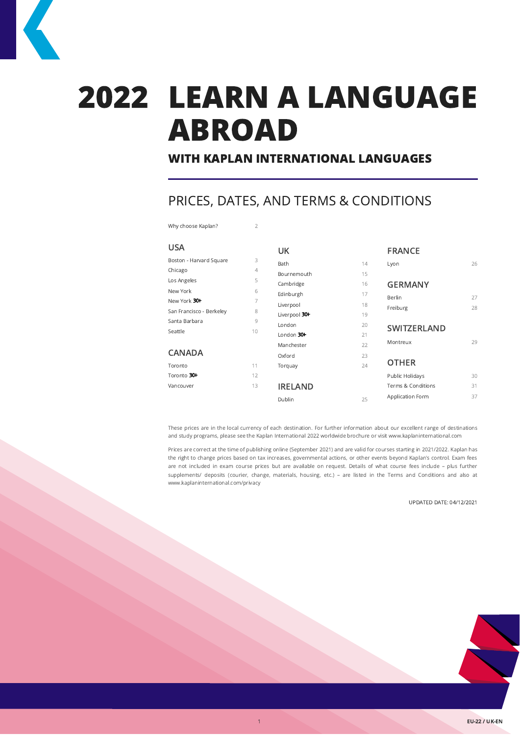# 2022 LEARN A LANGUAGE ABROAD

## WITH KAPLAN INTERNATIONAL LANGUAGES

## PRICES, DATES, AND TERMS & CONDITIONS

| | |
|---|---|
| Why choose Kaplan? | 2 |

### USA

| | |
|---|---|
| Boston - Harvard Square | 3 |
| Chicago | 4 |
| Los Angeles | 5 |
| New York | 6 |
| New York **30+** | 7 |
| San Francisco - Berkeley | 8 |
| Santa Barbara | 9 |
| Seattle | 10 |

### CANADA

| | |
|---|---|
| Toronto | 11 |
| Toronto **30+** | 12 |
| Vancouver | 13 |

### UK

| | |
|---|---|
| Bath | 14 |
| Bournemouth | 15 |
| Cambridge | 16 |
| Edinburgh | 17 |
| Liverpool | 18 |
| Liverpool **30+** | 19 |
| London | 20 |
| London **30+** | 21 |
| Manchester | 22 |
| Oxford | 23 |
| Torquay | 24 |

### IRELAND

| | |
|---|---|
| Dublin | 25 |

### FRANCE

| | |
|---|---|
| Lyon | 26 |

### GERMANY

| | |
|---|---|
| Berlin | 27 |
| Freiburg | 28 |

### SWITZERLAND

| | |
|---|---|
| Montreux | 29 |

### OTHER

| | |
|---|---|
| Public Holidays | 30 |
| Terms & Conditions | 31 |
| Application Form | 37 |

These prices are in the local currency of each destination. For further information about our excellent range of destinations and study programs, please see the Kaplan International 2022 worldwide brochure or visit www.kaplaninternational.com

Prices are correct at the time of publishing online (September 2021) and are valid for courses starting in 2021/2022. Kaplan has the right to change prices based on tax increases, governmental actions, or other events beyond Kaplan's control. Exam fees are not included in exam course prices but are available on request. Details of what course fees include – plus further supplements/ deposits (courier, change, materials, housing, etc.) – are listed in the Terms and Conditions and also at www.kaplaninternational.com/privacy

UPDATED DATE: 04/12/2021

EU-22 / UK-EN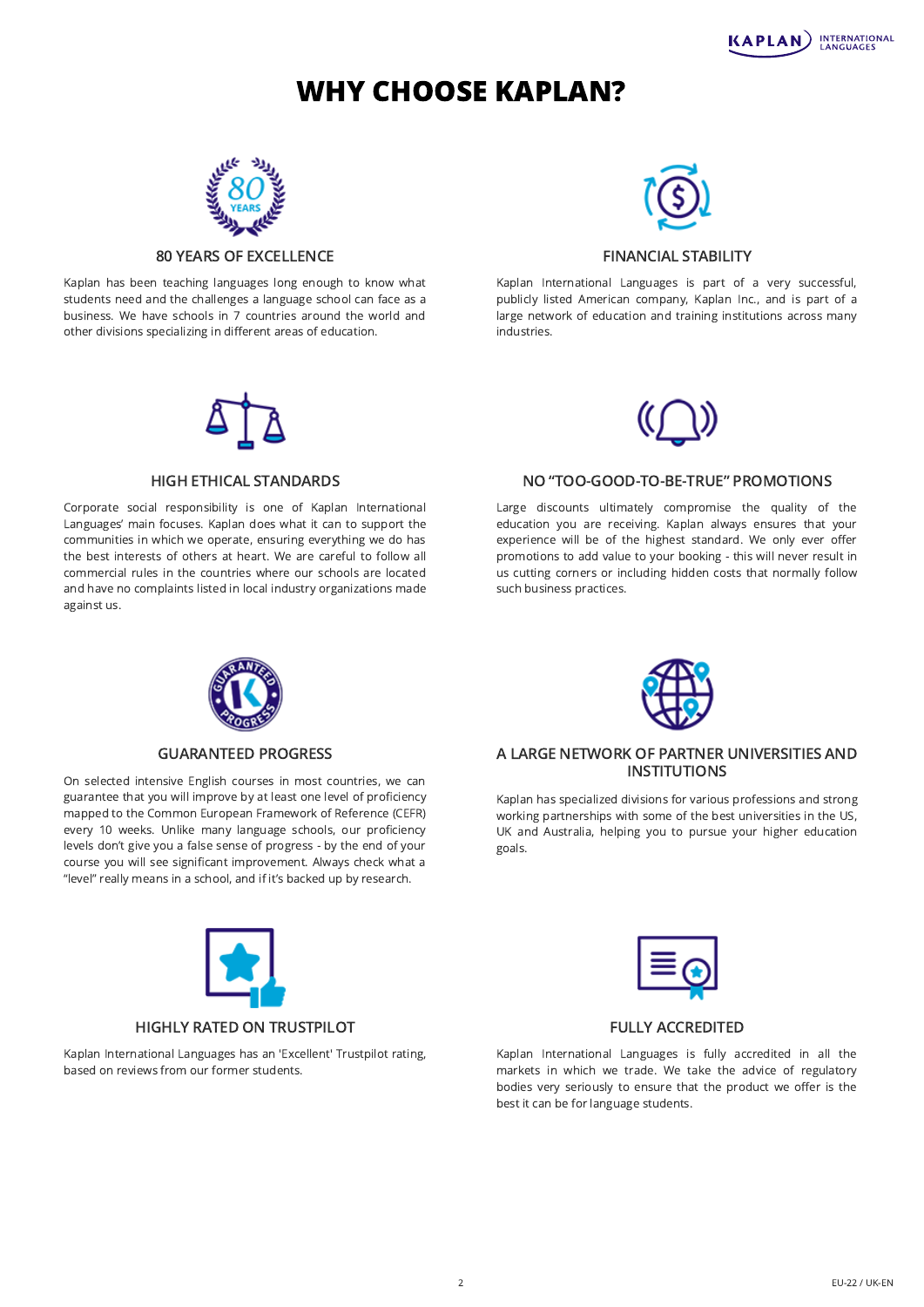# WHY CHOOSE KAPLAN?

### 80 YEARS OF EXCELLENCE

Kaplan has been teaching languages long enough to know what students need and the challenges a language school can face as a business. We have schools in 7 countries around the world and other divisions specializing in different areas of education.

### FINANCIAL STABILITY

Kaplan International Languages is part of a very successful, publicly listed American company, Kaplan Inc., and is part of a large network of education and training institutions across many industries.

### HIGH ETHICAL STANDARDS

Corporate social responsibility is one of Kaplan International Languages' main focuses. Kaplan does what it can to support the communities in which we operate, ensuring everything we do has the best interests of others at heart. We are careful to follow all commercial rules in the countries where our schools are located and have no complaints listed in local industry organizations made against us.

### NO "TOO-GOOD-TO-BE-TRUE" PROMOTIONS

Large discounts ultimately compromise the quality of the education you are receiving. Kaplan always ensures that your experience will be of the highest standard. We only ever offer promotions to add value to your booking - this will never result in us cutting corners or including hidden costs that normally follow such business practices.

### GUARANTEED PROGRESS

On selected intensive English courses in most countries, we can guarantee that you will improve by at least one level of proficiency mapped to the Common European Framework of Reference (CEFR) every 10 weeks. Unlike many language schools, our proficiency levels don't give you a false sense of progress - by the end of your course you will see significant improvement. Always check what a "level" really means in a school, and if it's backed up by research.

### A LARGE NETWORK OF PARTNER UNIVERSITIES AND INSTITUTIONS

Kaplan has specialized divisions for various professions and strong working partnerships with some of the best universities in the US, UK and Australia, helping you to pursue your higher education goals.

### HIGHLY RATED ON TRUSTPILOT

Kaplan International Languages has an 'Excellent' Trustpilot rating, based on reviews from our former students.

### FULLY ACCREDITED

Kaplan International Languages is fully accredited in all the markets in which we trade. We take the advice of regulatory bodies very seriously to ensure that the product we offer is the best it can be for language students.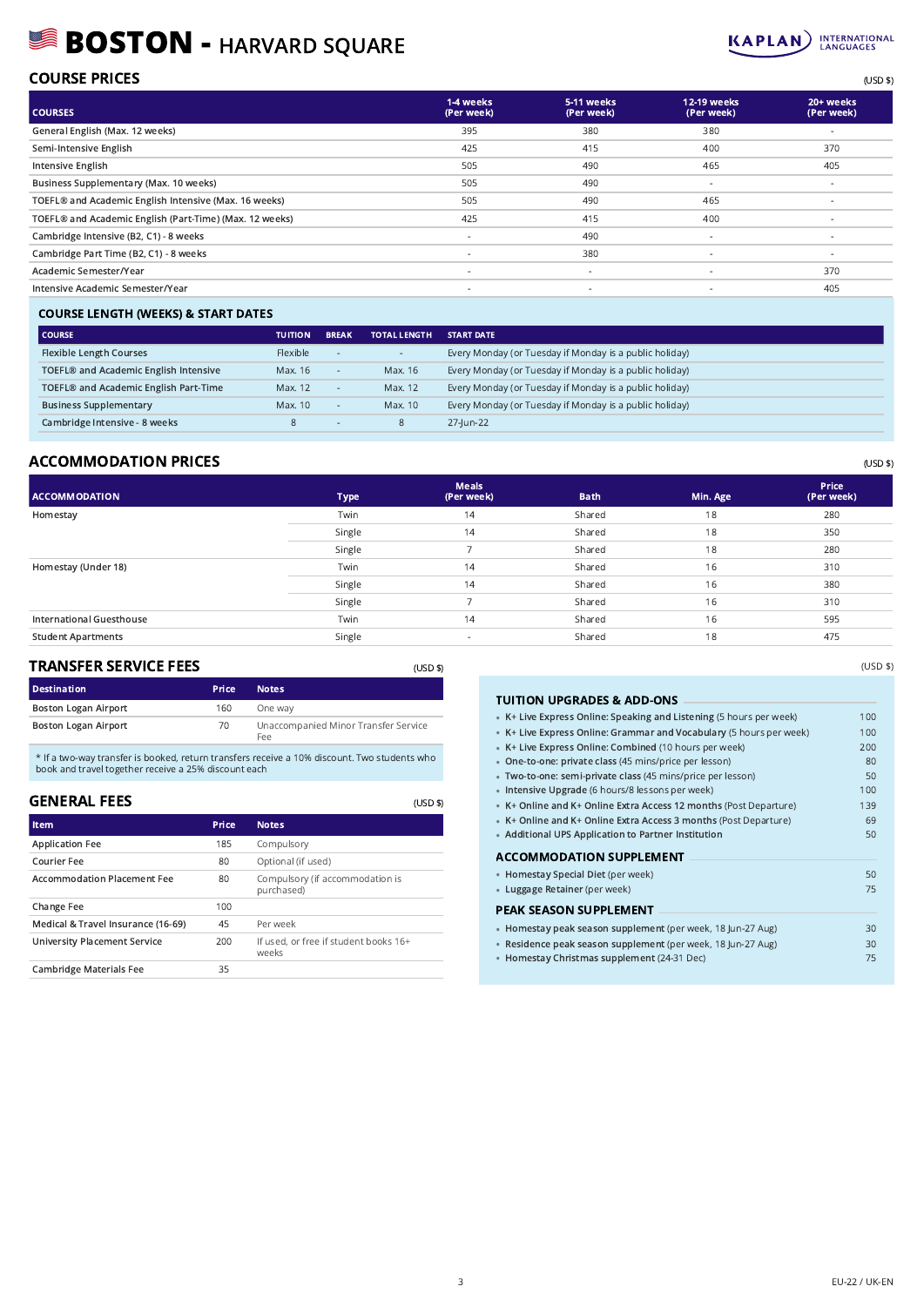# BOSTON - HARVARD SQUARE

## COURSE PRICES

(USD $)

| COURSES | 1-4 weeks (Per week) | 5-11 weeks (Per week) | 12-19 weeks (Per week) | 20+ weeks (Per week) |
|---|---|---|---|---|
| General English (Max. 12 weeks) | 395 | 380 | 380 | - |
| Semi-Intensive English | 425 | 415 | 400 | 370 |
| Intensive English | 505 | 490 | 465 | 405 |
| Business Supplementary (Max. 10 weeks) | 505 | 490 | - | - |
| TOEFL® and Academic English Intensive (Max. 16 weeks) | 505 | 490 | 465 | - |
| TOEFL® and Academic English (Part-Time) (Max. 12 weeks) | 425 | 415 | 400 | - |
| Cambridge Intensive (B2, C1) - 8 weeks | - | 490 | - | - |
| Cambridge Part Time (B2, C1) - 8 weeks | - | 380 | - | - |
| Academic Semester/Year | - | - | - | 370 |
| Intensive Academic Semester/Year | - | - | - | 405 |

### COURSE LENGTH (WEEKS) & START DATES

| COURSE | TUITION | BREAK | TOTAL LENGTH | START DATE |
|---|---|---|---|---|
| Flexible Length Courses | Flexible | - | - | Every Monday (or Tuesday if Monday is a public holiday) |
| TOEFL® and Academic English Intensive | Max. 16 | - | Max. 16 | Every Monday (or Tuesday if Monday is a public holiday) |
| TOEFL® and Academic English Part-Time | Max. 12 | - | Max. 12 | Every Monday (or Tuesday if Monday is a public holiday) |
| Business Supplementary | Max. 10 | - | Max. 10 | Every Monday (or Tuesday if Monday is a public holiday) |
| Cambridge Intensive - 8 weeks | 8 | - | 8 | 27-Jun-22 |

## ACCOMMODATION PRICES

(USD $)

| ACCOMMODATION | Type | Meals (Per week) | Bath | Min. Age | Price (Per week) |
|---|---|---|---|---|---|
| Homestay | Twin | 14 | Shared | 18 | 280 |
| | Single | 14 | Shared | 18 | 350 |
| | Single | 7 | Shared | 18 | 280 |
| Homestay (Under 18) | Twin | 14 | Shared | 16 | 310 |
| | Single | 14 | Shared | 16 | 380 |
| | Single | 7 | Shared | 16 | 310 |
| International Guesthouse | Twin | 14 | Shared | 16 | 595 |
| Student Apartments | Single | - | Shared | 18 | 475 |

## TRANSFER SERVICE FEES

(USD $)

| Destination | Price | Notes |
|---|---|---|
| Boston Logan Airport | 160 | One way |
| Boston Logan Airport | 70 | Unaccompanied Minor Transfer Service Fee |

* If a two-way transfer is booked, return transfers receive a 10% discount. Two students who book and travel together receive a 25% discount each

## GENERAL FEES

(USD $)

| Item | Price | Notes |
|---|---|---|
| Application Fee | 185 | Compulsory |
| Courier Fee | 80 | Optional (if used) |
| Accommodation Placement Fee | 80 | Compulsory (if accommodation is purchased) |
| Change Fee | 100 | |
| Medical & Travel Insurance (16-69) | 45 | Per week |
| University Placement Service | 200 | If used, or free if student books 16+ weeks |
| Cambridge Materials Fee | 35 | |

(USD $)

### TUITION UPGRADES & ADD-ONS

| | |
|---|---|
| **K+ Live Express Online: Speaking and Listening** (5 hours per week) | 100 |
| **K+ Live Express Online: Grammar and Vocabulary** (5 hours per week) | 100 |
| **K+ Live Express Online: Combined** (10 hours per week) | 200 |
| **One-to-one: private class** (45 mins/price per lesson) | 80 |
| **Two-to-one: semi-private class** (45 mins/price per lesson) | 50 |
| **Intensive Upgrade** (6 hours/8 lessons per week) | 100 |
| **K+ Online and K+ Online Extra Access 12 months** (Post Departure) | 139 |
| **K+ Online and K+ Online Extra Access 3 months** (Post Departure) | 69 |
| **Additional UPS Application to Partner Institution** | 50 |

### ACCOMMODATION SUPPLEMENT

| | |
|---|---|
| **Homestay Special Diet** (per week) | 50 |
| **Luggage Retainer** (per week) | 75 |

### PEAK SEASON SUPPLEMENT

| | |
|---|---|
| **Homestay peak season supplement** (per week, 18 Jun-27 Aug) | 30 |
| **Residence peak season supplement** (per week, 18 Jun-27 Aug) | 30 |
| **Homestay Christmas supplement** (24-31 Dec) | 75 |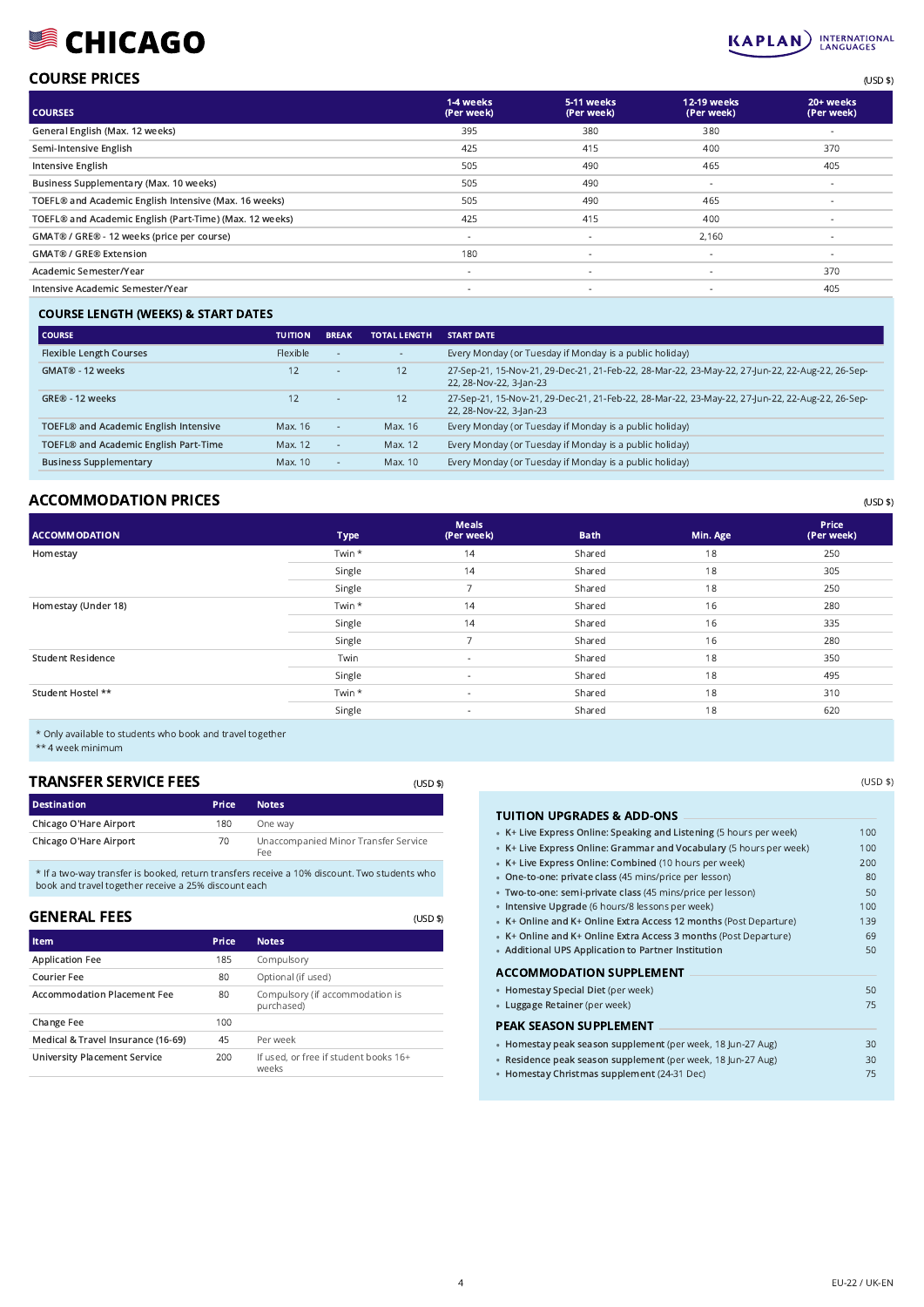# CHICAGO

## COURSE PRICES

(USD $)

| COURSES | 1-4 weeks (Per week) | 5-11 weeks (Per week) | 12-19 weeks (Per week) | 20+ weeks (Per week) |
|---|---|---|---|---|
| General English (Max. 12 weeks) | 395 | 380 | 380 | - |
| Semi-Intensive English | 425 | 415 | 400 | 370 |
| Intensive English | 505 | 490 | 465 | 405 |
| Business Supplementary (Max. 10 weeks) | 505 | 490 | - | - |
| TOEFL® and Academic English Intensive (Max. 16 weeks) | 505 | 490 | 465 | - |
| TOEFL® and Academic English (Part-Time) (Max. 12 weeks) | 425 | 415 | 400 | - |
| GMAT® / GRE® - 12 weeks (price per course) | - | - | 2,160 | - |
| GMAT® / GRE® Extension | 180 | - | - | - |
| Academic Semester/Year | - | - | - | 370 |
| Intensive Academic Semester/Year | - | - | - | 405 |

## COURSE LENGTH (WEEKS) & START DATES

| COURSE | TUITION | BREAK | TOTAL LENGTH | START DATE |
|---|---|---|---|---|
| Flexible Length Courses | Flexible | - | - | Every Monday (or Tuesday if Monday is a public holiday) |
| GMAT® - 12 weeks | 12 | - | 12 | 27-Sep-21, 15-Nov-21, 29-Dec-21, 21-Feb-22, 28-Mar-22, 23-May-22, 27-Jun-22, 22-Aug-22, 26-Sep-22, 28-Nov-22, 3-Jan-23 |
| GRE® - 12 weeks | 12 | - | 12 | 27-Sep-21, 15-Nov-21, 29-Dec-21, 21-Feb-22, 28-Mar-22, 23-May-22, 27-Jun-22, 22-Aug-22, 26-Sep-22, 28-Nov-22, 3-Jan-23 |
| TOEFL® and Academic English Intensive | Max. 16 | - | Max. 16 | Every Monday (or Tuesday if Monday is a public holiday) |
| TOEFL® and Academic English Part-Time | Max. 12 | - | Max. 12 | Every Monday (or Tuesday if Monday is a public holiday) |
| Business Supplementary | Max. 10 | - | Max. 10 | Every Monday (or Tuesday if Monday is a public holiday) |

## ACCOMMODATION PRICES

(USD $)

| ACCOMMODATION | Type | Meals (Per week) | Bath | Min. Age | Price (Per week) |
|---|---|---|---|---|---|
| Homestay | Twin * | 14 | Shared | 18 | 250 |
| | Single | 14 | Shared | 18 | 305 |
| | Single | 7 | Shared | 18 | 250 |
| Homestay (Under 18) | Twin * | 14 | Shared | 16 | 280 |
| | Single | 14 | Shared | 16 | 335 |
| | Single | 7 | Shared | 16 | 280 |
| Student Residence | Twin | - | Shared | 18 | 350 |
| | Single | - | Shared | 18 | 495 |
| Student Hostel ** | Twin * | - | Shared | 18 | 310 |
| | Single | - | Shared | 18 | 620 |

\* Only available to students who book and travel together
** 4 week minimum

## TRANSFER SERVICE FEES

(USD $)

| Destination | Price | Notes |
|---|---|---|
| Chicago O'Hare Airport | 180 | One way |
| Chicago O'Hare Airport | 70 | Unaccompanied Minor Transfer Service Fee |

\* If a two-way transfer is booked, return transfers receive a 10% discount. Two students who book and travel together receive a 25% discount each

## GENERAL FEES

(USD $)

| Item | Price | Notes |
|---|---|---|
| Application Fee | 185 | Compulsory |
| Courier Fee | 80 | Optional (if used) |
| Accommodation Placement Fee | 80 | Compulsory (if accommodation is purchased) |
| Change Fee | 100 | |
| Medical & Travel Insurance (16-69) | 45 | Per week |
| University Placement Service | 200 | If used, or free if student books 16+ weeks |

(USD $)

## TUITION UPGRADES & ADD-ONS

| Item | Price |
|---|---|
| K+ Live Express Online: Speaking and Listening (5 hours per week) | 100 |
| K+ Live Express Online: Grammar and Vocabulary (5 hours per week) | 100 |
| K+ Live Express Online: Combined (10 hours per week) | 200 |
| One-to-one: private class (45 mins/price per lesson) | 80 |
| Two-to-one: semi-private class (45 mins/price per lesson) | 50 |
| Intensive Upgrade (6 hours/8 lessons per week) | 100 |
| K+ Online and K+ Online Extra Access 12 months (Post Departure) | 139 |
| K+ Online and K+ Online Extra Access 3 months (Post Departure) | 69 |
| Additional UPS Application to Partner Institution | 50 |

## ACCOMMODATION SUPPLEMENT

| Item | Price |
|---|---|
| Homestay Special Diet (per week) | 50 |
| Luggage Retainer (per week) | 75 |

## PEAK SEASON SUPPLEMENT

| Item | Price |
|---|---|
| Homestay peak season supplement (per week, 18 Jun-27 Aug) | 30 |
| Residence peak season supplement (per week, 18 Jun-27 Aug) | 30 |
| Homestay Christmas supplement (24-31 Dec) | 75 |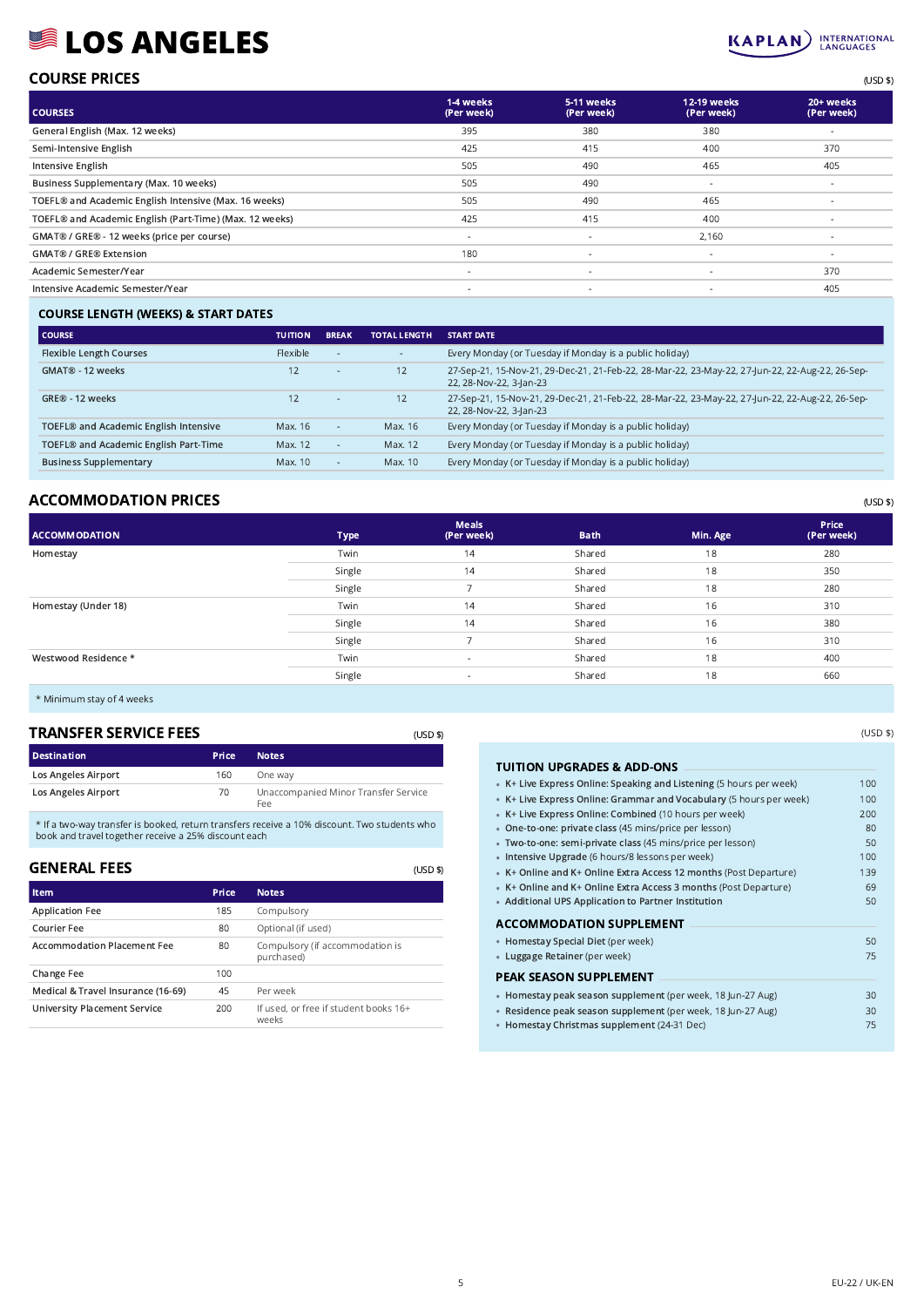# LOS ANGELES

## COURSE PRICES

(USD $)

| COURSES | 1-4 weeks (Per week) | 5-11 weeks (Per week) | 12-19 weeks (Per week) | 20+ weeks (Per week) |
|---|---|---|---|---|
| General English (Max. 12 weeks) | 395 | 380 | 380 | - |
| Semi-Intensive English | 425 | 415 | 400 | 370 |
| Intensive English | 505 | 490 | 465 | 405 |
| Business Supplementary (Max. 10 weeks) | 505 | 490 | - | - |
| TOEFL® and Academic English Intensive (Max. 16 weeks) | 505 | 490 | 465 | - |
| TOEFL® and Academic English (Part-Time) (Max. 12 weeks) | 425 | 415 | 400 | - |
| GMAT® / GRE® - 12 weeks (price per course) | - | - | 2,160 | - |
| GMAT® / GRE® Extension | 180 | - | - | - |
| Academic Semester/Year | - | - | - | 370 |
| Intensive Academic Semester/Year | - | - | - | 405 |

### COURSE LENGTH (WEEKS) & START DATES

| COURSE | TUITION | BREAK | TOTAL LENGTH | START DATE |
|---|---|---|---|---|
| Flexible Length Courses | Flexible | - | - | Every Monday (or Tuesday if Monday is a public holiday) |
| GMAT® - 12 weeks | 12 | - | 12 | 27-Sep-21, 15-Nov-21, 29-Dec-21, 21-Feb-22, 28-Mar-22, 23-May-22, 27-Jun-22, 22-Aug-22, 26-Sep-22, 28-Nov-22, 3-Jan-23 |
| GRE® - 12 weeks | 12 | - | 12 | 27-Sep-21, 15-Nov-21, 29-Dec-21, 21-Feb-22, 28-Mar-22, 23-May-22, 27-Jun-22, 22-Aug-22, 26-Sep-22, 28-Nov-22, 3-Jan-23 |
| TOEFL® and Academic English Intensive | Max. 16 | - | Max. 16 | Every Monday (or Tuesday if Monday is a public holiday) |
| TOEFL® and Academic English Part-Time | Max. 12 | - | Max. 12 | Every Monday (or Tuesday if Monday is a public holiday) |
| Business Supplementary | Max. 10 | - | Max. 10 | Every Monday (or Tuesday if Monday is a public holiday) |

## ACCOMMODATION PRICES

(USD $)

| ACCOMMODATION | Type | Meals (Per week) | Bath | Min. Age | Price (Per week) |
|---|---|---|---|---|---|
| Homestay | Twin | 14 | Shared | 18 | 280 |
| | Single | 14 | Shared | 18 | 350 |
| | Single | 7 | Shared | 18 | 280 |
| Homestay (Under 18) | Twin | 14 | Shared | 16 | 310 |
| | Single | 14 | Shared | 16 | 380 |
| | Single | 7 | Shared | 16 | 310 |
| Westwood Residence * | Twin | - | Shared | 18 | 400 |
| | Single | - | Shared | 18 | 660 |

* Minimum stay of 4 weeks

## TRANSFER SERVICE FEES

(USD $)

| Destination | Price | Notes |
|---|---|---|
| Los Angeles Airport | 160 | One way |
| Los Angeles Airport | 70 | Unaccompanied Minor Transfer Service Fee |

* If a two-way transfer is booked, return transfers receive a 10% discount. Two students who book and travel together receive a 25% discount each

## GENERAL FEES

(USD $)

| Item | Price | Notes |
|---|---|---|
| Application Fee | 185 | Compulsory |
| Courier Fee | 80 | Optional (if used) |
| Accommodation Placement Fee | 80 | Compulsory (if accommodation is purchased) |
| Change Fee | 100 | |
| Medical & Travel Insurance (16-69) | 45 | Per week |
| University Placement Service | 200 | If used, or free if student books 16+ weeks |

(USD $)

### TUITION UPGRADES & ADD-ONS

| | |
|---|---|
| K+ Live Express Online: Speaking and Listening (5 hours per week) | 100 |
| K+ Live Express Online: Grammar and Vocabulary (5 hours per week) | 100 |
| K+ Live Express Online: Combined (10 hours per week) | 200 |
| One-to-one: private class (45 mins/price per lesson) | 80 |
| Two-to-one: semi-private class (45 mins/price per lesson) | 50 |
| Intensive Upgrade (6 hours/8 lessons per week) | 100 |
| K+ Online and K+ Online Extra Access 12 months (Post Departure) | 139 |
| K+ Online and K+ Online Extra Access 3 months (Post Departure) | 69 |
| Additional UPS Application to Partner Institution | 50 |

### ACCOMMODATION SUPPLEMENT

| | |
|---|---|
| Homestay Special Diet (per week) | 50 |
| Luggage Retainer (per week) | 75 |

### PEAK SEASON SUPPLEMENT

| | |
|---|---|
| Homestay peak season supplement (per week, 18 Jun-27 Aug) | 30 |
| Residence peak season supplement (per week, 18 Jun-27 Aug) | 30 |
| Homestay Christmas supplement (24-31 Dec) | 75 |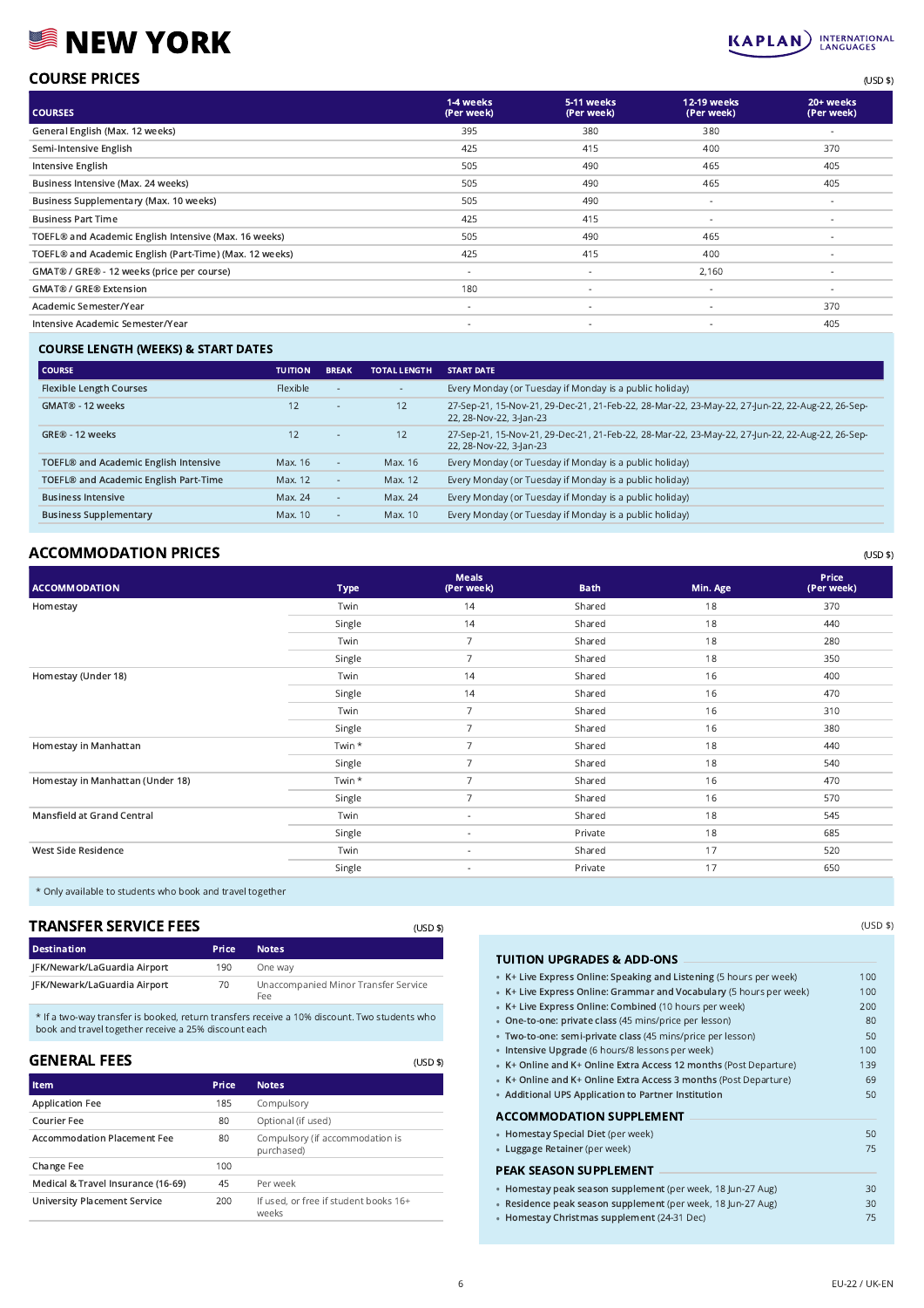# 🇺🇸 NEW YORK

KAPLAN INTERNATIONAL LANGUAGES

## COURSE PRICES

(USD $)

| COURSES | 1-4 weeks (Per week) | 5-11 weeks (Per week) | 12-19 weeks (Per week) | 20+ weeks (Per week) |
|---|---|---|---|---|
| General English (Max. 12 weeks) | 395 | 380 | 380 | - |
| Semi-Intensive English | 425 | 415 | 400 | 370 |
| Intensive English | 505 | 490 | 465 | 405 |
| Business Intensive (Max. 24 weeks) | 505 | 490 | 465 | 405 |
| Business Supplementary (Max. 10 weeks) | 505 | 490 | - | - |
| Business Part Time | 425 | 415 | - | - |
| TOEFL® and Academic English Intensive (Max. 16 weeks) | 505 | 490 | 465 | - |
| TOEFL® and Academic English (Part-Time) (Max. 12 weeks) | 425 | 415 | 400 | - |
| GMAT® / GRE® - 12 weeks (price per course) | - | - | 2,160 | - |
| GMAT® / GRE® Extension | 180 | - | - | - |
| Academic Semester/Year | - | - | - | 370 |
| Intensive Academic Semester/Year | - | - | - | 405 |

## COURSE LENGTH (WEEKS) & START DATES

| COURSE | TUITION | BREAK | TOTAL LENGTH | START DATE |
|---|---|---|---|---|
| Flexible Length Courses | Flexible | - | - | Every Monday (or Tuesday if Monday is a public holiday) |
| GMAT® - 12 weeks | 12 | - | 12 | 27-Sep-21, 15-Nov-21, 29-Dec-21, 21-Feb-22, 28-Mar-22, 23-May-22, 27-Jun-22, 22-Aug-22, 26-Sep-22, 28-Nov-22, 3-Jan-23 |
| GRE® - 12 weeks | 12 | - | 12 | 27-Sep-21, 15-Nov-21, 29-Dec-21, 21-Feb-22, 28-Mar-22, 23-May-22, 27-Jun-22, 22-Aug-22, 26-Sep-22, 28-Nov-22, 3-Jan-23 |
| TOEFL® and Academic English Intensive | Max. 16 | - | Max. 16 | Every Monday (or Tuesday if Monday is a public holiday) |
| TOEFL® and Academic English Part-Time | Max. 12 | - | Max. 12 | Every Monday (or Tuesday if Monday is a public holiday) |
| Business Intensive | Max. 24 | - | Max. 24 | Every Monday (or Tuesday if Monday is a public holiday) |
| Business Supplementary | Max. 10 | - | Max. 10 | Every Monday (or Tuesday if Monday is a public holiday) |

## ACCOMMODATION PRICES

(USD $)

| ACCOMMODATION | Type | Meals (Per week) | Bath | Min. Age | Price (Per week) |
|---|---|---|---|---|---|
| Homestay | Twin | 14 | Shared | 18 | 370 |
| | Single | 14 | Shared | 18 | 440 |
| | Twin | 7 | Shared | 18 | 280 |
| | Single | 7 | Shared | 18 | 350 |
| Homestay (Under 18) | Twin | 14 | Shared | 16 | 400 |
| | Single | 14 | Shared | 16 | 470 |
| | Twin | 7 | Shared | 16 | 310 |
| | Single | 7 | Shared | 16 | 380 |
| Homestay in Manhattan | Twin * | 7 | Shared | 18 | 440 |
| | Single | 7 | Shared | 18 | 540 |
| Homestay in Manhattan (Under 18) | Twin * | 7 | Shared | 16 | 470 |
| | Single | 7 | Shared | 16 | 570 |
| Mansfield at Grand Central | Twin | - | Shared | 18 | 545 |
| | Single | - | Private | 18 | 685 |
| West Side Residence | Twin | - | Shared | 17 | 520 |
| | Single | - | Private | 17 | 650 |

* Only available to students who book and travel together

## TRANSFER SERVICE FEES

(USD $)

| Destination | Price | Notes |
|---|---|---|
| JFK/Newark/LaGuardia Airport | 190 | One way |
| JFK/Newark/LaGuardia Airport | 70 | Unaccompanied Minor Transfer Service Fee |

* If a two-way transfer is booked, return transfers receive a 10% discount. Two students who book and travel together receive a 25% discount each

## GENERAL FEES

(USD $)

| Item | Price | Notes |
|---|---|---|
| Application Fee | 185 | Compulsory |
| Courier Fee | 80 | Optional (if used) |
| Accommodation Placement Fee | 80 | Compulsory (if accommodation is purchased) |
| Change Fee | 100 | |
| Medical & Travel Insurance (16-69) | 45 | Per week |
| University Placement Service | 200 | If used, or free if student books 16+ weeks |

(USD $)

## TUITION UPGRADES & ADD-ONS

| Item | Price |
|---|---|
| **K+ Live Express Online: Speaking and Listening** (5 hours per week) | 100 |
| **K+ Live Express Online: Grammar and Vocabulary** (5 hours per week) | 100 |
| **K+ Live Express Online: Combined** (10 hours per week) | 200 |
| **One-to-one: private class** (45 mins/price per lesson) | 80 |
| **Two-to-one: semi-private class** (45 mins/price per lesson) | 50 |
| **Intensive Upgrade** (6 hours/8 lessons per week) | 100 |
| **K+ Online and K+ Online Extra Access 12 months** (Post Departure) | 139 |
| **K+ Online and K+ Online Extra Access 3 months** (Post Departure) | 69 |
| **Additional UPS Application to Partner Institution** | 50 |

## ACCOMMODATION SUPPLEMENT

| Item | Price |
|---|---|
| **Homestay Special Diet** (per week) | 50 |
| **Luggage Retainer** (per week) | 75 |

## PEAK SEASON SUPPLEMENT

| Item | Price |
|---|---|
| **Homestay peak season supplement** (per week, 18 Jun-27 Aug) | 30 |
| **Residence peak season supplement** (per week, 18 Jun-27 Aug) | 30 |
| **Homestay Christmas supplement** (24-31 Dec) | 75 |

EU-22 / UK-EN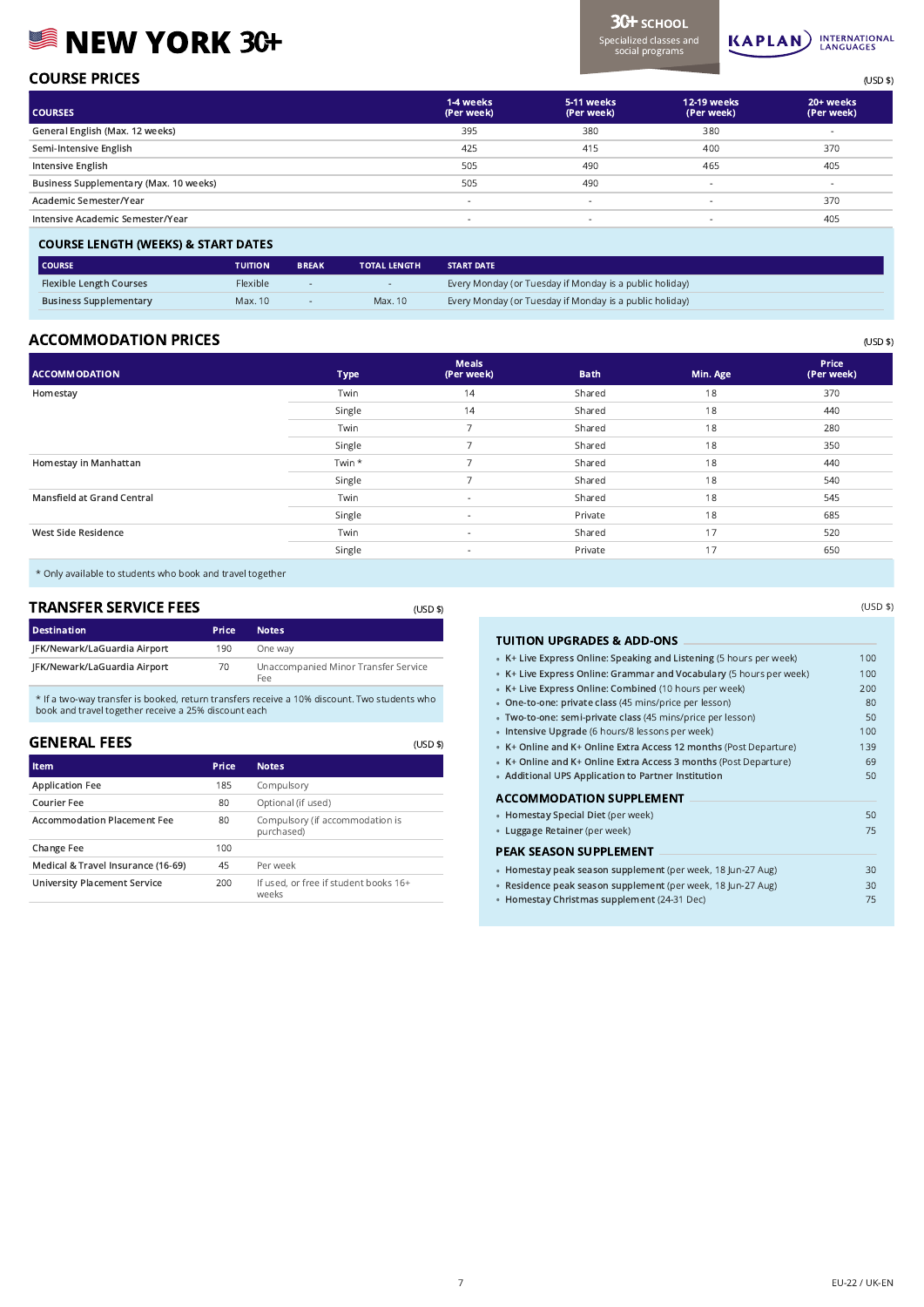# NEW YORK 30+

30+ SCHOOL
Specialized classes and social programs

KAPLAN INTERNATIONAL LANGUAGES

## COURSE PRICES

(USD $)

| COURSES | 1-4 weeks (Per week) | 5-11 weeks (Per week) | 12-19 weeks (Per week) | 20+ weeks (Per week) |
|---|---|---|---|---|
| General English (Max. 12 weeks) | 395 | 380 | 380 | - |
| Semi-Intensive English | 425 | 415 | 400 | 370 |
| Intensive English | 505 | 490 | 465 | 405 |
| Business Supplementary (Max. 10 weeks) | 505 | 490 | - | - |
| Academic Semester/Year | - | - | - | 370 |
| Intensive Academic Semester/Year | - | - | - | 405 |

### COURSE LENGTH (WEEKS) & START DATES

| COURSE | TUITION | BREAK | TOTAL LENGTH | START DATE |
|---|---|---|---|---|
| Flexible Length Courses | Flexible | - | - | Every Monday (or Tuesday if Monday is a public holiday) |
| Business Supplementary | Max. 10 | - | Max. 10 | Every Monday (or Tuesday if Monday is a public holiday) |

## ACCOMMODATION PRICES

(USD $)

| ACCOMMODATION | Type | Meals (Per week) | Bath | Min. Age | Price (Per week) |
|---|---|---|---|---|---|
| Homestay | Twin | 14 | Shared | 18 | 370 |
| | Single | 14 | Shared | 18 | 440 |
| | Twin | 7 | Shared | 18 | 280 |
| | Single | 7 | Shared | 18 | 350 |
| Homestay in Manhattan | Twin * | 7 | Shared | 18 | 440 |
| | Single | 7 | Shared | 18 | 540 |
| Mansfield at Grand Central | Twin | - | Shared | 18 | 545 |
| | Single | - | Private | 18 | 685 |
| West Side Residence | Twin | - | Shared | 17 | 520 |
| | Single | - | Private | 17 | 650 |

* Only available to students who book and travel together

## TRANSFER SERVICE FEES

(USD $)

| Destination | Price | Notes |
|---|---|---|
| JFK/Newark/LaGuardia Airport | 190 | One way |
| JFK/Newark/LaGuardia Airport | 70 | Unaccompanied Minor Transfer Service Fee |

* If a two-way transfer is booked, return transfers receive a 10% discount. Two students who book and travel together receive a 25% discount each

## GENERAL FEES

(USD $)

| Item | Price | Notes |
|---|---|---|
| Application Fee | 185 | Compulsory |
| Courier Fee | 80 | Optional (if used) |
| Accommodation Placement Fee | 80 | Compulsory (if accommodation is purchased) |
| Change Fee | 100 | |
| Medical & Travel Insurance (16-69) | 45 | Per week |
| University Placement Service | 200 | If used, or free if student books 16+ weeks |

(USD $)

### TUITION UPGRADES & ADD-ONS

| | |
|---|---|
| K+ Live Express Online: Speaking and Listening (5 hours per week) | 100 |
| K+ Live Express Online: Grammar and Vocabulary (5 hours per week) | 100 |
| K+ Live Express Online: Combined (10 hours per week) | 200 |
| One-to-one: private class (45 mins/price per lesson) | 80 |
| Two-to-one: semi-private class (45 mins/price per lesson) | 50 |
| Intensive Upgrade (6 hours/8 lessons per week) | 100 |
| K+ Online and K+ Online Extra Access 12 months (Post Departure) | 139 |
| K+ Online and K+ Online Extra Access 3 months (Post Departure) | 69 |
| Additional UPS Application to Partner Institution | 50 |

### ACCOMMODATION SUPPLEMENT

| | |
|---|---|
| Homestay Special Diet (per week) | 50 |
| Luggage Retainer (per week) | 75 |

### PEAK SEASON SUPPLEMENT

| | |
|---|---|
| Homestay peak season supplement (per week, 18 Jun-27 Aug) | 30 |
| Residence peak season supplement (per week, 18 Jun-27 Aug) | 30 |
| Homestay Christmas supplement (24-31 Dec) | 75 |

EU-22 / UK-EN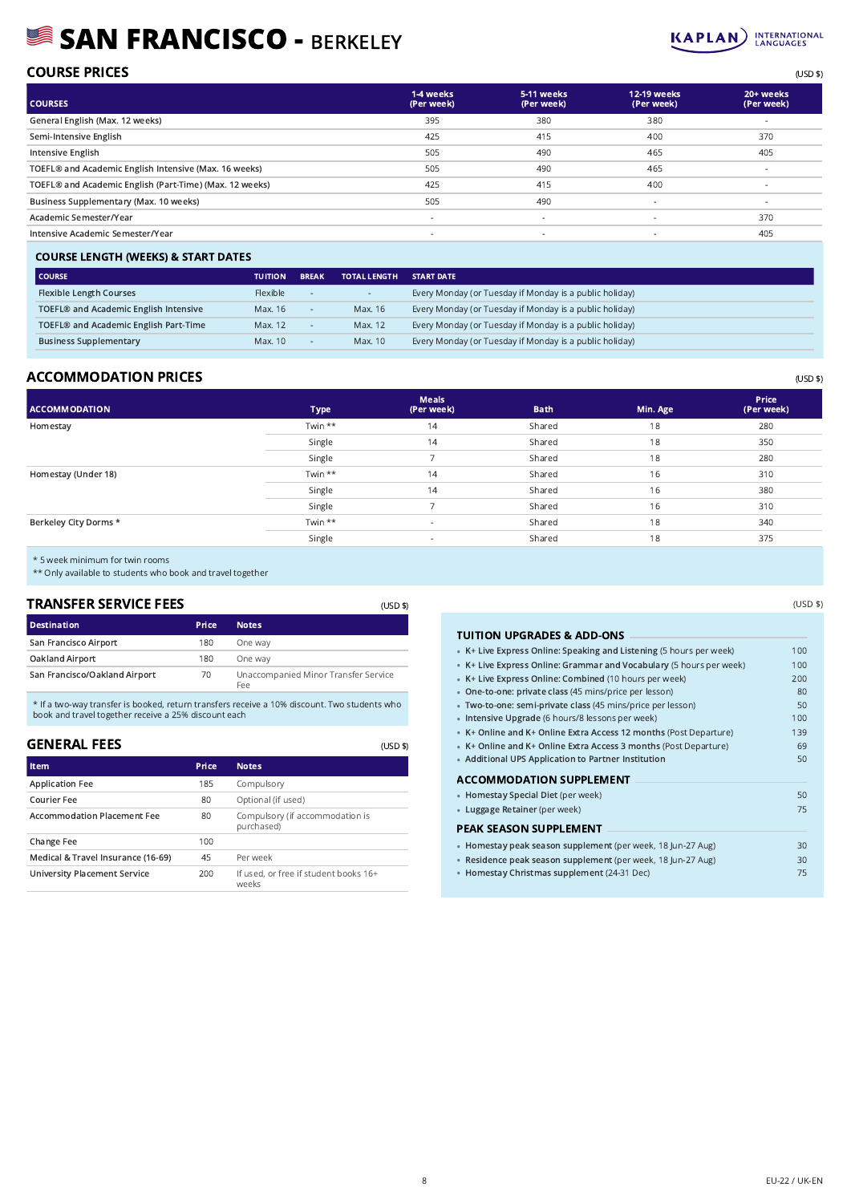# SAN FRANCISCO - BERKELEY

## COURSE PRICES

(USD $)

| COURSES | 1-4 weeks (Per week) | 5-11 weeks (Per week) | 12-19 weeks (Per week) | 20+ weeks (Per week) |
|---|---|---|---|---|
| General English (Max. 12 weeks) | 395 | 380 | 380 | - |
| Semi-Intensive English | 425 | 415 | 400 | 370 |
| Intensive English | 505 | 490 | 465 | 405 |
| TOEFL® and Academic English Intensive (Max. 16 weeks) | 505 | 490 | 465 | - |
| TOEFL® and Academic English (Part-Time) (Max. 12 weeks) | 425 | 415 | 400 | - |
| Business Supplementary (Max. 10 weeks) | 505 | 490 | - | - |
| Academic Semester/Year | - | - | - | 370 |
| Intensive Academic Semester/Year | - | - | - | 405 |

### COURSE LENGTH (WEEKS) & START DATES

| COURSE | TUITION | BREAK | TOTAL LENGTH | START DATE |
|---|---|---|---|---|
| Flexible Length Courses | Flexible | - | - | Every Monday (or Tuesday if Monday is a public holiday) |
| TOEFL® and Academic English Intensive | Max. 16 | - | Max. 16 | Every Monday (or Tuesday if Monday is a public holiday) |
| TOEFL® and Academic English Part-Time | Max. 12 | - | Max. 12 | Every Monday (or Tuesday if Monday is a public holiday) |
| Business Supplementary | Max. 10 | - | Max. 10 | Every Monday (or Tuesday if Monday is a public holiday) |

## ACCOMMODATION PRICES

(USD $)

| ACCOMMODATION | Type | Meals (Per week) | Bath | Min. Age | Price (Per week) |
|---|---|---|---|---|---|
| Homestay | Twin ** | 14 | Shared | 18 | 280 |
| | Single | 14 | Shared | 18 | 350 |
| | Single | 7 | Shared | 18 | 280 |
| Homestay (Under 18) | Twin ** | 14 | Shared | 16 | 310 |
| | Single | 14 | Shared | 16 | 380 |
| | Single | 7 | Shared | 16 | 310 |
| Berkeley City Dorms * | Twin ** | - | Shared | 18 | 340 |
| | Single | - | Shared | 18 | 375 |

\* 5 week minimum for twin rooms
** Only available to students who book and travel together

## TRANSFER SERVICE FEES

(USD $)

| Destination | Price | Notes |
|---|---|---|
| San Francisco Airport | 180 | One way |
| Oakland Airport | 180 | One way |
| San Francisco/Oakland Airport | 70 | Unaccompanied Minor Transfer Service Fee |

\* If a two-way transfer is booked, return transfers receive a 10% discount. Two students who book and travel together receive a 25% discount each

## GENERAL FEES

(USD $)

| Item | Price | Notes |
|---|---|---|
| Application Fee | 185 | Compulsory |
| Courier Fee | 80 | Optional (if used) |
| Accommodation Placement Fee | 80 | Compulsory (if accommodation is purchased) |
| Change Fee | 100 | |
| Medical & Travel Insurance (16-69) | 45 | Per week |
| University Placement Service | 200 | If used, or free if student books 16+ weeks |

(USD $)

### TUITION UPGRADES & ADD-ONS

| Item | Price |
|---|---|
| **K+ Live Express Online: Speaking and Listening** (5 hours per week) | 100 |
| **K+ Live Express Online: Grammar and Vocabulary** (5 hours per week) | 100 |
| **K+ Live Express Online: Combined** (10 hours per week) | 200 |
| **One-to-one: private class** (45 mins/price per lesson) | 80 |
| **Two-to-one: semi-private class** (45 mins/price per lesson) | 50 |
| **Intensive Upgrade** (6 hours/8 lessons per week) | 100 |
| **K+ Online and K+ Online Extra Access 12 months** (Post Departure) | 139 |
| **K+ Online and K+ Online Extra Access 3 months** (Post Departure) | 69 |
| **Additional UPS Application to Partner Institution** | 50 |

### ACCOMMODATION SUPPLEMENT

| Item | Price |
|---|---|
| **Homestay Special Diet** (per week) | 50 |
| **Luggage Retainer** (per week) | 75 |

### PEAK SEASON SUPPLEMENT

| Item | Price |
|---|---|
| **Homestay peak season supplement** (per week, 18 Jun-27 Aug) | 30 |
| **Residence peak season supplement** (per week, 18 Jun-27 Aug) | 30 |
| **Homestay Christmas supplement** (24-31 Dec) | 75 |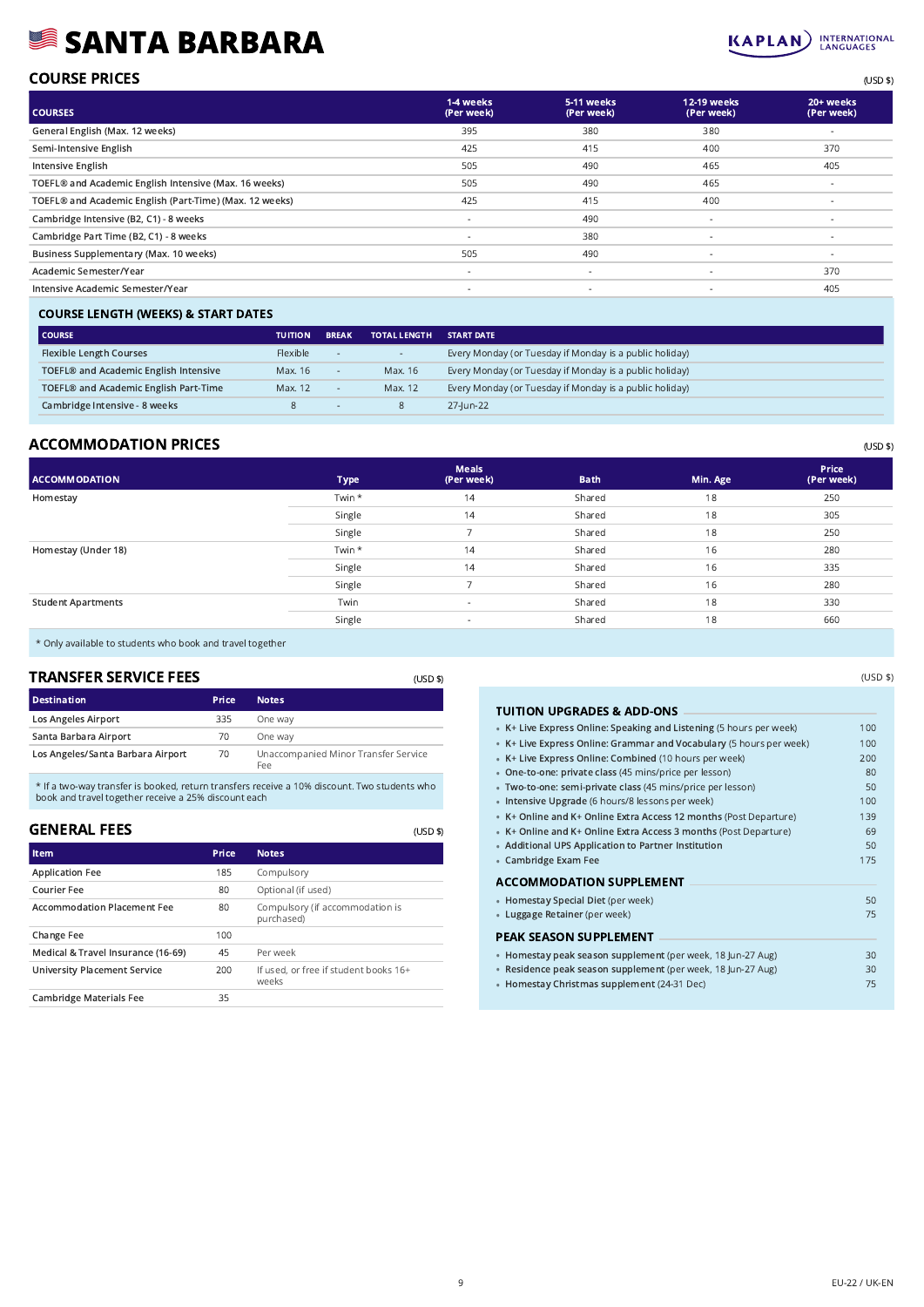# SANTA BARBARA

KAPLAN INTERNATIONAL LANGUAGES

## COURSE PRICES

(USD $)

| COURSES | 1-4 weeks (Per week) | 5-11 weeks (Per week) | 12-19 weeks (Per week) | 20+ weeks (Per week) |
|---|---|---|---|---|
| General English (Max. 12 weeks) | 395 | 380 | 380 | - |
| Semi-Intensive English | 425 | 415 | 400 | 370 |
| Intensive English | 505 | 490 | 465 | 405 |
| TOEFL® and Academic English Intensive (Max. 16 weeks) | 505 | 490 | 465 | - |
| TOEFL® and Academic English (Part-Time) (Max. 12 weeks) | 425 | 415 | 400 | - |
| Cambridge Intensive (B2, C1) - 8 weeks | - | 490 | - | - |
| Cambridge Part Time (B2, C1) - 8 weeks | - | 380 | - | - |
| Business Supplementary (Max. 10 weeks) | 505 | 490 | - | - |
| Academic Semester/Year | - | - | - | 370 |
| Intensive Academic Semester/Year | - | - | - | 405 |

### COURSE LENGTH (WEEKS) & START DATES

| COURSE | TUITION | BREAK | TOTAL LENGTH | START DATE |
|---|---|---|---|---|
| Flexible Length Courses | Flexible | - | - | Every Monday (or Tuesday if Monday is a public holiday) |
| TOEFL® and Academic English Intensive | Max. 16 | - | Max. 16 | Every Monday (or Tuesday if Monday is a public holiday) |
| TOEFL® and Academic English Part-Time | Max. 12 | - | Max. 12 | Every Monday (or Tuesday if Monday is a public holiday) |
| Cambridge Intensive - 8 weeks | 8 | - | 8 | 27-Jun-22 |

## ACCOMMODATION PRICES

(USD $)

| ACCOMMODATION | Type | Meals (Per week) | Bath | Min. Age | Price (Per week) |
|---|---|---|---|---|---|
| Homestay | Twin * | 14 | Shared | 18 | 250 |
| | Single | 14 | Shared | 18 | 305 |
| | Single | 7 | Shared | 18 | 250 |
| Homestay (Under 18) | Twin * | 14 | Shared | 16 | 280 |
| | Single | 14 | Shared | 16 | 335 |
| | Single | 7 | Shared | 16 | 280 |
| Student Apartments | Twin | - | Shared | 18 | 330 |
| | Single | - | Shared | 18 | 660 |

* Only available to students who book and travel together

## TRANSFER SERVICE FEES

(USD $)

| Destination | Price | Notes |
|---|---|---|
| Los Angeles Airport | 335 | One way |
| Santa Barbara Airport | 70 | One way |
| Los Angeles/Santa Barbara Airport | 70 | Unaccompanied Minor Transfer Service Fee |

* If a two-way transfer is booked, return transfers receive a 10% discount. Two students who book and travel together receive a 25% discount each

## GENERAL FEES

(USD $)

| Item | Price | Notes |
|---|---|---|
| Application Fee | 185 | Compulsory |
| Courier Fee | 80 | Optional (if used) |
| Accommodation Placement Fee | 80 | Compulsory (if accommodation is purchased) |
| Change Fee | 100 | |
| Medical & Travel Insurance (16-69) | 45 | Per week |
| University Placement Service | 200 | If used, or free if student books 16+ weeks |
| Cambridge Materials Fee | 35 | |

(USD $)

### TUITION UPGRADES & ADD-ONS

| | |
|---|---|
| **K+ Live Express Online: Speaking and Listening** (5 hours per week) | 100 |
| **K+ Live Express Online: Grammar and Vocabulary** (5 hours per week) | 100 |
| **K+ Live Express Online: Combined** (10 hours per week) | 200 |
| **One-to-one: private class** (45 mins/price per lesson) | 80 |
| **Two-to-one: semi-private class** (45 mins/price per lesson) | 50 |
| **Intensive Upgrade** (6 hours/8 lessons per week) | 100 |
| **K+ Online and K+ Online Extra Access 12 months** (Post Departure) | 139 |
| **K+ Online and K+ Online Extra Access 3 months** (Post Departure) | 69 |
| **Additional UPS Application to Partner Institution** | 50 |
| **Cambridge Exam Fee** | 175 |

### ACCOMMODATION SUPPLEMENT

| | |
|---|---|
| **Homestay Special Diet** (per week) | 50 |
| **Luggage Retainer** (per week) | 75 |

### PEAK SEASON SUPPLEMENT

| | |
|---|---|
| **Homestay peak season supplement** (per week, 18 Jun-27 Aug) | 30 |
| **Residence peak season supplement** (per week, 18 Jun-27 Aug) | 30 |
| **Homestay Christmas supplement** (24-31 Dec) | 75 |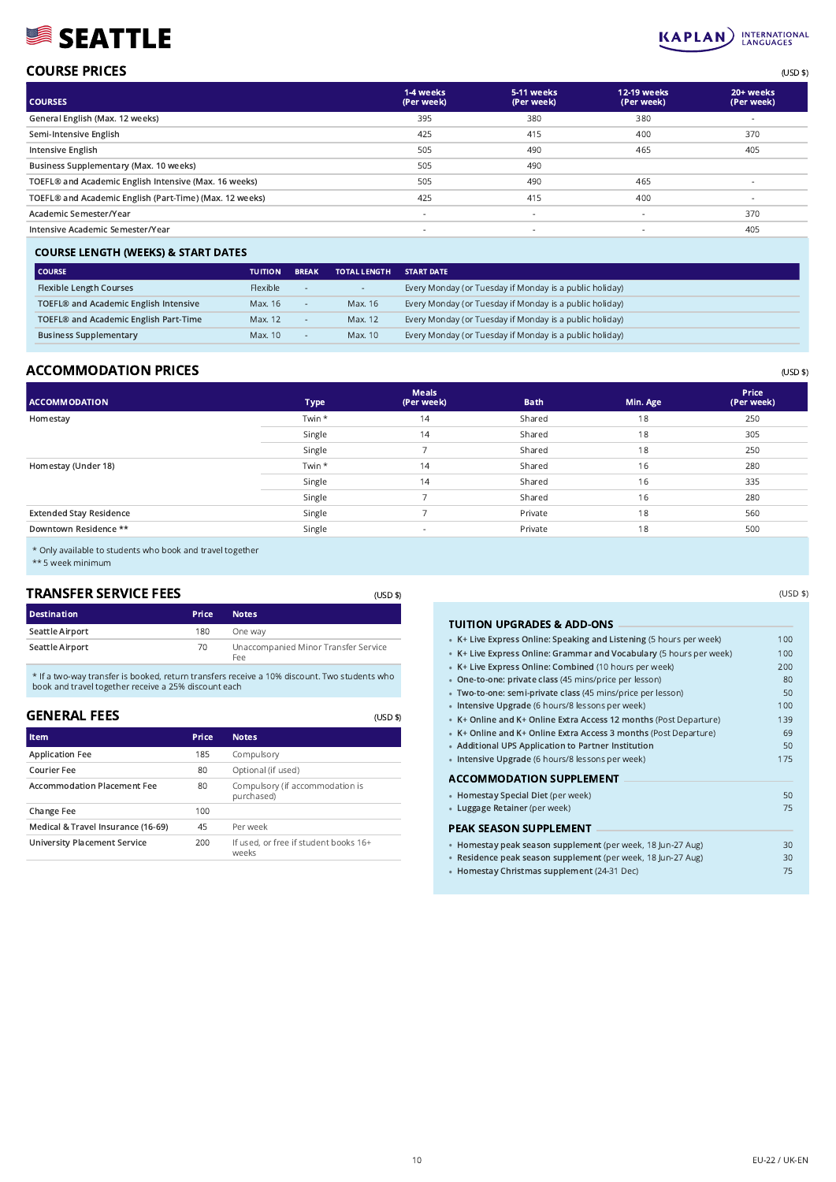# SEATTLE

KAPLAN INTERNATIONAL LANGUAGES

## COURSE PRICES

(USD $)

| COURSES | 1-4 weeks (Per week) | 5-11 weeks (Per week) | 12-19 weeks (Per week) | 20+ weeks (Per week) |
|---|---|---|---|---|
| General English (Max. 12 weeks) | 395 | 380 | 380 | - |
| Semi-Intensive English | 425 | 415 | 400 | 370 |
| Intensive English | 505 | 490 | 465 | 405 |
| Business Supplementary (Max. 10 weeks) | 505 | 490 | | |
| TOEFL® and Academic English Intensive (Max. 16 weeks) | 505 | 490 | 465 | - |
| TOEFL® and Academic English (Part-Time) (Max. 12 weeks) | 425 | 415 | 400 | - |
| Academic Semester/Year | - | - | - | 370 |
| Intensive Academic Semester/Year | - | - | - | 405 |

### COURSE LENGTH (WEEKS) & START DATES

| COURSE | TUITION | BREAK | TOTAL LENGTH | START DATE |
|---|---|---|---|---|
| Flexible Length Courses | Flexible | - | - | Every Monday (or Tuesday if Monday is a public holiday) |
| TOEFL® and Academic English Intensive | Max. 16 | - | Max. 16 | Every Monday (or Tuesday if Monday is a public holiday) |
| TOEFL® and Academic English Part-Time | Max. 12 | - | Max. 12 | Every Monday (or Tuesday if Monday is a public holiday) |
| Business Supplementary | Max. 10 | - | Max. 10 | Every Monday (or Tuesday if Monday is a public holiday) |

## ACCOMMODATION PRICES

(USD $)

| ACCOMMODATION | Type | Meals (Per week) | Bath | Min. Age | Price (Per week) |
|---|---|---|---|---|---|
| Homestay | Twin * | 14 | Shared | 18 | 250 |
| | Single | 14 | Shared | 18 | 305 |
| | Single | 7 | Shared | 18 | 250 |
| Homestay (Under 18) | Twin * | 14 | Shared | 16 | 280 |
| | Single | 14 | Shared | 16 | 335 |
| | Single | 7 | Shared | 16 | 280 |
| Extended Stay Residence | Single | 7 | Private | 18 | 560 |
| Downtown Residence ** | Single | - | Private | 18 | 500 |

* Only available to students who book and travel together
** 5 week minimum

## TRANSFER SERVICE FEES

(USD $)

| Destination | Price | Notes |
|---|---|---|
| Seattle Airport | 180 | One way |
| Seattle Airport | 70 | Unaccompanied Minor Transfer Service Fee |

* If a two-way transfer is booked, return transfers receive a 10% discount. Two students who book and travel together receive a 25% discount each

## GENERAL FEES

(USD $)

| Item | Price | Notes |
|---|---|---|
| Application Fee | 185 | Compulsory |
| Courier Fee | 80 | Optional (if used) |
| Accommodation Placement Fee | 80 | Compulsory (if accommodation is purchased) |
| Change Fee | 100 | |
| Medical & Travel Insurance (16-69) | 45 | Per week |
| University Placement Service | 200 | If used, or free if student books 16+ weeks |

(USD $)

### TUITION UPGRADES & ADD-ONS

- **K+ Live Express Online: Speaking and Listening** (5 hours per week) — 100
- **K+ Live Express Online: Grammar and Vocabulary** (5 hours per week) — 100
- **K+ Live Express Online: Combined** (10 hours per week) — 200
- **One-to-one: private class** (45 mins/price per lesson) — 80
- **Two-to-one: semi-private class** (45 mins/price per lesson) — 50
- **Intensive Upgrade** (6 hours/8 lessons per week) — 100
- **K+ Online and K+ Online Extra Access 12 months** (Post Departure) — 139
- **K+ Online and K+ Online Extra Access 3 months** (Post Departure) — 69
- **Additional UPS Application to Partner Institution** — 50
- **Intensive Upgrade** (6 hours/8 lessons per week) — 175

### ACCOMMODATION SUPPLEMENT

- **Homestay Special Diet** (per week) — 50
- **Luggage Retainer** (per week) — 75

### PEAK SEASON SUPPLEMENT

- **Homestay peak season supplement** (per week, 18 Jun-27 Aug) — 30
- **Residence peak season supplement** (per week, 18 Jun-27 Aug) — 30
- **Homestay Christmas supplement** (24-31 Dec) — 75

EU-22 / UK-EN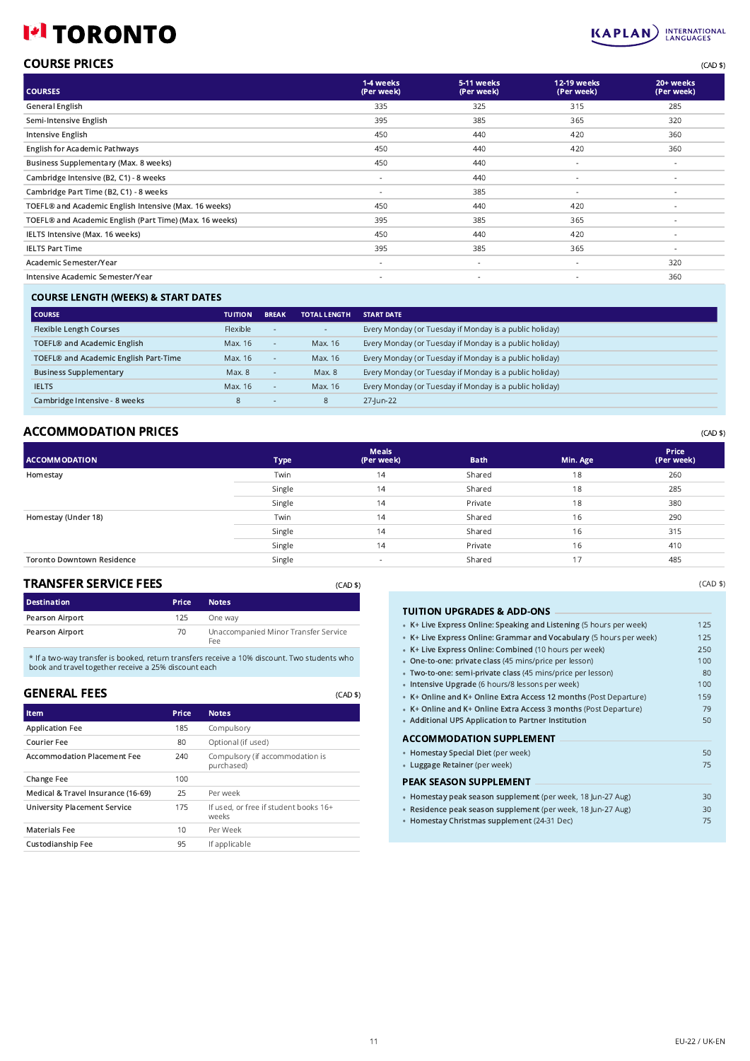# TORONTO

## COURSE PRICES

(CAD $)

| COURSES | 1-4 weeks (Per week) | 5-11 weeks (Per week) | 12-19 weeks (Per week) | 20+ weeks (Per week) |
|---|---|---|---|---|
| General English | 335 | 325 | 315 | 285 |
| Semi-Intensive English | 395 | 385 | 365 | 320 |
| Intensive English | 450 | 440 | 420 | 360 |
| English for Academic Pathways | 450 | 440 | 420 | 360 |
| Business Supplementary (Max. 8 weeks) | 450 | 440 | - | - |
| Cambridge Intensive (B2, C1) - 8 weeks | - | 440 | - | - |
| Cambridge Part Time (B2, C1) - 8 weeks | - | 385 | - | - |
| TOEFL® and Academic English Intensive (Max. 16 weeks) | 450 | 440 | 420 | - |
| TOEFL® and Academic English (Part Time) (Max. 16 weeks) | 395 | 385 | 365 | - |
| IELTS Intensive (Max. 16 weeks) | 450 | 440 | 420 | - |
| IELTS Part Time | 395 | 385 | 365 | - |
| Academic Semester/Year | - | - | - | 320 |
| Intensive Academic Semester/Year | - | - | - | 360 |

### COURSE LENGTH (WEEKS) & START DATES

| COURSE | TUITION | BREAK | TOTAL LENGTH | START DATE |
|---|---|---|---|---|
| Flexible Length Courses | Flexible | - | - | Every Monday (or Tuesday if Monday is a public holiday) |
| TOEFL® and Academic English | Max. 16 | - | Max. 16 | Every Monday (or Tuesday if Monday is a public holiday) |
| TOEFL® and Academic English Part-Time | Max. 16 | - | Max. 16 | Every Monday (or Tuesday if Monday is a public holiday) |
| Business Supplementary | Max. 8 | - | Max. 8 | Every Monday (or Tuesday if Monday is a public holiday) |
| IELTS | Max. 16 | - | Max. 16 | Every Monday (or Tuesday if Monday is a public holiday) |
| Cambridge Intensive - 8 weeks | 8 | - | 8 | 27-Jun-22 |

## ACCOMMODATION PRICES

(CAD $)

| ACCOMMODATION | Type | Meals (Per week) | Bath | Min. Age | Price (Per week) |
|---|---|---|---|---|---|
| Homestay | Twin | 14 | Shared | 18 | 260 |
| | Single | 14 | Shared | 18 | 285 |
| | Single | 14 | Private | 18 | 380 |
| Homestay (Under 18) | Twin | 14 | Shared | 16 | 290 |
| | Single | 14 | Shared | 16 | 315 |
| | Single | 14 | Private | 16 | 410 |
| Toronto Downtown Residence | Single | - | Shared | 17 | 485 |

## TRANSFER SERVICE FEES

(CAD $)

| Destination | Price | Notes |
|---|---|---|
| Pearson Airport | 125 | One way |
| Pearson Airport | 70 | Unaccompanied Minor Transfer Service Fee |

* If a two-way transfer is booked, return transfers receive a 10% discount. Two students who book and travel together receive a 25% discount each

## GENERAL FEES

(CAD $)

| Item | Price | Notes |
|---|---|---|
| Application Fee | 185 | Compulsory |
| Courier Fee | 80 | Optional (if used) |
| Accommodation Placement Fee | 240 | Compulsory (if accommodation is purchased) |
| Change Fee | 100 | |
| Medical & Travel Insurance (16-69) | 25 | Per week |
| University Placement Service | 175 | If used, or free if student books 16+ weeks |
| Materials Fee | 10 | Per Week |
| Custodianship Fee | 95 | If applicable |

(CAD $)

### TUITION UPGRADES & ADD-ONS

| Item | Price |
|---|---|
| K+ Live Express Online: Speaking and Listening (5 hours per week) | 125 |
| K+ Live Express Online: Grammar and Vocabulary (5 hours per week) | 125 |
| K+ Live Express Online: Combined (10 hours per week) | 250 |
| One-to-one: private class (45 mins/price per lesson) | 100 |
| Two-to-one: semi-private class (45 mins/price per lesson) | 80 |
| Intensive Upgrade (6 hours/8 lessons per week) | 100 |
| K+ Online and K+ Online Extra Access 12 months (Post Departure) | 159 |
| K+ Online and K+ Online Extra Access 3 months (Post Departure) | 79 |
| Additional UPS Application to Partner Institution | 50 |

### ACCOMMODATION SUPPLEMENT

| Item | Price |
|---|---|
| Homestay Special Diet (per week) | 50 |
| Luggage Retainer (per week) | 75 |

### PEAK SEASON SUPPLEMENT

| Item | Price |
|---|---|
| Homestay peak season supplement (per week, 18 Jun-27 Aug) | 30 |
| Residence peak season supplement (per week, 18 Jun-27 Aug) | 30 |
| Homestay Christmas supplement (24-31 Dec) | 75 |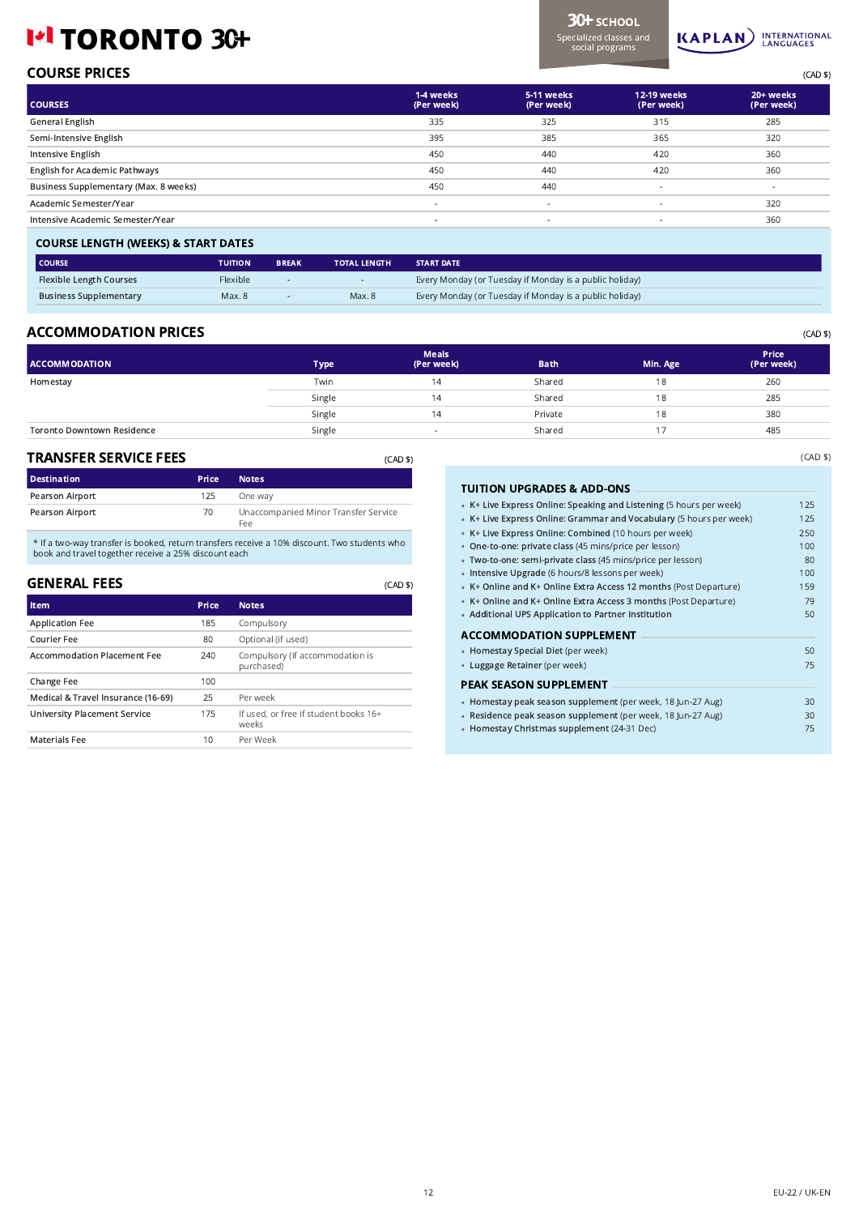# TORONTO 30+

30+ SCHOOL
Specialized classes and social programs

KAPLAN INTERNATIONAL LANGUAGES

## COURSE PRICES

(CAD $)

| COURSES | 1-4 weeks (Per week) | 5-11 weeks (Per week) | 12-19 weeks (Per week) | 20+ weeks (Per week) |
|---|---|---|---|---|
| General English | 335 | 325 | 315 | 285 |
| Semi-Intensive English | 395 | 385 | 365 | 320 |
| Intensive English | 450 | 440 | 420 | 360 |
| English for Academic Pathways | 450 | 440 | 420 | 360 |
| Business Supplementary (Max. 8 weeks) | 450 | 440 | - | - |
| Academic Semester/Year | - | - | - | 320 |
| Intensive Academic Semester/Year | - | - | - | 360 |

### COURSE LENGTH (WEEKS) & START DATES

| COURSE | TUITION | BREAK | TOTAL LENGTH | START DATE |
|---|---|---|---|---|
| Flexible Length Courses | Flexible | - | - | Every Monday (or Tuesday if Monday is a public holiday) |
| Business Supplementary | Max. 8 | - | Max. 8 | Every Monday (or Tuesday if Monday is a public holiday) |

## ACCOMMODATION PRICES

(CAD $)

| ACCOMMODATION | Type | Meals (Per week) | Bath | Min. Age | Price (Per week) |
|---|---|---|---|---|---|
| Homestay | Twin | 14 | Shared | 18 | 260 |
| | Single | 14 | Shared | 18 | 285 |
| | Single | 14 | Private | 18 | 380 |
| Toronto Downtown Residence | Single | - | Shared | 17 | 485 |

## TRANSFER SERVICE FEES

(CAD $)

| Destination | Price | Notes |
|---|---|---|
| Pearson Airport | 125 | One way |
| Pearson Airport | 70 | Unaccompanied Minor Transfer Service Fee |

* If a two-way transfer is booked, return transfers receive a 10% discount. Two students who book and travel together receive a 25% discount each

## GENERAL FEES

(CAD $)

| Item | Price | Notes |
|---|---|---|
| Application Fee | 185 | Compulsory |
| Courier Fee | 80 | Optional (if used) |
| Accommodation Placement Fee | 240 | Compulsory (if accommodation is purchased) |
| Change Fee | 100 | |
| Medical & Travel Insurance (16-69) | 25 | Per week |
| University Placement Service | 175 | If used, or free if student books 16+ weeks |
| Materials Fee | 10 | Per Week |

(CAD $)

### TUITION UPGRADES & ADD-ONS

| Item | Price |
|---|---|
| K+ Live Express Online: **Speaking and Listening** (5 hours per week) | 125 |
| K+ Live Express Online: **Grammar and Vocabulary** (5 hours per week) | 125 |
| K+ Live Express Online: **Combined** (10 hours per week) | 250 |
| **One-to-one: private class** (45 mins/price per lesson) | 100 |
| **Two-to-one: semi-private class** (45 mins/price per lesson) | 80 |
| **Intensive Upgrade** (6 hours/8 lessons per week) | 100 |
| **K+ Online and K+ Online Extra Access 12 months** (Post Departure) | 159 |
| **K+ Online and K+ Online Extra Access 3 months** (Post Departure) | 79 |
| **Additional UPS Application to Partner Institution** | 50 |

### ACCOMMODATION SUPPLEMENT

| Item | Price |
|---|---|
| **Homestay Special Diet** (per week) | 50 |
| **Luggage Retainer** (per week) | 75 |

### PEAK SEASON SUPPLEMENT

| Item | Price |
|---|---|
| **Homestay peak season supplement** (per week, 18 Jun-27 Aug) | 30 |
| **Residence peak season supplement** (per week, 18 Jun-27 Aug) | 30 |
| **Homestay Christmas supplement** (24-31 Dec) | 75 |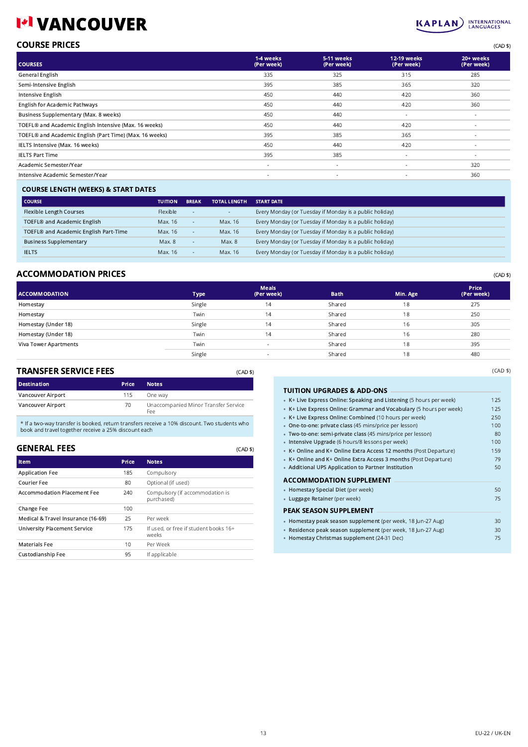# VANCOUVER

## COURSE PRICES

(CAD $)

| COURSES | 1-4 weeks (Per week) | 5-11 weeks (Per week) | 12-19 weeks (Per week) | 20+ weeks (Per week) |
|---|---|---|---|---|
| General English | 335 | 325 | 315 | 285 |
| Semi-Intensive English | 395 | 385 | 365 | 320 |
| Intensive English | 450 | 440 | 420 | 360 |
| English for Academic Pathways | 450 | 440 | 420 | 360 |
| Business Supplementary (Max. 8 weeks) | 450 | 440 | - | - |
| TOEFL® and Academic English Intensive (Max. 16 weeks) | 450 | 440 | 420 | - |
| TOEFL® and Academic English (Part Time) (Max. 16 weeks) | 395 | 385 | 365 | - |
| IELTS Intensive (Max. 16 weeks) | 450 | 440 | 420 | - |
| IELTS Part Time | 395 | 385 | - | - |
| Academic Semester/Year | - | - | - | 320 |
| Intensive Academic Semester/Year | - | - | - | 360 |

## COURSE LENGTH (WEEKS) & START DATES

| COURSE | TUITION | BREAK | TOTAL LENGTH | START DATE |
|---|---|---|---|---|
| Flexible Length Courses | Flexible | - | - | Every Monday (or Tuesday if Monday is a public holiday) |
| TOEFL® and Academic English | Max. 16 | - | Max. 16 | Every Monday (or Tuesday if Monday is a public holiday) |
| TOEFL® and Academic English Part-Time | Max. 16 | - | Max. 16 | Every Monday (or Tuesday if Monday is a public holiday) |
| Business Supplementary | Max. 8 | - | Max. 8 | Every Monday (or Tuesday if Monday is a public holiday) |
| IELTS | Max. 16 | - | Max. 16 | Every Monday (or Tuesday if Monday is a public holiday) |

## ACCOMMODATION PRICES

(CAD $)

| ACCOMMODATION | Type | Meals (Per week) | Bath | Min. Age | Price (Per week) |
|---|---|---|---|---|---|
| Homestay | Single | 14 | Shared | 18 | 275 |
| Homestay | Twin | 14 | Shared | 18 | 250 |
| Homestay (Under 18) | Single | 14 | Shared | 16 | 305 |
| Homestay (Under 18) | Twin | 14 | Shared | 16 | 280 |
| Viva Tower Apartments | Twin | - | Shared | 18 | 395 |
| | Single | - | Shared | 18 | 480 |

## TRANSFER SERVICE FEES

(CAD $)

| Destination | Price | Notes |
|---|---|---|
| Vancouver Airport | 115 | One way |
| Vancouver Airport | 70 | Unaccompanied Minor Transfer Service Fee |

* If a two-way transfer is booked, return transfers receive a 10% discount. Two students who book and travel together receive a 25% discount each

## GENERAL FEES

(CAD $)

| Item | Price | Notes |
|---|---|---|
| Application Fee | 185 | Compulsory |
| Courier Fee | 80 | Optional (if used) |
| Accommodation Placement Fee | 240 | Compulsory (if accommodation is purchased) |
| Change Fee | 100 | |
| Medical & Travel Insurance (16-69) | 25 | Per week |
| University Placement Service | 175 | If used, or free if student books 16+ weeks |
| Materials Fee | 10 | Per Week |
| Custodianship Fee | 95 | If applicable |

(CAD $)

## TUITION UPGRADES & ADD-ONS

| Item | Price |
|---|---|
| K+ Live Express Online: Speaking and Listening (5 hours per week) | 125 |
| K+ Live Express Online: Grammar and Vocabulary (5 hours per week) | 125 |
| K+ Live Express Online: Combined (10 hours per week) | 250 |
| One-to-one: private class (45 mins/price per lesson) | 100 |
| Two-to-one: semi-private class (45 mins/price per lesson) | 80 |
| Intensive Upgrade (6 hours/8 lessons per week) | 100 |
| K+ Online and K+ Online Extra Access 12 months (Post Departure) | 159 |
| K+ Online and K+ Online Extra Access 3 months (Post Departure) | 79 |
| Additional UPS Application to Partner Institution | 50 |

## ACCOMMODATION SUPPLEMENT

| Item | Price |
|---|---|
| Homestay Special Diet (per week) | 50 |
| Luggage Retainer (per week) | 75 |

## PEAK SEASON SUPPLEMENT

| Item | Price |
|---|---|
| Homestay peak season supplement (per week, 18 Jun-27 Aug) | 30 |
| Residence peak season supplement (per week, 18 Jun-27 Aug) | 30 |
| Homestay Christmas supplement (24-31 Dec) | 75 |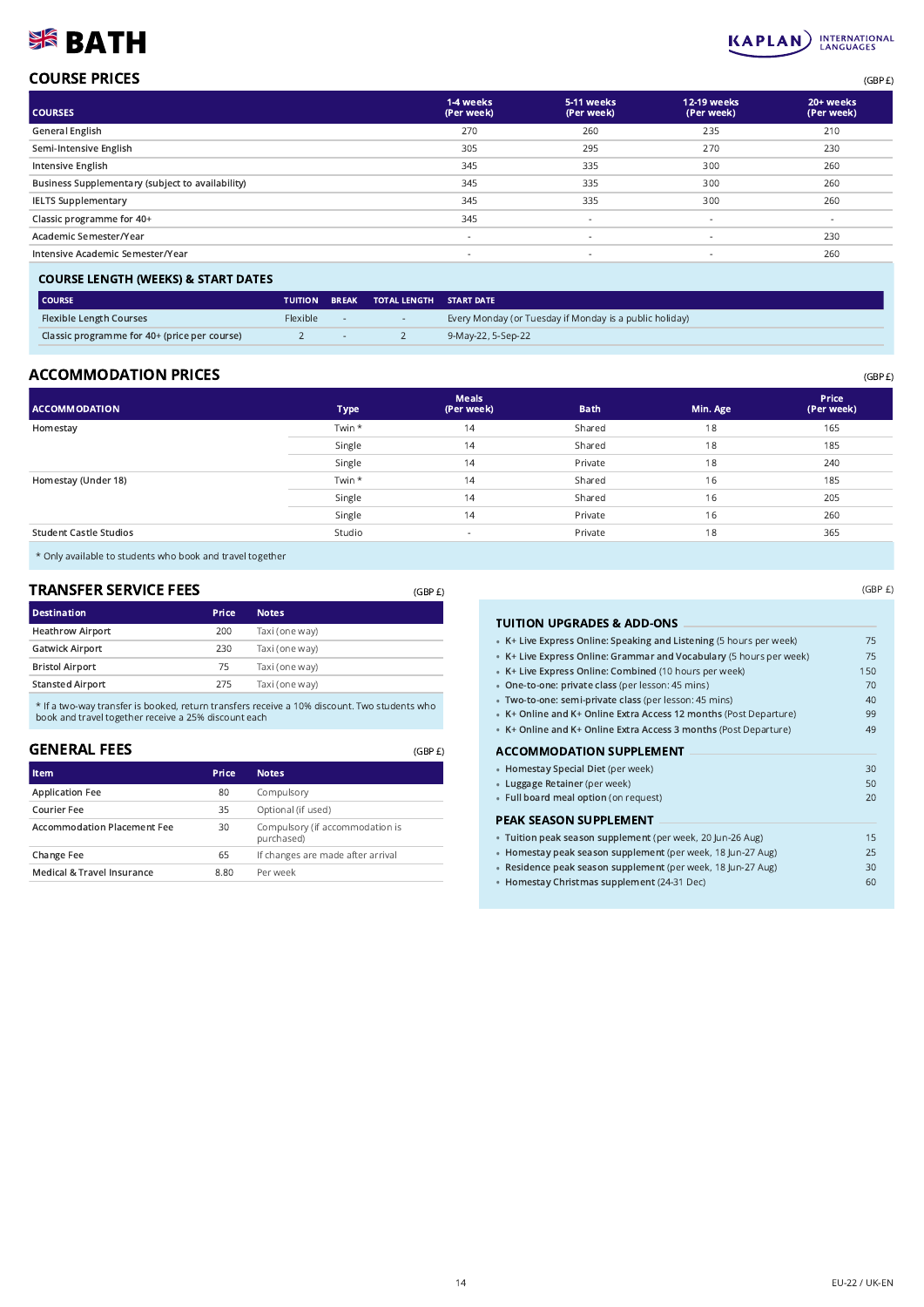# BATH

KAPLAN INTERNATIONAL LANGUAGES

## COURSE PRICES

(GBP £)

| COURSES | 1-4 weeks (Per week) | 5-11 weeks (Per week) | 12-19 weeks (Per week) | 20+ weeks (Per week) |
|---|---|---|---|---|
| General English | 270 | 260 | 235 | 210 |
| Semi-Intensive English | 305 | 295 | 270 | 230 |
| Intensive English | 345 | 335 | 300 | 260 |
| Business Supplementary (subject to availability) | 345 | 335 | 300 | 260 |
| IELTS Supplementary | 345 | 335 | 300 | 260 |
| Classic programme for 40+ | 345 | - | - | - |
| Academic Semester/Year | - | - | - | 230 |
| Intensive Academic Semester/Year | - | - | - | 260 |

### COURSE LENGTH (WEEKS) & START DATES

| COURSE | TUITION | BREAK | TOTAL LENGTH | START DATE |
|---|---|---|---|---|
| Flexible Length Courses | Flexible | - | - | Every Monday (or Tuesday if Monday is a public holiday) |
| Classic programme for 40+ (price per course) | 2 | - | 2 | 9-May-22, 5-Sep-22 |

## ACCOMMODATION PRICES

(GBP £)

| ACCOMMODATION | Type | Meals (Per week) | Bath | Min. Age | Price (Per week) |
|---|---|---|---|---|---|
| Homestay | Twin * | 14 | Shared | 18 | 165 |
| | Single | 14 | Shared | 18 | 185 |
| | Single | 14 | Private | 18 | 240 |
| Homestay (Under 18) | Twin * | 14 | Shared | 16 | 185 |
| | Single | 14 | Shared | 16 | 205 |
| | Single | 14 | Private | 16 | 260 |
| Student Castle Studios | Studio | - | Private | 18 | 365 |

* Only available to students who book and travel together

## TRANSFER SERVICE FEES

(GBP £)

| Destination | Price | Notes |
|---|---|---|
| Heathrow Airport | 200 | Taxi (one way) |
| Gatwick Airport | 230 | Taxi (one way) |
| Bristol Airport | 75 | Taxi (one way) |
| Stansted Airport | 275 | Taxi (one way) |

* If a two-way transfer is booked, return transfers receive a 10% discount. Two students who book and travel together receive a 25% discount each

## GENERAL FEES

(GBP £)

| Item | Price | Notes |
|---|---|---|
| Application Fee | 80 | Compulsory |
| Courier Fee | 35 | Optional (if used) |
| Accommodation Placement Fee | 30 | Compulsory (if accommodation is purchased) |
| Change Fee | 65 | If changes are made after arrival |
| Medical & Travel Insurance | 8.80 | Per week |

(GBP £)

### TUITION UPGRADES & ADD-ONS

- **K+ Live Express Online: Speaking and Listening** (5 hours per week) — 75
- **K+ Live Express Online: Grammar and Vocabulary** (5 hours per week) — 75
- **K+ Live Express Online: Combined** (10 hours per week) — 150
- **One-to-one: private class** (per lesson: 45 mins) — 70
- **Two-to-one: semi-private class** (per lesson: 45 mins) — 40
- **K+ Online and K+ Online Extra Access 12 months** (Post Departure) — 99
- **K+ Online and K+ Online Extra Access 3 months** (Post Departure) — 49

### ACCOMMODATION SUPPLEMENT

- **Homestay Special Diet** (per week) — 30
- **Luggage Retainer** (per week) — 50
- **Full board meal option** (on request) — 20

### PEAK SEASON SUPPLEMENT

- **Tuition peak season supplement** (per week, 20 Jun-26 Aug) — 15
- **Homestay peak season supplement** (per week, 18 Jun-27 Aug) — 25
- **Residence peak season supplement** (per week, 18 Jun-27 Aug) — 30
- **Homestay Christmas supplement** (24-31 Dec) — 60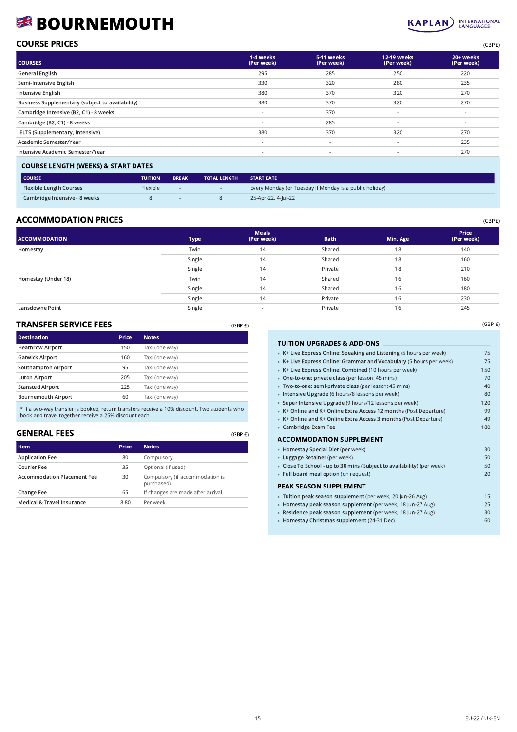# 🇬🇧 BOURNEMOUTH

KAPLAN INTERNATIONAL LANGUAGES

## COURSE PRICES

(GBP £)

| COURSES | 1-4 weeks (Per week) | 5-11 weeks (Per week) | 12-19 weeks (Per week) | 20+ weeks (Per week) |
|---|---|---|---|---|
| General English | 295 | 285 | 250 | 220 |
| Semi-Intensive English | 330 | 320 | 280 | 235 |
| Intensive English | 380 | 370 | 320 | 270 |
| Business Supplementary (subject to availability) | 380 | 370 | 320 | 270 |
| Cambridge Intensive (B2, C1) - 8 weeks | - | 370 | - | - |
| Cambridge (B2, C1) - 8 weeks | - | 285 | - | - |
| IELTS (Supplementary, Intensive) | 380 | 370 | 320 | 270 |
| Academic Semester/Year | - | - | - | 235 |
| Intensive Academic Semester/Year | - | - | - | 270 |

### COURSE LENGTH (WEEKS) & START DATES

| COURSE | TUITION | BREAK | TOTAL LENGTH | START DATE |
|---|---|---|---|---|
| Flexible Length Courses | Flexible | - | - | Every Monday (or Tuesday if Monday is a public holiday) |
| Cambridge Intensive - 8 weeks | 8 | - | 8 | 25-Apr-22, 4-Jul-22 |

## ACCOMMODATION PRICES

(GBP £)

| ACCOMMODATION | Type | Meals (Per week) | Bath | Min. Age | Price (Per week) |
|---|---|---|---|---|---|
| Homestay | Twin | 14 | Shared | 18 | 140 |
| | Single | 14 | Shared | 18 | 160 |
| | Single | 14 | Private | 18 | 210 |
| Homestay (Under 18) | Twin | 14 | Shared | 16 | 160 |
| | Single | 14 | Shared | 16 | 180 |
| | Single | 14 | Private | 16 | 230 |
| Lansdowne Point | Single | - | Private | 16 | 245 |

## TRANSFER SERVICE FEES

(GBP £)

| Destination | Price | Notes |
|---|---|---|
| Heathrow Airport | 150 | Taxi (one way) |
| Gatwick Airport | 160 | Taxi (one way) |
| Southampton Airport | 95 | Taxi (one way) |
| Luton Airport | 205 | Taxi (one way) |
| Stansted Airport | 225 | Taxi (one way) |
| Bournemouth Airport | 60 | Taxi (one way) |

* If a two-way transfer is booked, return transfers receive a 10% discount. Two students who book and travel together receive a 25% discount each

## GENERAL FEES

(GBP £)

| Item | Price | Notes |
|---|---|---|
| Application Fee | 80 | Compulsory |
| Courier Fee | 35 | Optional (if used) |
| Accommodation Placement Fee | 30 | Compulsory (if accommodation is purchased) |
| Change Fee | 65 | If changes are made after arrival |
| Medical & Travel Insurance | 8.80 | Per week |

(GBP £)

### TUITION UPGRADES & ADD-ONS

- **K+ Live Express Online: Speaking and Listening** (5 hours per week) — 75
- **K+ Live Express Online: Grammar and Vocabulary** (5 hours per week) — 75
- **K+ Live Express Online: Combined** (10 hours per week) — 150
- **One-to-one: private class** (per lesson: 45 mins) — 70
- **Two-to-one: semi-private class** (per lesson: 45 mins) — 40
- **Intensive Upgrade** (6 hours/8 lessons per week) — 80
- **Super Intensive Upgrade** (9 hours/12 lessons per week) — 120
- **K+ Online and K+ Online Extra Access 12 months** (Post Departure) — 99
- **K+ Online and K+ Online Extra Access 3 months** (Post Departure) — 49
- **Cambridge Exam Fee** — 180

### ACCOMMODATION SUPPLEMENT

- **Homestay Special Diet** (per week) — 30
- **Luggage Retainer** (per week) — 50
- **Close To School - up to 30 mins (Subject to availability)** (per week) — 50
- **Full board meal option** (on request) — 20

### PEAK SEASON SUPPLEMENT

- **Tuition peak season supplement** (per week, 20 Jun-26 Aug) — 15
- **Homestay peak season supplement** (per week, 18 Jun-27 Aug) — 25
- **Residence peak season supplement** (per week, 18 Jun-27 Aug) — 30
- **Homestay Christmas supplement** (24-31 Dec) — 60

EU-22 / UK-EN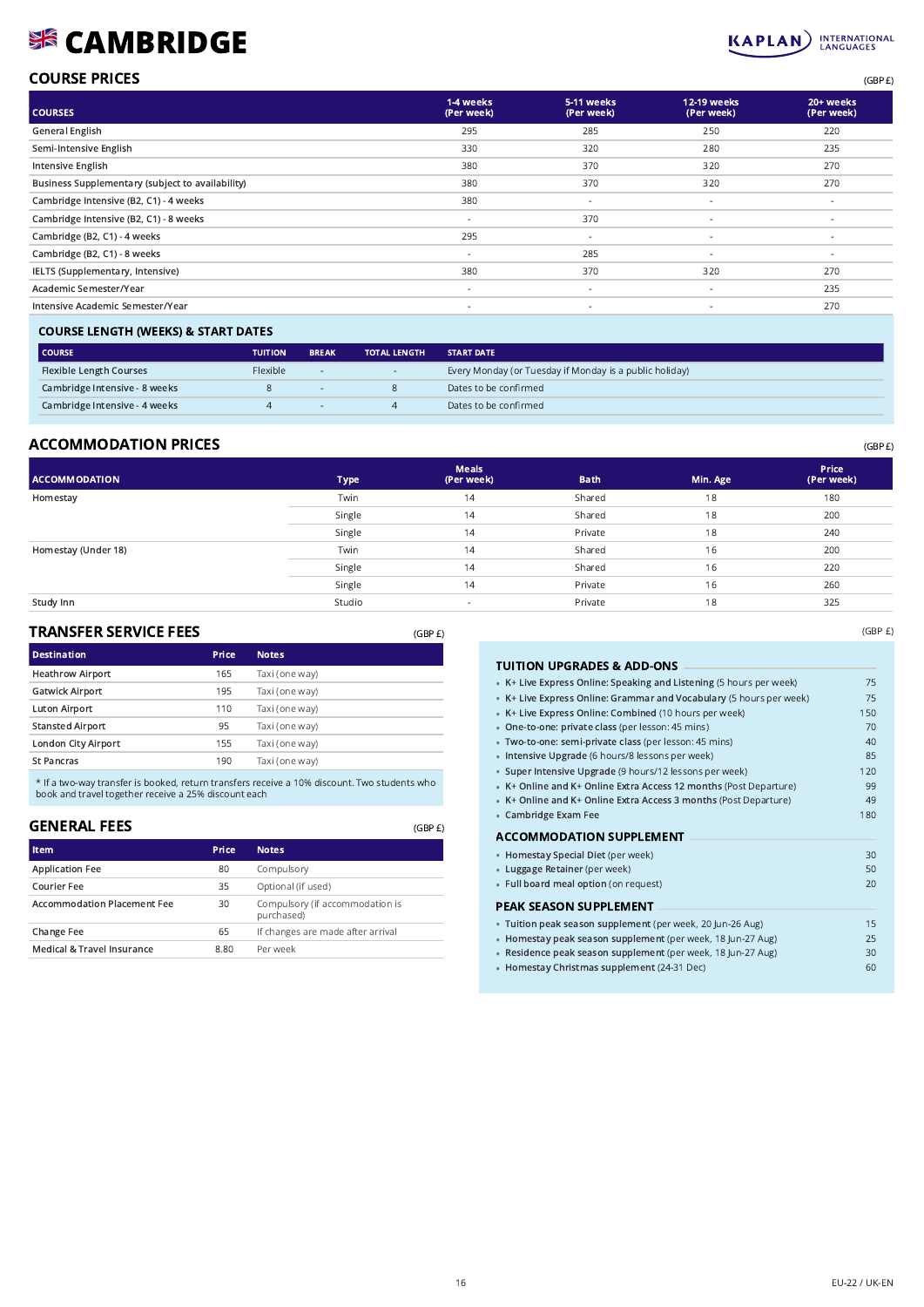# CAMBRIDGE

KAPLAN INTERNATIONAL LANGUAGES

## COURSE PRICES

(GBP £)

| COURSES | 1-4 weeks (Per week) | 5-11 weeks (Per week) | 12-19 weeks (Per week) | 20+ weeks (Per week) |
|---|---|---|---|---|
| General English | 295 | 285 | 250 | 220 |
| Semi-Intensive English | 330 | 320 | 280 | 235 |
| Intensive English | 380 | 370 | 320 | 270 |
| Business Supplementary (subject to availability) | 380 | 370 | 320 | 270 |
| Cambridge Intensive (B2, C1) - 4 weeks | 380 | - | - | - |
| Cambridge Intensive (B2, C1) - 8 weeks | - | 370 | - | - |
| Cambridge (B2, C1) - 4 weeks | 295 | - | - | - |
| Cambridge (B2, C1) - 8 weeks | - | 285 | - | - |
| IELTS (Supplementary, Intensive) | 380 | 370 | 320 | 270 |
| Academic Semester/Year | - | - | - | 235 |
| Intensive Academic Semester/Year | - | - | - | 270 |

### COURSE LENGTH (WEEKS) & START DATES

| COURSE | TUITION | BREAK | TOTAL LENGTH | START DATE |
|---|---|---|---|---|
| Flexible Length Courses | Flexible | - | - | Every Monday (or Tuesday if Monday is a public holiday) |
| Cambridge Intensive - 8 weeks | 8 | - | 8 | Dates to be confirmed |
| Cambridge Intensive - 4 weeks | 4 | - | 4 | Dates to be confirmed |

## ACCOMMODATION PRICES

(GBP £)

| ACCOMMODATION | Type | Meals (Per week) | Bath | Min. Age | Price (Per week) |
|---|---|---|---|---|---|
| Homestay | Twin | 14 | Shared | 18 | 180 |
| | Single | 14 | Shared | 18 | 200 |
| | Single | 14 | Private | 18 | 240 |
| Homestay (Under 18) | Twin | 14 | Shared | 16 | 200 |
| | Single | 14 | Shared | 16 | 220 |
| | Single | 14 | Private | 16 | 260 |
| Study Inn | Studio | - | Private | 18 | 325 |

## TRANSFER SERVICE FEES

(GBP £)

| Destination | Price | Notes |
|---|---|---|
| Heathrow Airport | 165 | Taxi (one way) |
| Gatwick Airport | 195 | Taxi (one way) |
| Luton Airport | 110 | Taxi (one way) |
| Stansted Airport | 95 | Taxi (one way) |
| London City Airport | 155 | Taxi (one way) |
| St Pancras | 190 | Taxi (one way) |

* If a two-way transfer is booked, return transfers receive a 10% discount. Two students who book and travel together receive a 25% discount each

## GENERAL FEES

(GBP £)

| Item | Price | Notes |
|---|---|---|
| Application Fee | 80 | Compulsory |
| Courier Fee | 35 | Optional (if used) |
| Accommodation Placement Fee | 30 | Compulsory (if accommodation is purchased) |
| Change Fee | 65 | If changes are made after arrival |
| Medical & Travel Insurance | 8.80 | Per week |

(GBP £)

### TUITION UPGRADES & ADD-ONS

| | |
|---|---|
| **K+ Live Express Online: Speaking and Listening** (5 hours per week) | 75 |
| **K+ Live Express Online: Grammar and Vocabulary** (5 hours per week) | 75 |
| **K+ Live Express Online: Combined** (10 hours per week) | 150 |
| **One-to-one: private class** (per lesson: 45 mins) | 70 |
| **Two-to-one: semi-private class** (per lesson: 45 mins) | 40 |
| **Intensive Upgrade** (6 hours/8 lessons per week) | 85 |
| **Super Intensive Upgrade** (9 hours/12 lessons per week) | 120 |
| **K+ Online and K+ Online Extra Access 12 months** (Post Departure) | 99 |
| **K+ Online and K+ Online Extra Access 3 months** (Post Departure) | 49 |
| **Cambridge Exam Fee** | 180 |

### ACCOMMODATION SUPPLEMENT

| | |
|---|---|
| **Homestay Special Diet** (per week) | 30 |
| **Luggage Retainer** (per week) | 50 |
| **Full board meal option** (on request) | 20 |

### PEAK SEASON SUPPLEMENT

| | |
|---|---|
| **Tuition peak season supplement** (per week, 20 Jun-26 Aug) | 15 |
| **Homestay peak season supplement** (per week, 18 Jun-27 Aug) | 25 |
| **Residence peak season supplement** (per week, 18 Jun-27 Aug) | 30 |
| **Homestay Christmas supplement** (24-31 Dec) | 60 |

EU-22 / UK-EN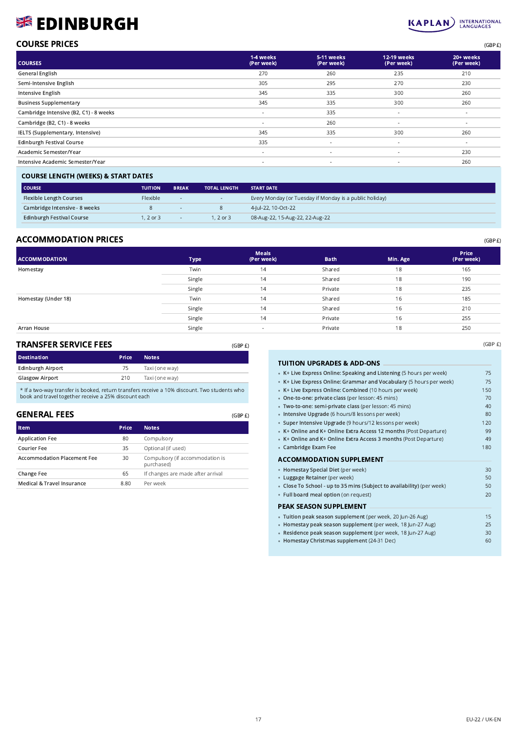# EDINBURGH

KAPLAN INTERNATIONAL LANGUAGES

## COURSE PRICES

(GBP £)

| COURSES | 1-4 weeks (Per week) | 5-11 weeks (Per week) | 12-19 weeks (Per week) | 20+ weeks (Per week) |
|---|---|---|---|---|
| General English | 270 | 260 | 235 | 210 |
| Semi-Intensive English | 305 | 295 | 270 | 230 |
| Intensive English | 345 | 335 | 300 | 260 |
| Business Supplementary | 345 | 335 | 300 | 260 |
| Cambridge Intensive (B2, C1) - 8 weeks | - | 335 | - | - |
| Cambridge (B2, C1) - 8 weeks | - | 260 | - | - |
| IELTS (Supplementary, Intensive) | 345 | 335 | 300 | 260 |
| Edinburgh Festival Course | 335 | - | - | - |
| Academic Semester/Year | - | - | - | 230 |
| Intensive Academic Semester/Year | - | - | - | 260 |

### COURSE LENGTH (WEEKS) & START DATES

| COURSE | TUITION | BREAK | TOTAL LENGTH | START DATE |
|---|---|---|---|---|
| Flexible Length Courses | Flexible | - | - | Every Monday (or Tuesday if Monday is a public holiday) |
| Cambridge Intensive - 8 weeks | 8 | - | 8 | 4-Jul-22, 10-Oct-22 |
| Edinburgh Festival Course | 1, 2 or 3 | - | 1, 2 or 3 | 08-Aug-22, 15-Aug-22, 22-Aug-22 |

## ACCOMMODATION PRICES

(GBP £)

| ACCOMMODATION | Type | Meals (Per week) | Bath | Min. Age | Price (Per week) |
|---|---|---|---|---|---|
| Homestay | Twin | 14 | Shared | 18 | 165 |
| | Single | 14 | Shared | 18 | 190 |
| | Single | 14 | Private | 18 | 235 |
| Homestay (Under 18) | Twin | 14 | Shared | 16 | 185 |
| | Single | 14 | Shared | 16 | 210 |
| | Single | 14 | Private | 16 | 255 |
| Arran House | Single | - | Private | 18 | 250 |

## TRANSFER SERVICE FEES

(GBP £)

| Destination | Price | Notes |
|---|---|---|
| Edinburgh Airport | 75 | Taxi (one way) |
| Glasgow Airport | 210 | Taxi (one way) |

* If a two-way transfer is booked, return transfers receive a 10% discount. Two students who book and travel together receive a 25% discount each

## GENERAL FEES

(GBP £)

| Item | Price | Notes |
|---|---|---|
| Application Fee | 80 | Compulsory |
| Courier Fee | 35 | Optional (if used) |
| Accommodation Placement Fee | 30 | Compulsory (if accommodation is purchased) |
| Change Fee | 65 | If changes are made after arrival |
| Medical & Travel Insurance | 8.80 | Per week |

(GBP £)

### TUITION UPGRADES & ADD-ONS

| Item | Price |
|---|---|
| **K+ Live Express Online: Speaking and Listening** (5 hours per week) | 75 |
| **K+ Live Express Online: Grammar and Vocabulary** (5 hours per week) | 75 |
| **K+ Live Express Online: Combined** (10 hours per week) | 150 |
| **One-to-one: private class** (per lesson: 45 mins) | 70 |
| **Two-to-one: semi-private class** (per lesson: 45 mins) | 40 |
| **Intensive Upgrade** (6 hours/8 lessons per week) | 80 |
| **Super Intensive Upgrade** (9 hours/12 lessons per week) | 120 |
| **K+ Online and K+ Online Extra Access 12 months** (Post Departure) | 99 |
| **K+ Online and K+ Online Extra Access 3 months** (Post Departure) | 49 |
| **Cambridge Exam Fee** | 180 |

### ACCOMMODATION SUPPLEMENT

| Item | Price |
|---|---|
| **Homestay Special Diet** (per week) | 30 |
| **Luggage Retainer** (per week) | 50 |
| **Close To School - up to 35 mins (Subject to availability)** (per week) | 50 |
| **Full board meal option** (on request) | 20 |

### PEAK SEASON SUPPLEMENT

| Item | Price |
|---|---|
| **Tuition peak season supplement** (per week, 20 Jun-26 Aug) | 15 |
| **Homestay peak season supplement** (per week, 18 Jun-27 Aug) | 25 |
| **Residence peak season supplement** (per week, 18 Jun-27 Aug) | 30 |
| **Homestay Christmas supplement** (24-31 Dec) | 60 |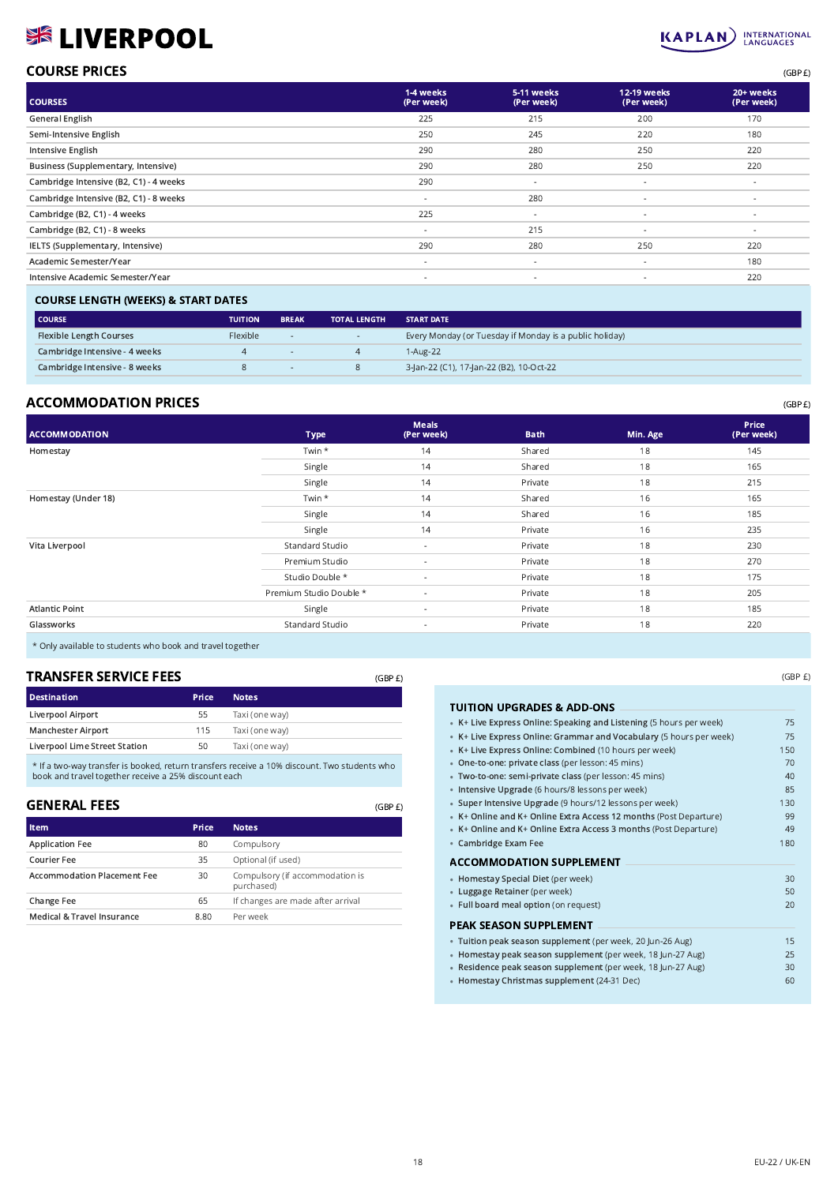# 🇬🇧 LIVERPOOL

KAPLAN INTERNATIONAL LANGUAGES

## COURSE PRICES

(GBP £)

| COURSES | 1-4 weeks (Per week) | 5-11 weeks (Per week) | 12-19 weeks (Per week) | 20+ weeks (Per week) |
|---|---|---|---|---|
| General English | 225 | 215 | 200 | 170 |
| Semi-Intensive English | 250 | 245 | 220 | 180 |
| Intensive English | 290 | 280 | 250 | 220 |
| Business (Supplementary, Intensive) | 290 | 280 | 250 | 220 |
| Cambridge Intensive (B2, C1) - 4 weeks | 290 | - | - | - |
| Cambridge Intensive (B2, C1) - 8 weeks | - | 280 | - | - |
| Cambridge (B2, C1) - 4 weeks | 225 | - | - | - |
| Cambridge (B2, C1) - 8 weeks | - | 215 | - | - |
| IELTS (Supplementary, Intensive) | 290 | 280 | 250 | 220 |
| Academic Semester/Year | - | - | - | 180 |
| Intensive Academic Semester/Year | - | - | - | 220 |

### COURSE LENGTH (WEEKS) & START DATES

| COURSE | TUITION | BREAK | TOTAL LENGTH | START DATE |
|---|---|---|---|---|
| Flexible Length Courses | Flexible | - | - | Every Monday (or Tuesday if Monday is a public holiday) |
| Cambridge Intensive - 4 weeks | 4 | - | 4 | 1-Aug-22 |
| Cambridge Intensive - 8 weeks | 8 | - | 8 | 3-Jan-22 (C1), 17-Jan-22 (B2), 10-Oct-22 |

## ACCOMMODATION PRICES

(GBP £)

| ACCOMMODATION | Type | Meals (Per week) | Bath | Min. Age | Price (Per week) |
|---|---|---|---|---|---|
| Homestay | Twin * | 14 | Shared | 18 | 145 |
| | Single | 14 | Shared | 18 | 165 |
| | Single | 14 | Private | 18 | 215 |
| Homestay (Under 18) | Twin * | 14 | Shared | 16 | 165 |
| | Single | 14 | Shared | 16 | 185 |
| | Single | 14 | Private | 16 | 235 |
| Vita Liverpool | Standard Studio | - | Private | 18 | 230 |
| | Premium Studio | - | Private | 18 | 270 |
| | Studio Double * | - | Private | 18 | 175 |
| | Premium Studio Double * | - | Private | 18 | 205 |
| Atlantic Point | Single | - | Private | 18 | 185 |
| Glassworks | Standard Studio | - | Private | 18 | 220 |

* Only available to students who book and travel together

## TRANSFER SERVICE FEES

(GBP £)

| Destination | Price | Notes |
|---|---|---|
| Liverpool Airport | 55 | Taxi (one way) |
| Manchester Airport | 115 | Taxi (one way) |
| Liverpool Lime Street Station | 50 | Taxi (one way) |

* If a two-way transfer is booked, return transfers receive a 10% discount. Two students who book and travel together receive a 25% discount each

## GENERAL FEES

(GBP £)

| Item | Price | Notes |
|---|---|---|
| Application Fee | 80 | Compulsory |
| Courier Fee | 35 | Optional (if used) |
| Accommodation Placement Fee | 30 | Compulsory (if accommodation is purchased) |
| Change Fee | 65 | If changes are made after arrival |
| Medical & Travel Insurance | 8.80 | Per week |

(GBP £)

### TUITION UPGRADES & ADD-ONS

- **K+ Live Express Online: Speaking and Listening** (5 hours per week) — 75
- **K+ Live Express Online: Grammar and Vocabulary** (5 hours per week) — 75
- **K+ Live Express Online: Combined** (10 hours per week) — 150
- **One-to-one: private class** (per lesson: 45 mins) — 70
- **Two-to-one: semi-private class** (per lesson: 45 mins) — 40
- **Intensive Upgrade** (6 hours/8 lessons per week) — 85
- **Super Intensive Upgrade** (9 hours/12 lessons per week) — 130
- **K+ Online and K+ Online Extra Access 12 months** (Post Departure) — 99
- **K+ Online and K+ Online Extra Access 3 months** (Post Departure) — 49
- **Cambridge Exam Fee** — 180

### ACCOMMODATION SUPPLEMENT

- **Homestay Special Diet** (per week) — 30
- **Luggage Retainer** (per week) — 50
- **Full board meal option** (on request) — 20

### PEAK SEASON SUPPLEMENT

- **Tuition peak season supplement** (per week, 20 Jun-26 Aug) — 15
- **Homestay peak season supplement** (per week, 18 Jun-27 Aug) — 25
- **Residence peak season supplement** (per week, 18 Jun-27 Aug) — 30
- **Homestay Christmas supplement** (24-31 Dec) — 60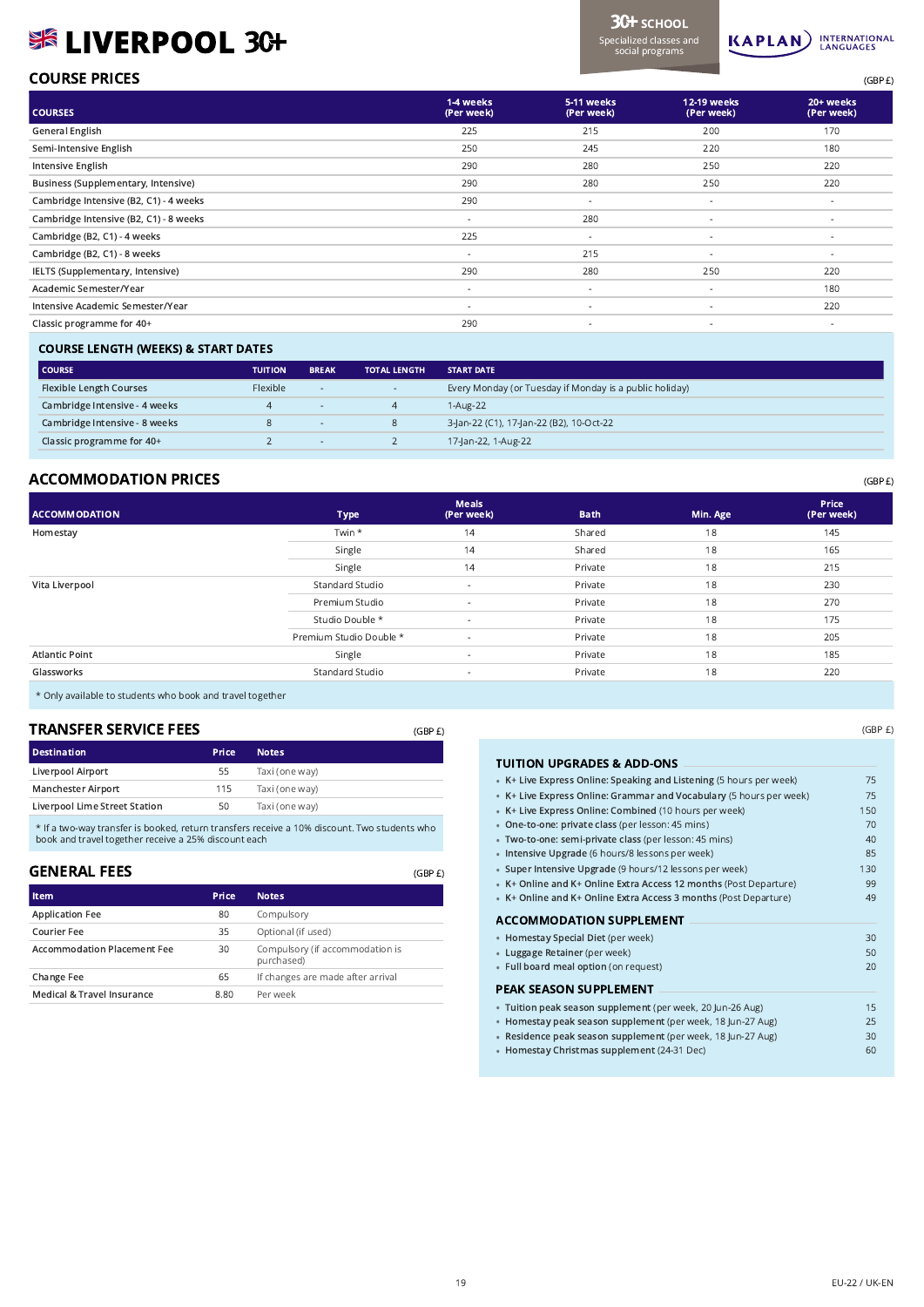# LIVERPOOL 30+

30+ SCHOOL
Specialized classes and social programs

KAPLAN INTERNATIONAL LANGUAGES

## COURSE PRICES

(GBP £)

| COURSES | 1-4 weeks (Per week) | 5-11 weeks (Per week) | 12-19 weeks (Per week) | 20+ weeks (Per week) |
|---|---|---|---|---|
| General English | 225 | 215 | 200 | 170 |
| Semi-Intensive English | 250 | 245 | 220 | 180 |
| Intensive English | 290 | 280 | 250 | 220 |
| Business (Supplementary, Intensive) | 290 | 280 | 250 | 220 |
| Cambridge Intensive (B2, C1) - 4 weeks | 290 | - | - | - |
| Cambridge Intensive (B2, C1) - 8 weeks | - | 280 | - | - |
| Cambridge (B2, C1) - 4 weeks | 225 | - | - | - |
| Cambridge (B2, C1) - 8 weeks | - | 215 | - | - |
| IELTS (Supplementary, Intensive) | 290 | 280 | 250 | 220 |
| Academic Semester/Year | - | - | - | 180 |
| Intensive Academic Semester/Year | - | - | - | 220 |
| Classic programme for 40+ | 290 | - | - | - |

### COURSE LENGTH (WEEKS) & START DATES

| COURSE | TUITION | BREAK | TOTAL LENGTH | START DATE |
|---|---|---|---|---|
| Flexible Length Courses | Flexible | - | - | Every Monday (or Tuesday if Monday is a public holiday) |
| Cambridge Intensive - 4 weeks | 4 | - | 4 | 1-Aug-22 |
| Cambridge Intensive - 8 weeks | 8 | - | 8 | 3-Jan-22 (C1), 17-Jan-22 (B2), 10-Oct-22 |
| Classic programme for 40+ | 2 | - | 2 | 17-Jan-22, 1-Aug-22 |

## ACCOMMODATION PRICES

(GBP £)

| ACCOMMODATION | Type | Meals (Per week) | Bath | Min. Age | Price (Per week) |
|---|---|---|---|---|---|
| Homestay | Twin * | 14 | Shared | 18 | 145 |
| | Single | 14 | Shared | 18 | 165 |
| | Single | 14 | Private | 18 | 215 |
| Vita Liverpool | Standard Studio | - | Private | 18 | 230 |
| | Premium Studio | - | Private | 18 | 270 |
| | Studio Double * | - | Private | 18 | 175 |
| | Premium Studio Double * | - | Private | 18 | 205 |
| Atlantic Point | Single | - | Private | 18 | 185 |
| Glassworks | Standard Studio | - | Private | 18 | 220 |

* Only available to students who book and travel together

## TRANSFER SERVICE FEES

(GBP £)

| Destination | Price | Notes |
|---|---|---|
| Liverpool Airport | 55 | Taxi (one way) |
| Manchester Airport | 115 | Taxi (one way) |
| Liverpool Lime Street Station | 50 | Taxi (one way) |

* If a two-way transfer is booked, return transfers receive a 10% discount. Two students who book and travel together receive a 25% discount each

## GENERAL FEES

(GBP £)

| Item | Price | Notes |
|---|---|---|
| Application Fee | 80 | Compulsory |
| Courier Fee | 35 | Optional (if used) |
| Accommodation Placement Fee | 30 | Compulsory (if accommodation is purchased) |
| Change Fee | 65 | If changes are made after arrival |
| Medical & Travel Insurance | 8.80 | Per week |

(GBP £)

### TUITION UPGRADES & ADD-ONS

- **K+ Live Express Online: Speaking and Listening** (5 hours per week) — 75
- **K+ Live Express Online: Grammar and Vocabulary** (5 hours per week) — 75
- **K+ Live Express Online: Combined** (10 hours per week) — 150
- **One-to-one: private class** (per lesson: 45 mins) — 70
- **Two-to-one: semi-private class** (per lesson: 45 mins) — 40
- **Intensive Upgrade** (6 hours/8 lessons per week) — 85
- **Super Intensive Upgrade** (9 hours/12 lessons per week) — 130
- **K+ Online and K+ Online Extra Access 12 months** (Post Departure) — 99
- **K+ Online and K+ Online Extra Access 3 months** (Post Departure) — 49

### ACCOMMODATION SUPPLEMENT

- **Homestay Special Diet** (per week) — 30
- **Luggage Retainer** (per week) — 50
- **Full board meal option** (on request) — 20

### PEAK SEASON SUPPLEMENT

- **Tuition peak season supplement** (per week, 20 Jun-26 Aug) — 15
- **Homestay peak season supplement** (per week, 18 Jun-27 Aug) — 25
- **Residence peak season supplement** (per week, 18 Jun-27 Aug) — 30
- **Homestay Christmas supplement** (24-31 Dec) — 60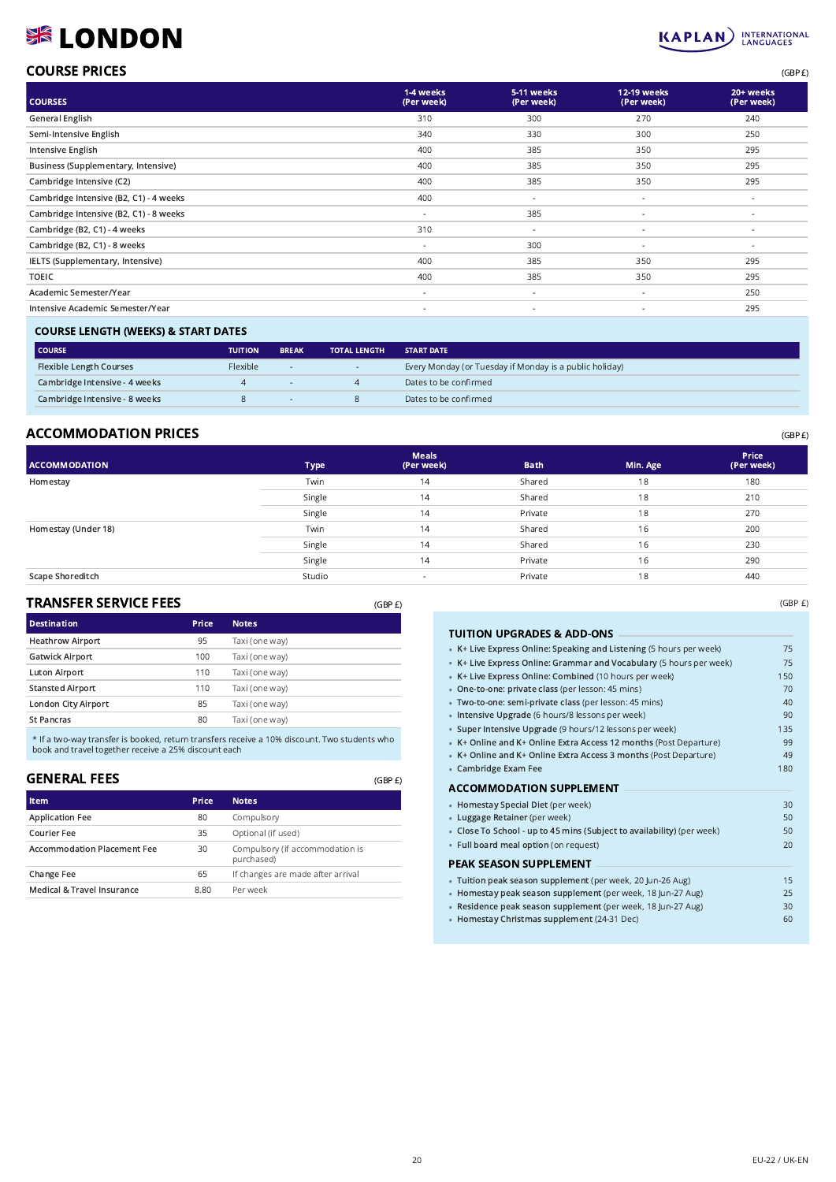# LONDON

KAPLAN INTERNATIONAL LANGUAGES

## COURSE PRICES

(GBP £)

| COURSES | 1-4 weeks (Per week) | 5-11 weeks (Per week) | 12-19 weeks (Per week) | 20+ weeks (Per week) |
|---|---|---|---|---|
| General English | 310 | 300 | 270 | 240 |
| Semi-Intensive English | 340 | 330 | 300 | 250 |
| Intensive English | 400 | 385 | 350 | 295 |
| Business (Supplementary, Intensive) | 400 | 385 | 350 | 295 |
| Cambridge Intensive (C2) | 400 | 385 | 350 | 295 |
| Cambridge Intensive (B2, C1) - 4 weeks | 400 | - | - | - |
| Cambridge Intensive (B2, C1) - 8 weeks | - | 385 | - | - |
| Cambridge (B2, C1) - 4 weeks | 310 | - | - | - |
| Cambridge (B2, C1) - 8 weeks | - | 300 | - | - |
| IELTS (Supplementary, Intensive) | 400 | 385 | 350 | 295 |
| TOEIC | 400 | 385 | 350 | 295 |
| Academic Semester/Year | - | - | - | 250 |
| Intensive Academic Semester/Year | - | - | - | 295 |

### COURSE LENGTH (WEEKS) & START DATES

| COURSE | TUITION | BREAK | TOTAL LENGTH | START DATE |
|---|---|---|---|---|
| Flexible Length Courses | Flexible | - | - | Every Monday (or Tuesday if Monday is a public holiday) |
| Cambridge Intensive - 4 weeks | 4 | - | 4 | Dates to be confirmed |
| Cambridge Intensive - 8 weeks | 8 | - | 8 | Dates to be confirmed |

## ACCOMMODATION PRICES

(GBP £)

| ACCOMMODATION | Type | Meals (Per week) | Bath | Min. Age | Price (Per week) |
|---|---|---|---|---|---|
| Homestay | Twin | 14 | Shared | 18 | 180 |
| | Single | 14 | Shared | 18 | 210 |
| | Single | 14 | Private | 18 | 270 |
| Homestay (Under 18) | Twin | 14 | Shared | 16 | 200 |
| | Single | 14 | Shared | 16 | 230 |
| | Single | 14 | Private | 16 | 290 |
| Scape Shoreditch | Studio | - | Private | 18 | 440 |

## TRANSFER SERVICE FEES

(GBP £)

| Destination | Price | Notes |
|---|---|---|
| Heathrow Airport | 95 | Taxi (one way) |
| Gatwick Airport | 100 | Taxi (one way) |
| Luton Airport | 110 | Taxi (one way) |
| Stansted Airport | 110 | Taxi (one way) |
| London City Airport | 85 | Taxi (one way) |
| St Pancras | 80 | Taxi (one way) |

* If a two-way transfer is booked, return transfers receive a 10% discount. Two students who book and travel together receive a 25% discount each

## GENERAL FEES

(GBP £)

| Item | Price | Notes |
|---|---|---|
| Application Fee | 80 | Compulsory |
| Courier Fee | 35 | Optional (if used) |
| Accommodation Placement Fee | 30 | Compulsory (if accommodation is purchased) |
| Change Fee | 65 | If changes are made after arrival |
| Medical & Travel Insurance | 8.80 | Per week |

(GBP £)

### TUITION UPGRADES & ADD-ONS

| | |
|---|---|
| K+ Live Express Online: Speaking and Listening (5 hours per week) | 75 |
| K+ Live Express Online: Grammar and Vocabulary (5 hours per week) | 75 |
| K+ Live Express Online: Combined (10 hours per week) | 150 |
| One-to-one: private class (per lesson: 45 mins) | 70 |
| Two-to-one: semi-private class (per lesson: 45 mins) | 40 |
| Intensive Upgrade (6 hours/8 lessons per week) | 90 |
| Super Intensive Upgrade (9 hours/12 lessons per week) | 135 |
| K+ Online and K+ Online Extra Access 12 months (Post Departure) | 99 |
| K+ Online and K+ Online Extra Access 3 months (Post Departure) | 49 |
| Cambridge Exam Fee | 180 |

### ACCOMMODATION SUPPLEMENT

| | |
|---|---|
| Homestay Special Diet (per week) | 30 |
| Luggage Retainer (per week) | 50 |
| Close To School - up to 45 mins (Subject to availability) (per week) | 50 |
| Full board meal option (on request) | 20 |

### PEAK SEASON SUPPLEMENT

| | |
|---|---|
| Tuition peak season supplement (per week, 20 Jun-26 Aug) | 15 |
| Homestay peak season supplement (per week, 18 Jun-27 Aug) | 25 |
| Residence peak season supplement (per week, 18 Jun-27 Aug) | 30 |
| Homestay Christmas supplement (24-31 Dec) | 60 |

EU-22 / UK-EN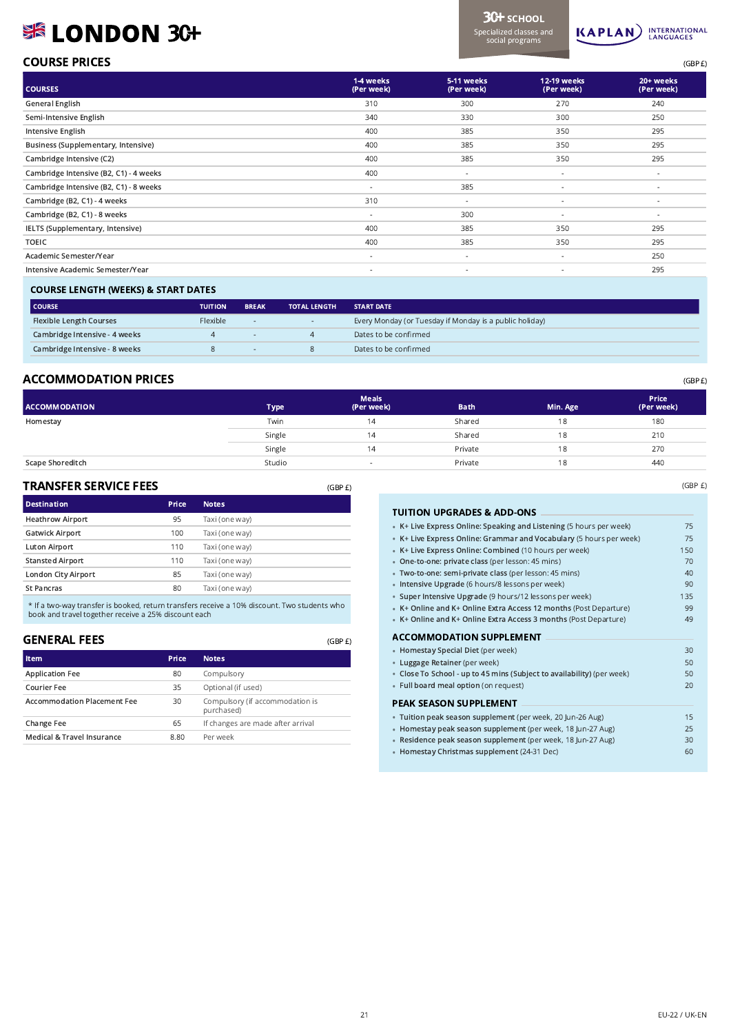# 🇬🇧 LONDON 30+

30+ SCHOOL
Specialized classes and social programs

KAPLAN INTERNATIONAL LANGUAGES

## COURSE PRICES

(GBP £)

| COURSES | 1-4 weeks (Per week) | 5-11 weeks (Per week) | 12-19 weeks (Per week) | 20+ weeks (Per week) |
|---|---|---|---|---|
| General English | 310 | 300 | 270 | 240 |
| Semi-Intensive English | 340 | 330 | 300 | 250 |
| Intensive English | 400 | 385 | 350 | 295 |
| Business (Supplementary, Intensive) | 400 | 385 | 350 | 295 |
| Cambridge Intensive (C2) | 400 | 385 | 350 | 295 |
| Cambridge Intensive (B2, C1) - 4 weeks | 400 | - | - | - |
| Cambridge Intensive (B2, C1) - 8 weeks | - | 385 | - | - |
| Cambridge (B2, C1) - 4 weeks | 310 | - | - | - |
| Cambridge (B2, C1) - 8 weeks | - | 300 | - | - |
| IELTS (Supplementary, Intensive) | 400 | 385 | 350 | 295 |
| TOEIC | 400 | 385 | 350 | 295 |
| Academic Semester/Year | - | - | - | 250 |
| Intensive Academic Semester/Year | - | - | - | 295 |

### COURSE LENGTH (WEEKS) & START DATES

| COURSE | TUITION | BREAK | TOTAL LENGTH | START DATE |
|---|---|---|---|---|
| Flexible Length Courses | Flexible | - | - | Every Monday (or Tuesday if Monday is a public holiday) |
| Cambridge Intensive - 4 weeks | 4 | - | 4 | Dates to be confirmed |
| Cambridge Intensive - 8 weeks | 8 | - | 8 | Dates to be confirmed |

## ACCOMMODATION PRICES

(GBP £)

| ACCOMMODATION | Type | Meals (Per week) | Bath | Min. Age | Price (Per week) |
|---|---|---|---|---|---|
| Homestay | Twin | 14 | Shared | 18 | 180 |
| | Single | 14 | Shared | 18 | 210 |
| | Single | 14 | Private | 18 | 270 |
| Scape Shoreditch | Studio | - | Private | 18 | 440 |

## TRANSFER SERVICE FEES

(GBP £)

| Destination | Price | Notes |
|---|---|---|
| Heathrow Airport | 95 | Taxi (one way) |
| Gatwick Airport | 100 | Taxi (one way) |
| Luton Airport | 110 | Taxi (one way) |
| Stansted Airport | 110 | Taxi (one way) |
| London City Airport | 85 | Taxi (one way) |
| St Pancras | 80 | Taxi (one way) |

* If a two-way transfer is booked, return transfers receive a 10% discount. Two students who book and travel together receive a 25% discount each

## GENERAL FEES

(GBP £)

| Item | Price | Notes |
|---|---|---|
| Application Fee | 80 | Compulsory |
| Courier Fee | 35 | Optional (if used) |
| Accommodation Placement Fee | 30 | Compulsory (if accommodation is purchased) |
| Change Fee | 65 | If changes are made after arrival |
| Medical & Travel Insurance | 8.80 | Per week |

(GBP £)

### TUITION UPGRADES & ADD-ONS

| Item | Price |
|---|---|
| **K+ Live Express Online: Speaking and Listening** (5 hours per week) | 75 |
| **K+ Live Express Online: Grammar and Vocabulary** (5 hours per week) | 75 |
| **K+ Live Express Online: Combined** (10 hours per week) | 150 |
| **One-to-one: private class** (per lesson: 45 mins) | 70 |
| **Two-to-one: semi-private class** (per lesson: 45 mins) | 40 |
| **Intensive Upgrade** (6 hours/8 lessons per week) | 90 |
| **Super Intensive Upgrade** (9 hours/12 lessons per week) | 135 |
| **K+ Online and K+ Online Extra Access 12 months** (Post Departure) | 99 |
| **K+ Online and K+ Online Extra Access 3 months** (Post Departure) | 49 |

### ACCOMMODATION SUPPLEMENT

| Item | Price |
|---|---|
| **Homestay Special Diet** (per week) | 30 |
| **Luggage Retainer** (per week) | 50 |
| **Close To School - up to 45 mins (Subject to availability)** (per week) | 50 |
| **Full board meal option** (on request) | 20 |

### PEAK SEASON SUPPLEMENT

| Item | Price |
|---|---|
| **Tuition peak season supplement** (per week, 20 Jun-26 Aug) | 15 |
| **Homestay peak season supplement** (per week, 18 Jun-27 Aug) | 25 |
| **Residence peak season supplement** (per week, 18 Jun-27 Aug) | 30 |
| **Homestay Christmas supplement** (24-31 Dec) | 60 |

EU-22 / UK-EN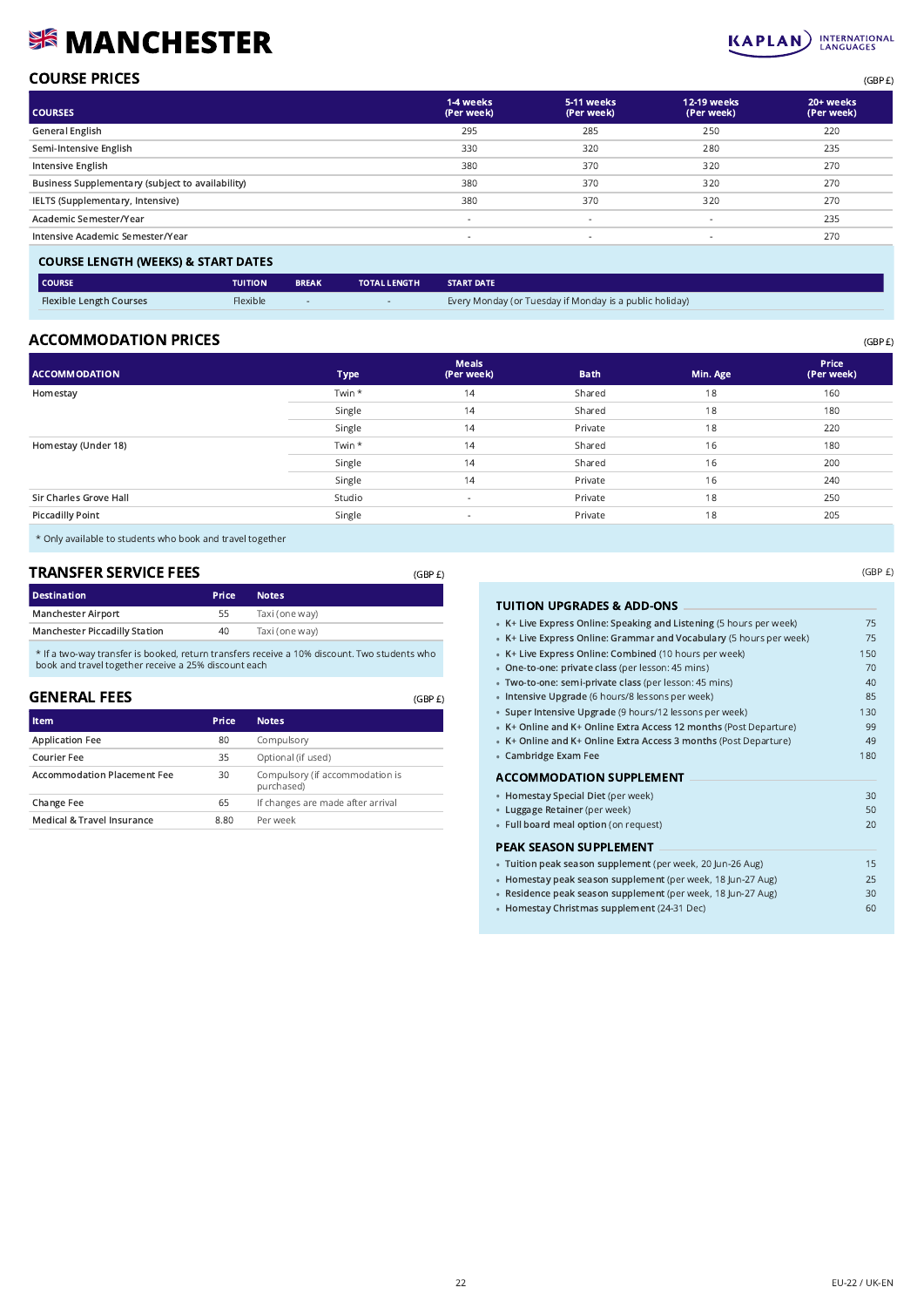# MANCHESTER

KAPLAN INTERNATIONAL LANGUAGES

## COURSE PRICES

(GBP £)

| COURSES | 1-4 weeks (Per week) | 5-11 weeks (Per week) | 12-19 weeks (Per week) | 20+ weeks (Per week) |
|---|---|---|---|---|
| General English | 295 | 285 | 250 | 220 |
| Semi-Intensive English | 330 | 320 | 280 | 235 |
| Intensive English | 380 | 370 | 320 | 270 |
| Business Supplementary (subject to availability) | 380 | 370 | 320 | 270 |
| IELTS (Supplementary, Intensive) | 380 | 370 | 320 | 270 |
| Academic Semester/Year | - | - | - | 235 |
| Intensive Academic Semester/Year | - | - | - | 270 |

### COURSE LENGTH (WEEKS) & START DATES

| COURSE | TUITION | BREAK | TOTAL LENGTH | START DATE |
|---|---|---|---|---|
| Flexible Length Courses | Flexible | - | - | Every Monday (or Tuesday if Monday is a public holiday) |

## ACCOMMODATION PRICES

(GBP £)

| ACCOMMODATION | Type | Meals (Per week) | Bath | Min. Age | Price (Per week) |
|---|---|---|---|---|---|
| Homestay | Twin * | 14 | Shared | 18 | 160 |
| | Single | 14 | Shared | 18 | 180 |
| | Single | 14 | Private | 18 | 220 |
| Homestay (Under 18) | Twin * | 14 | Shared | 16 | 180 |
| | Single | 14 | Shared | 16 | 200 |
| | Single | 14 | Private | 16 | 240 |
| Sir Charles Grove Hall | Studio | - | Private | 18 | 250 |
| Piccadilly Point | Single | - | Private | 18 | 205 |

* Only available to students who book and travel together

## TRANSFER SERVICE FEES

(GBP £)

| Destination | Price | Notes |
|---|---|---|
| Manchester Airport | 55 | Taxi (one way) |
| Manchester Piccadilly Station | 40 | Taxi (one way) |

* If a two-way transfer is booked, return transfers receive a 10% discount. Two students who book and travel together receive a 25% discount each

## GENERAL FEES

(GBP £)

| Item | Price | Notes |
|---|---|---|
| Application Fee | 80 | Compulsory |
| Courier Fee | 35 | Optional (if used) |
| Accommodation Placement Fee | 30 | Compulsory (if accommodation is purchased) |
| Change Fee | 65 | If changes are made after arrival |
| Medical & Travel Insurance | 8.80 | Per week |

(GBP £)

### TUITION UPGRADES & ADD-ONS

| | |
|---|---|
| **K+ Live Express Online: Speaking and Listening** (5 hours per week) | 75 |
| **K+ Live Express Online: Grammar and Vocabulary** (5 hours per week) | 75 |
| **K+ Live Express Online: Combined** (10 hours per week) | 150 |
| **One-to-one: private class** (per lesson: 45 mins) | 70 |
| **Two-to-one: semi-private class** (per lesson: 45 mins) | 40 |
| **Intensive Upgrade** (6 hours/8 lessons per week) | 85 |
| **Super Intensive Upgrade** (9 hours/12 lessons per week) | 130 |
| **K+ Online and K+ Online Extra Access 12 months** (Post Departure) | 99 |
| **K+ Online and K+ Online Extra Access 3 months** (Post Departure) | 49 |
| **Cambridge Exam Fee** | 180 |

### ACCOMMODATION SUPPLEMENT

| | |
|---|---|
| **Homestay Special Diet** (per week) | 30 |
| **Luggage Retainer** (per week) | 50 |
| **Full board meal option** (on request) | 20 |

### PEAK SEASON SUPPLEMENT

| | |
|---|---|
| **Tuition peak season supplement** (per week, 20 Jun-26 Aug) | 15 |
| **Homestay peak season supplement** (per week, 18 Jun-27 Aug) | 25 |
| **Residence peak season supplement** (per week, 18 Jun-27 Aug) | 30 |
| **Homestay Christmas supplement** (24-31 Dec) | 60 |

EU-22 / UK-EN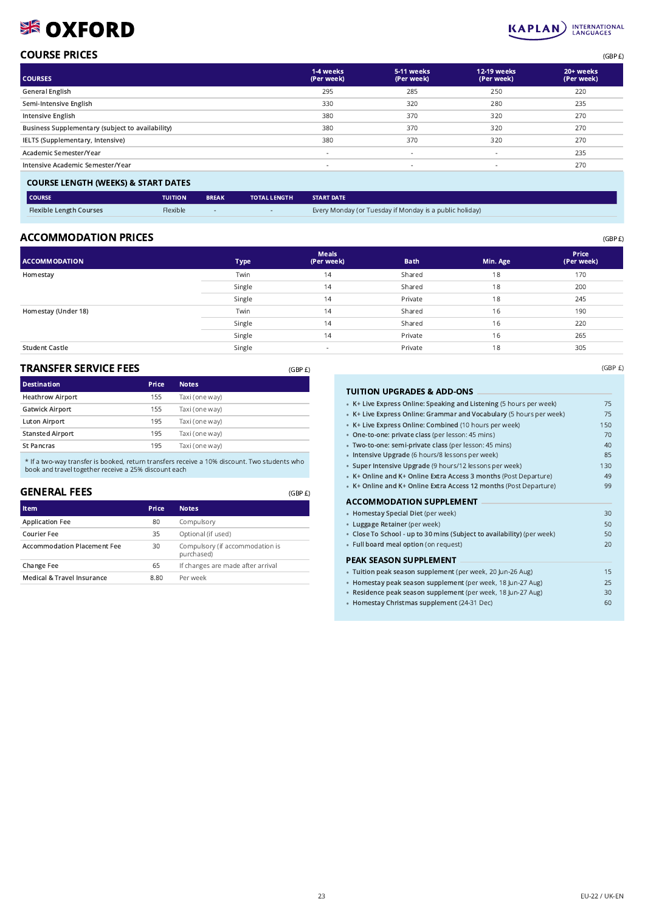# 🇬🇧 OXFORD

KAPLAN INTERNATIONAL LANGUAGES

## COURSE PRICES

(GBP £)

| COURSES | 1-4 weeks (Per week) | 5-11 weeks (Per week) | 12-19 weeks (Per week) | 20+ weeks (Per week) |
|---|---|---|---|---|
| General English | 295 | 285 | 250 | 220 |
| Semi-Intensive English | 330 | 320 | 280 | 235 |
| Intensive English | 380 | 370 | 320 | 270 |
| Business Supplementary (subject to availability) | 380 | 370 | 320 | 270 |
| IELTS (Supplementary, Intensive) | 380 | 370 | 320 | 270 |
| Academic Semester/Year | - | - | - | 235 |
| Intensive Academic Semester/Year | - | - | - | 270 |

### COURSE LENGTH (WEEKS) & START DATES

| COURSE | TUITION | BREAK | TOTAL LENGTH | START DATE |
|---|---|---|---|---|
| Flexible Length Courses | Flexible | - | - | Every Monday (or Tuesday if Monday is a public holiday) |

## ACCOMMODATION PRICES

(GBP £)

| ACCOMMODATION | Type | Meals (Per week) | Bath | Min. Age | Price (Per week) |
|---|---|---|---|---|---|
| Homestay | Twin | 14 | Shared | 18 | 170 |
| | Single | 14 | Shared | 18 | 200 |
| | Single | 14 | Private | 18 | 245 |
| Homestay (Under 18) | Twin | 14 | Shared | 16 | 190 |
| | Single | 14 | Shared | 16 | 220 |
| | Single | 14 | Private | 16 | 265 |
| Student Castle | Single | - | Private | 18 | 305 |

## TRANSFER SERVICE FEES

(GBP £)

| Destination | Price | Notes |
|---|---|---|
| Heathrow Airport | 155 | Taxi (one way) |
| Gatwick Airport | 155 | Taxi (one way) |
| Luton Airport | 195 | Taxi (one way) |
| Stansted Airport | 195 | Taxi (one way) |
| St Pancras | 195 | Taxi (one way) |

* If a two-way transfer is booked, return transfers receive a 10% discount. Two students who book and travel together receive a 25% discount each

## GENERAL FEES

(GBP £)

| Item | Price | Notes |
|---|---|---|
| Application Fee | 80 | Compulsory |
| Courier Fee | 35 | Optional (if used) |
| Accommodation Placement Fee | 30 | Compulsory (if accommodation is purchased) |
| Change Fee | 65 | If changes are made after arrival |
| Medical & Travel Insurance | 8.80 | Per week |

(GBP £)

### TUITION UPGRADES & ADD-ONS

| | |
|---|---|
| K+ Live Express Online: Speaking and Listening (5 hours per week) | 75 |
| K+ Live Express Online: Grammar and Vocabulary (5 hours per week) | 75 |
| K+ Live Express Online: Combined (10 hours per week) | 150 |
| One-to-one: private class (per lesson: 45 mins) | 70 |
| Two-to-one: semi-private class (per lesson: 45 mins) | 40 |
| Intensive Upgrade (6 hours/8 lessons per week) | 85 |
| Super Intensive Upgrade (9 hours/12 lessons per week) | 130 |
| K+ Online and K+ Online Extra Access 3 months (Post Departure) | 49 |
| K+ Online and K+ Online Extra Access 12 months (Post Departure) | 99 |

### ACCOMMODATION SUPPLEMENT

| | |
|---|---|
| Homestay Special Diet (per week) | 30 |
| Luggage Retainer (per week) | 50 |
| Close To School - up to 30 mins (Subject to availability) (per week) | 50 |
| Full board meal option (on request) | 20 |

### PEAK SEASON SUPPLEMENT

| | |
|---|---|
| Tuition peak season supplement (per week, 20 Jun-26 Aug) | 15 |
| Homestay peak season supplement (per week, 18 Jun-27 Aug) | 25 |
| Residence peak season supplement (per week, 18 Jun-27 Aug) | 30 |
| Homestay Christmas supplement (24-31 Dec) | 60 |

EU-22 / UK-EN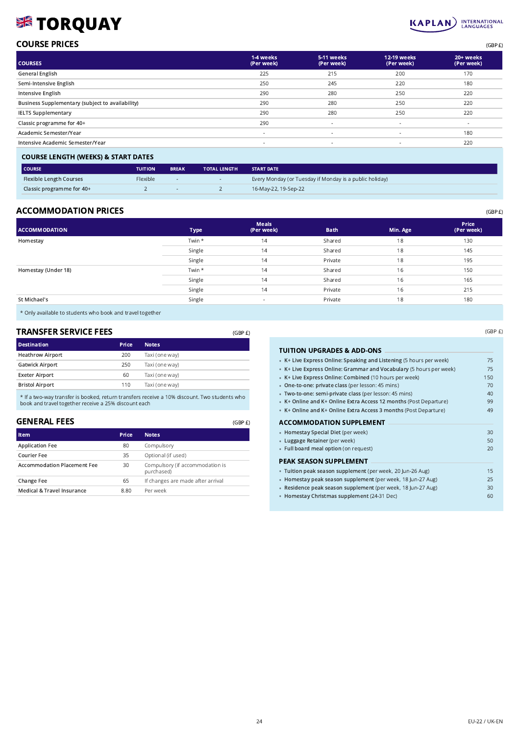# 🇬🇧 TORQUAY

KAPLAN INTERNATIONAL LANGUAGES

## COURSE PRICES

(GBP £)

| COURSES | 1-4 weeks (Per week) | 5-11 weeks (Per week) | 12-19 weeks (Per week) | 20+ weeks (Per week) |
|---|---|---|---|---|
| General English | 225 | 215 | 200 | 170 |
| Semi-Intensive English | 250 | 245 | 220 | 180 |
| Intensive English | 290 | 280 | 250 | 220 |
| Business Supplementary (subject to availability) | 290 | 280 | 250 | 220 |
| IELTS Supplementary | 290 | 280 | 250 | 220 |
| Classic programme for 40+ | 290 | - | - | - |
| Academic Semester/Year | - | - | - | 180 |
| Intensive Academic Semester/Year | - | - | - | 220 |

### COURSE LENGTH (WEEKS) & START DATES

| COURSE | TUITION | BREAK | TOTAL LENGTH | START DATE |
|---|---|---|---|---|
| Flexible Length Courses | Flexible | - | - | Every Monday (or Tuesday if Monday is a public holiday) |
| Classic programme for 40+ | 2 | - | 2 | 16-May-22, 19-Sep-22 |

## ACCOMMODATION PRICES

(GBP £)

| ACCOMMODATION | Type | Meals (Per week) | Bath | Min. Age | Price (Per week) |
|---|---|---|---|---|---|
| Homestay | Twin * | 14 | Shared | 18 | 130 |
| | Single | 14 | Shared | 18 | 145 |
| | Single | 14 | Private | 18 | 195 |
| Homestay (Under 18) | Twin * | 14 | Shared | 16 | 150 |
| | Single | 14 | Shared | 16 | 165 |
| | Single | 14 | Private | 16 | 215 |
| St Michael's | Single | - | Private | 18 | 180 |

* Only available to students who book and travel together

## TRANSFER SERVICE FEES

(GBP £)

| Destination | Price | Notes |
|---|---|---|
| Heathrow Airport | 200 | Taxi (one way) |
| Gatwick Airport | 250 | Taxi (one way) |
| Exeter Airport | 60 | Taxi (one way) |
| Bristol Airport | 110 | Taxi (one way) |

* If a two-way transfer is booked, return transfers receive a 10% discount. Two students who book and travel together receive a 25% discount each

## GENERAL FEES

(GBP £)

| Item | Price | Notes |
|---|---|---|
| Application Fee | 80 | Compulsory |
| Courier Fee | 35 | Optional (if used) |
| Accommodation Placement Fee | 30 | Compulsory (if accommodation is purchased) |
| Change Fee | 65 | If changes are made after arrival |
| Medical & Travel Insurance | 8.80 | Per week |

(GBP £)

### TUITION UPGRADES & ADD-ONS

| | |
|---|---|
| **K+ Live Express Online: Speaking and Listening** (5 hours per week) | 75 |
| **K+ Live Express Online: Grammar and Vocabulary** (5 hours per week) | 75 |
| **K+ Live Express Online: Combined** (10 hours per week) | 150 |
| **One-to-one: private class** (per lesson: 45 mins) | 70 |
| **Two-to-one: semi-private class** (per lesson: 45 mins) | 40 |
| **K+ Online and K+ Online Extra Access 12 months** (Post Departure) | 99 |
| **K+ Online and K+ Online Extra Access 3 months** (Post Departure) | 49 |

### ACCOMMODATION SUPPLEMENT

| | |
|---|---|
| **Homestay Special Diet** (per week) | 30 |
| **Luggage Retainer** (per week) | 50 |
| **Full board meal option** (on request) | 20 |

### PEAK SEASON SUPPLEMENT

| | |
|---|---|
| **Tuition peak season supplement** (per week, 20 Jun-26 Aug) | 15 |
| **Homestay peak season supplement** (per week, 18 Jun-27 Aug) | 25 |
| **Residence peak season supplement** (per week, 18 Jun-27 Aug) | 30 |
| **Homestay Christmas supplement** (24-31 Dec) | 60 |

EU-22 / UK-EN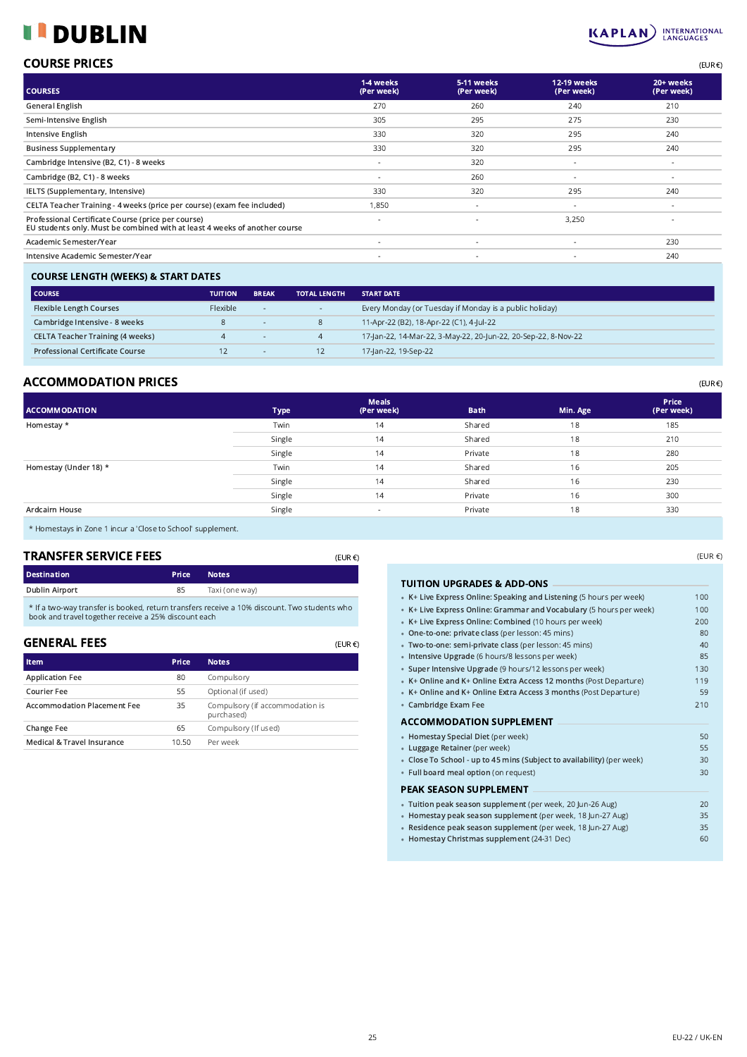# DUBLIN

KAPLAN INTERNATIONAL LANGUAGES

## COURSE PRICES

(EUR €)

| COURSES | 1-4 weeks (Per week) | 5-11 weeks (Per week) | 12-19 weeks (Per week) | 20+ weeks (Per week) |
|---|---|---|---|---|
| General English | 270 | 260 | 240 | 210 |
| Semi-Intensive English | 305 | 295 | 275 | 230 |
| Intensive English | 330 | 320 | 295 | 240 |
| Business Supplementary | 330 | 320 | 295 | 240 |
| Cambridge Intensive (B2, C1) - 8 weeks | - | 320 | - | - |
| Cambridge (B2, C1) - 8 weeks | - | 260 | - | - |
| IELTS (Supplementary, Intensive) | 330 | 320 | 295 | 240 |
| CELTA Teacher Training - 4 weeks (price per course) (exam fee included) | 1,850 | - | - | - |
| Professional Certificate Course (price per course) EU students only. Must be combined with at least 4 weeks of another course | - | - | 3,250 | - |
| Academic Semester/Year | - | - | - | 230 |
| Intensive Academic Semester/Year | - | - | - | 240 |

### COURSE LENGTH (WEEKS) & START DATES

| COURSE | TUITION | BREAK | TOTAL LENGTH | START DATE |
|---|---|---|---|---|
| Flexible Length Courses | Flexible | - | - | Every Monday (or Tuesday if Monday is a public holiday) |
| Cambridge Intensive - 8 weeks | 8 | - | 8 | 11-Apr-22 (B2), 18-Apr-22 (C1), 4-Jul-22 |
| CELTA Teacher Training (4 weeks) | 4 | - | 4 | 17-Jan-22, 14-Mar-22, 3-May-22, 20-Jun-22, 20-Sep-22, 8-Nov-22 |
| Professional Certificate Course | 12 | - | 12 | 17-Jan-22, 19-Sep-22 |

## ACCOMMODATION PRICES

(EUR €)

| ACCOMMODATION | Type | Meals (Per week) | Bath | Min. Age | Price (Per week) |
|---|---|---|---|---|---|
| Homestay * | Twin | 14 | Shared | 18 | 185 |
| | Single | 14 | Shared | 18 | 210 |
| | Single | 14 | Private | 18 | 280 |
| Homestay (Under 18) * | Twin | 14 | Shared | 16 | 205 |
| | Single | 14 | Shared | 16 | 230 |
| | Single | 14 | Private | 16 | 300 |
| Ardcairn House | Single | - | Private | 18 | 330 |

\* Homestays in Zone 1 incur a 'Close to School' supplement.

## TRANSFER SERVICE FEES

(EUR €)

| Destination | Price | Notes |
|---|---|---|
| Dublin Airport | 85 | Taxi (one way) |

\* If a two-way transfer is booked, return transfers receive a 10% discount. Two students who book and travel together receive a 25% discount each

## GENERAL FEES

(EUR €)

| Item | Price | Notes |
|---|---|---|
| Application Fee | 80 | Compulsory |
| Courier Fee | 55 | Optional (if used) |
| Accommodation Placement Fee | 35 | Compulsory (if accommodation is purchased) |
| Change Fee | 65 | Compulsory (If used) |
| Medical & Travel Insurance | 10.50 | Per week |

(EUR €)

### TUITION UPGRADES & ADD-ONS

- **K+ Live Express Online: Speaking and Listening** (5 hours per week) — 100
- **K+ Live Express Online: Grammar and Vocabulary** (5 hours per week) — 100
- **K+ Live Express Online: Combined** (10 hours per week) — 200
- **One-to-one: private class** (per lesson: 45 mins) — 80
- **Two-to-one: semi-private class** (per lesson: 45 mins) — 40
- **Intensive Upgrade** (6 hours/8 lessons per week) — 85
- **Super Intensive Upgrade** (9 hours/12 lessons per week) — 130
- **K+ Online and K+ Online Extra Access 12 months** (Post Departure) — 119
- **K+ Online and K+ Online Extra Access 3 months** (Post Departure) — 59
- **Cambridge Exam Fee** — 210

### ACCOMMODATION SUPPLEMENT

- **Homestay Special Diet** (per week) — 50
- **Luggage Retainer** (per week) — 55
- **Close To School - up to 45 mins (Subject to availability)** (per week) — 30
- **Full board meal option** (on request) — 30

### PEAK SEASON SUPPLEMENT

- **Tuition peak season supplement** (per week, 20 Jun-26 Aug) — 20
- **Homestay peak season supplement** (per week, 18 Jun-27 Aug) — 35
- **Residence peak season supplement** (per week, 18 Jun-27 Aug) — 35
- **Homestay Christmas supplement** (24-31 Dec) — 60

EU-22 / UK-EN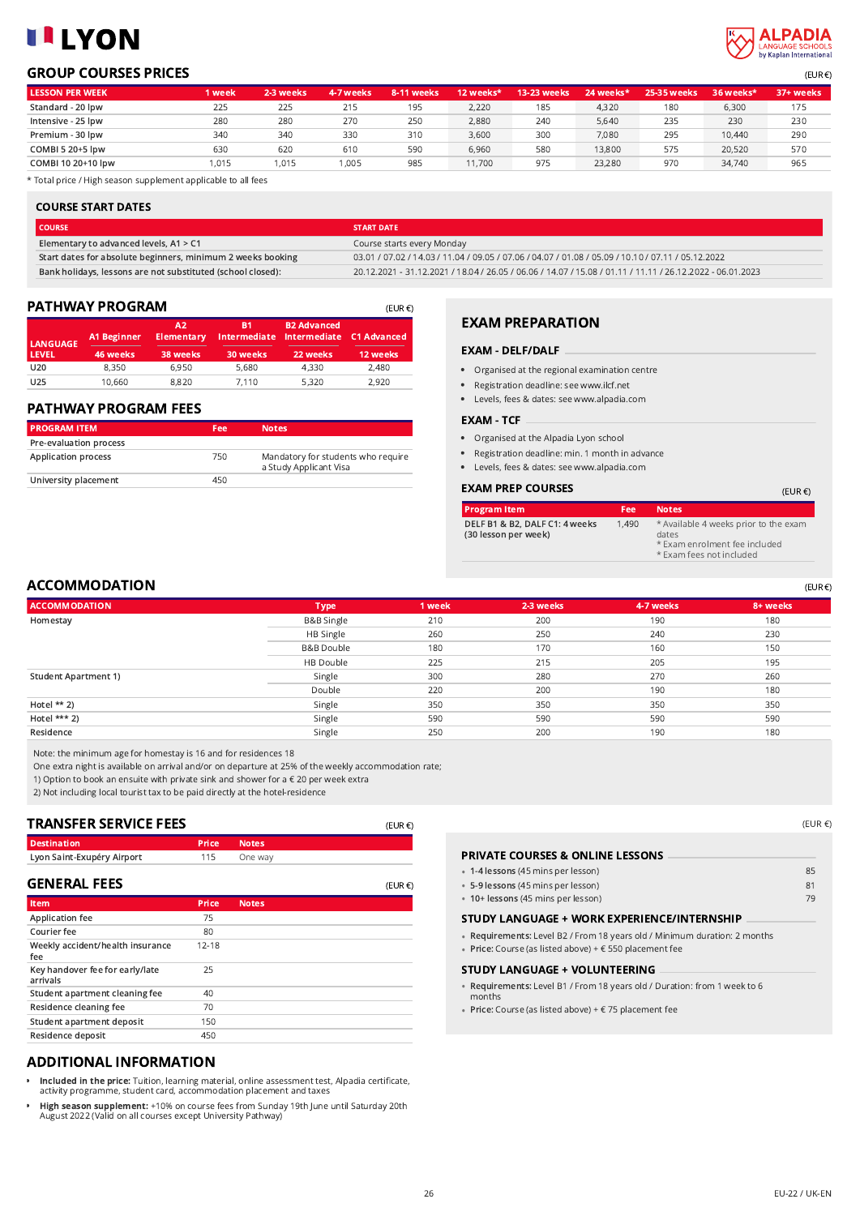# LYON

## GROUP COURSES PRICES

(EUR €)

| LESSON PER WEEK | 1 week | 2-3 weeks | 4-7 weeks | 8-11 weeks | 12 weeks* | 13-23 weeks | 24 weeks* | 25-35 weeks | 36 weeks* | 37+ weeks |
|---|---|---|---|---|---|---|---|---|---|---|
| Standard - 20 lpw | 225 | 225 | 215 | 195 | 2,220 | 185 | 4,320 | 180 | 6,300 | 175 |
| Intensive - 25 lpw | 280 | 280 | 270 | 250 | 2,880 | 240 | 5,640 | 235 | 230 | 230 |
| Premium - 30 lpw | 340 | 340 | 330 | 310 | 3,600 | 300 | 7,080 | 295 | 10,440 | 290 |
| COMBI 5 20+5 lpw | 630 | 620 | 610 | 590 | 6,960 | 580 | 13,800 | 575 | 20,520 | 570 |
| COMBI 10 20+10 lpw | 1,015 | 1,015 | 1,005 | 985 | 11,700 | 975 | 23,280 | 970 | 34,740 | 965 |

* Total price / High season supplement applicable to all fees

### COURSE START DATES

| COURSE | START DATE |
|---|---|
| Elementary to advanced levels, A1 > C1 | Course starts every Monday |
| Start dates for absolute beginners, minimum 2 weeks booking | 03.01 / 07.02 / 14.03 / 11.04 / 09.05 / 07.06 / 04.07 / 01.08 / 05.09 / 10.10 / 07.11 / 05.12.2022 |
| Bank holidays, lessons are not substituted (school closed): | 20.12.2021 - 31.12.2021 / 18.04 / 26.05 / 06.06 / 14.07 / 15.08 / 01.11 / 11.11 / 26.12.2022 - 06.01.2023 |

## PATHWAY PROGRAM

(EUR €)

| LANGUAGE LEVEL | A1 Beginner | A2 Elementary | B1 Intermediate | B2 Advanced Intermediate | C1 Advanced |
|---|---|---|---|---|---|
| | 46 weeks | 38 weeks | 30 weeks | 22 weeks | 12 weeks |
| U20 | 8,350 | 6,950 | 5,680 | 4,330 | 2,480 |
| U25 | 10,660 | 8,820 | 7,110 | 5,320 | 2,920 |

## PATHWAY PROGRAM FEES

| PROGRAM ITEM | Fee | Notes |
|---|---|---|
| Pre-evaluation process | | |
| Application process | 750 | Mandatory for students who require a Study Applicant Visa |
| University placement | 450 | |

## EXAM PREPARATION

### EXAM - DELF/DALF

- Organised at the regional examination centre
- Registration deadline: see www.ilcf.net
- Levels, fees & dates: see www.alpadia.com

### EXAM - TCF

- Organised at the Alpadia Lyon school
- Registration deadline: min. 1 month in advance
- Levels, fees & dates: see www.alpadia.com

### EXAM PREP COURSES

(EUR €)

| Program Item | Fee | Notes |
|---|---|---|
| DELF B1 & B2, DALF C1: 4 weeks (30 lesson per week) | 1,490 | * Available 4 weeks prior to the exam dates<br>* Exam enrolment fee included<br>* Exam fees not included |

## ACCOMMODATION

(EUR €)

| ACCOMMODATION | Type | 1 week | 2-3 weeks | 4-7 weeks | 8+ weeks |
|---|---|---|---|---|---|
| Homestay | B&B Single | 210 | 200 | 190 | 180 |
| | HB Single | 260 | 250 | 240 | 230 |
| | B&B Double | 180 | 170 | 160 | 150 |
| | HB Double | 225 | 215 | 205 | 195 |
| Student Apartment 1) | Single | 300 | 280 | 270 | 260 |
| | Double | 220 | 200 | 190 | 180 |
| Hotel ** 2) | Single | 350 | 350 | 350 | 350 |
| Hotel *** 2) | Single | 590 | 590 | 590 | 590 |
| Residence | Single | 250 | 200 | 190 | 180 |

Note: the minimum age for homestay is 16 and for residences 18

One extra night is available on arrival and/or on departure at 25% of the weekly accommodation rate;

1) Option to book an ensuite with private sink and shower for a € 20 per week extra

2) Not including local tourist tax to be paid directly at the hotel-residence

## TRANSFER SERVICE FEES

(EUR €)

| Destination | Price | Notes |
|---|---|---|
| Lyon Saint-Exupéry Airport | 115 | One way |

## GENERAL FEES

(EUR €)

| Item | Price | Notes |
|---|---|---|
| Application fee | 75 | |
| Courier fee | 80 | |
| Weekly accident/health insurance fee | 12-18 | |
| Key handover fee for early/late arrivals | 25 | |
| Student apartment cleaning fee | 40 | |
| Residence cleaning fee | 70 | |
| Student apartment deposit | 150 | |
| Residence deposit | 450 | |

(EUR €)

### PRIVATE COURSES & ONLINE LESSONS

- **1-4 lessons** (45 mins per lesson) — 85
- **5-9 lessons** (45 mins per lesson) — 81
- **10+ lessons** (45 mins per lesson) — 79

### STUDY LANGUAGE + WORK EXPERIENCE/INTERNSHIP

- **Requirements:** Level B2 / From 18 years old / Minimum duration: 2 months
- **Price:** Course (as listed above) + € 550 placement fee

### STUDY LANGUAGE + VOLUNTEERING

- **Requirements:** Level B1 / From 18 years old / Duration: from 1 week to 6 months
- **Price:** Course (as listed above) + € 75 placement fee

## ADDITIONAL INFORMATION

- **Included in the price:** Tuition, learning material, online assessment test, Alpadia certificate, activity programme, student card, accommodation placement and taxes
- **High season supplement:** +10% on course fees from Sunday 19th June until Saturday 20th August 2022 (Valid on all courses except University Pathway)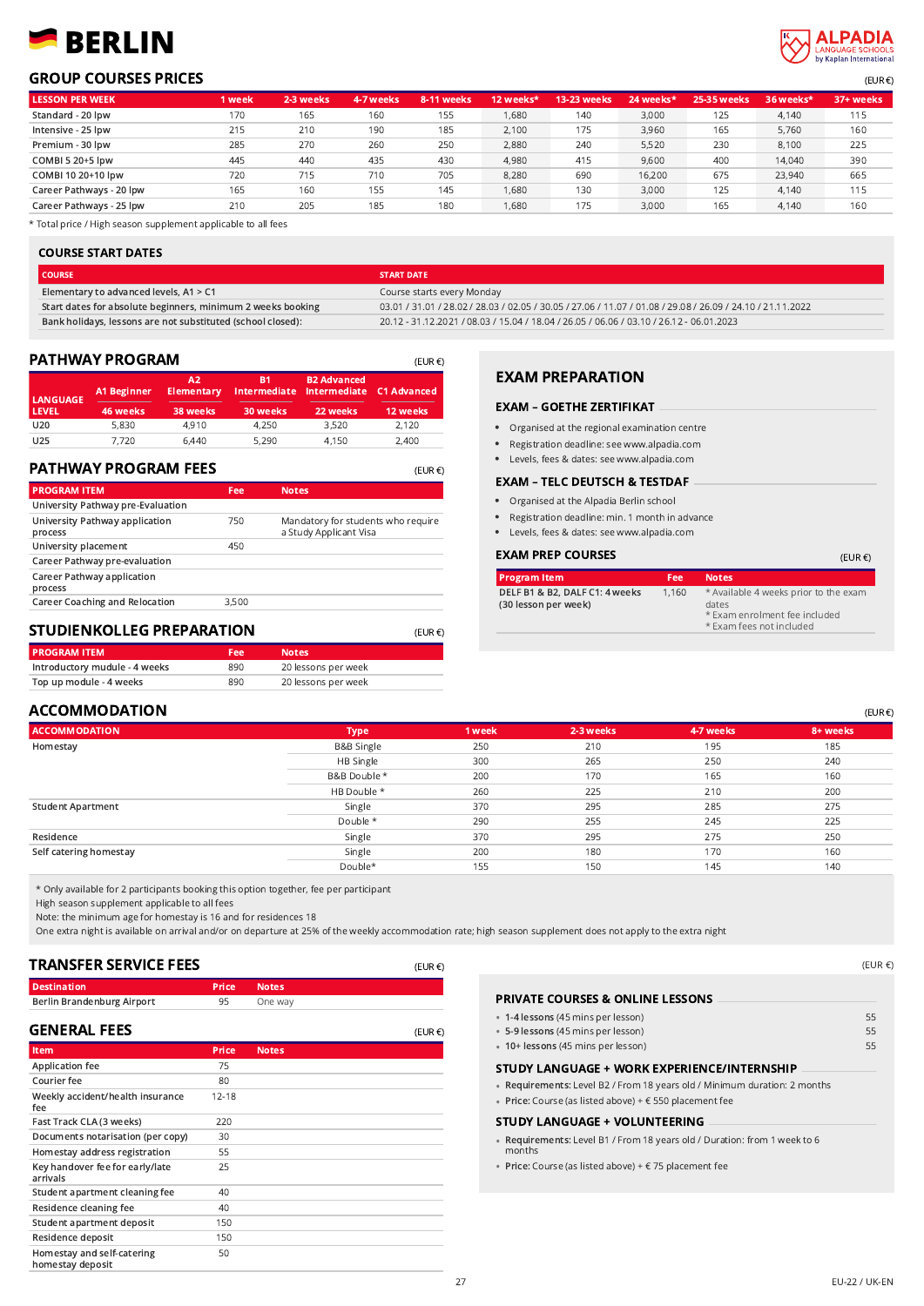# BERLIN

## GROUP COURSES PRICES

(EUR €)

| LESSON PER WEEK | 1 week | 2-3 weeks | 4-7 weeks | 8-11 weeks | 12 weeks* | 13-23 weeks | 24 weeks* | 25-35 weeks | 36 weeks* | 37+ weeks |
|---|---|---|---|---|---|---|---|---|---|---|
| Standard - 20 lpw | 170 | 165 | 160 | 155 | 1,680 | 140 | 3,000 | 125 | 4,140 | 115 |
| Intensive - 25 lpw | 215 | 210 | 190 | 185 | 2,100 | 175 | 3,960 | 165 | 5,760 | 160 |
| Premium - 30 lpw | 285 | 270 | 260 | 250 | 2,880 | 240 | 5,520 | 230 | 8,100 | 225 |
| COMBI 5 20+5 lpw | 445 | 440 | 435 | 430 | 4,980 | 415 | 9,600 | 400 | 14,040 | 390 |
| COMBI 10 20+10 lpw | 720 | 715 | 710 | 705 | 8,280 | 690 | 16,200 | 675 | 23,940 | 665 |
| Career Pathways - 20 lpw | 165 | 160 | 155 | 145 | 1,680 | 130 | 3,000 | 125 | 4,140 | 115 |
| Career Pathways - 25 lpw | 210 | 205 | 185 | 180 | 1,680 | 175 | 3,000 | 165 | 4,140 | 160 |

* Total price / High season supplement applicable to all fees

## COURSE START DATES

| COURSE | START DATE |
|---|---|
| Elementary to advanced levels, A1 > C1 | Course starts every Monday |
| Start dates for absolute beginners, minimum 2 weeks booking | 03.01 / 31.01 / 28.02 / 28.03 / 02.05 / 30.05 / 27.06 / 11.07 / 01.08 / 29.08 / 26.09 / 24.10 / 21.11.2022 |
| Bank holidays, lessons are not substituted (school closed): | 20.12 - 31.12.2021 / 08.03 / 15.04 / 18.04 / 26.05 / 06.06 / 03.10 / 26.12 - 06.01.2023 |

## PATHWAY PROGRAM

(EUR €)

| LANGUAGE LEVEL | A1 Beginner | A2 Elementary | B1 Intermediate | B2 Advanced Intermediate | C1 Advanced |
|---|---|---|---|---|---|
| | 46 weeks | 38 weeks | 30 weeks | 22 weeks | 12 weeks |
| U20 | 5,830 | 4,910 | 4,250 | 3,520 | 2,120 |
| U25 | 7,720 | 6,440 | 5,290 | 4,150 | 2,400 |

## PATHWAY PROGRAM FEES

(EUR €)

| PROGRAM ITEM | Fee | Notes |
|---|---|---|
| University Pathway pre-Evaluation | | |
| University Pathway application process | 750 | Mandatory for students who require a Study Applicant Visa |
| University placement | 450 | |
| Career Pathway pre-evaluation | | |
| Career Pathway application process | | |
| Career Coaching and Relocation | 3,500 | |

## STUDIENKOLLEG PREPARATION

(EUR €)

| PROGRAM ITEM | Fee | Notes |
|---|---|---|
| Introductory mudule - 4 weeks | 890 | 20 lessons per week |
| Top up module - 4 weeks | 890 | 20 lessons per week |

## EXAM PREPARATION

### EXAM – GOETHE ZERTIFIKAT

- Organised at the regional examination centre
- Registration deadline: see www.alpadia.com
- Levels, fees & dates: see www.alpadia.com

### EXAM – TELC DEUTSCH & TESTDAF

- Organised at the Alpadia Berlin school
- Registration deadline: min. 1 month in advance
- Levels, fees & dates: see www.alpadia.com

### EXAM PREP COURSES

(EUR €)

| Program Item | Fee | Notes |
|---|---|---|
| DELF B1 & B2, DALF C1: 4 weeks (30 lesson per week) | 1,160 | * Available 4 weeks prior to the exam dates<br>* Exam enrolment fee included<br>* Exam fees not included |

## ACCOMMODATION

(EUR €)

| ACCOMMODATION | Type | 1 week | 2-3 weeks | 4-7 weeks | 8+ weeks |
|---|---|---|---|---|---|
| Homestay | B&B Single | 250 | 210 | 195 | 185 |
| | HB Single | 300 | 265 | 250 | 240 |
| | B&B Double * | 200 | 170 | 165 | 160 |
| | HB Double * | 260 | 225 | 210 | 200 |
| Student Apartment | Single | 370 | 295 | 285 | 275 |
| | Double * | 290 | 255 | 245 | 225 |
| Residence | Single | 370 | 295 | 275 | 250 |
| Self catering homestay | Single | 200 | 180 | 170 | 160 |
| | Double* | 155 | 150 | 145 | 140 |

* Only available for 2 participants booking this option together, fee per participant
High season supplement applicable to all fees
Note: the minimum age for homestay is 16 and for residences 18
One extra night is available on arrival and/or on departure at 25% of the weekly accommodation rate; high season supplement does not apply to the extra night

## TRANSFER SERVICE FEES

(EUR €)

| Destination | Price | Notes |
|---|---|---|
| Berlin Brandenburg Airport | 95 | One way |

## GENERAL FEES

(EUR €)

| Item | Price | Notes |
|---|---|---|
| Application fee | 75 | |
| Courier fee | 80 | |
| Weekly accident/health insurance fee | 12-18 | |
| Fast Track CLA (3 weeks) | 220 | |
| Documents notarisation (per copy) | 30 | |
| Homestay address registration | 55 | |
| Key handover fee for early/late arrivals | 25 | |
| Student apartment cleaning fee | 40 | |
| Residence cleaning fee | 40 | |
| Student apartment deposit | 150 | |
| Residence deposit | 150 | |
| Homestay and self-catering homestay deposit | 50 | |

(EUR €)

### PRIVATE COURSES & ONLINE LESSONS

- **1-4 lessons** (45 mins per lesson) — 55
- **5-9 lessons** (45 mins per lesson) — 55
- **10+ lessons** (45 mins per lesson) — 55

### STUDY LANGUAGE + WORK EXPERIENCE/INTERNSHIP

- **Requirements:** Level B2 / From 18 years old / Minimum duration: 2 months
- **Price:** Course (as listed above) + € 550 placement fee

### STUDY LANGUAGE + VOLUNTEERING

- **Requirements:** Level B1 / From 18 years old / Duration: from 1 week to 6 months
- **Price:** Course (as listed above) + € 75 placement fee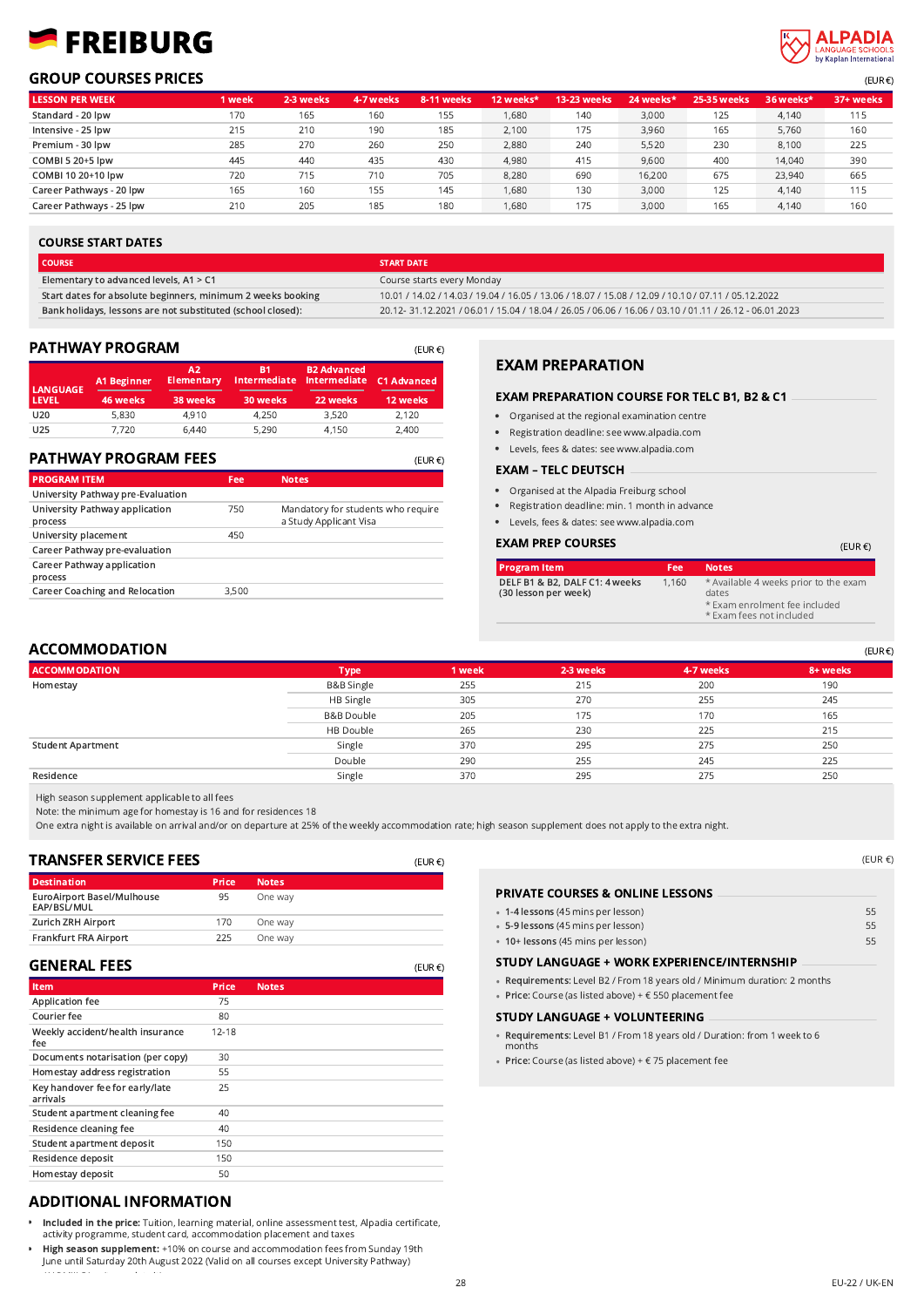# FREIBURG

ALPADIA LANGUAGE SCHOOLS by Kaplan International

## GROUP COURSES PRICES

(EUR €)

| LESSON PER WEEK | 1 week | 2-3 weeks | 4-7 weeks | 8-11 weeks | 12 weeks* | 13-23 weeks | 24 weeks* | 25-35 weeks | 36 weeks* | 37+ weeks |
|---|---|---|---|---|---|---|---|---|---|---|
| Standard - 20 lpw | 170 | 165 | 160 | 155 | 1,680 | 140 | 3,000 | 125 | 4,140 | 115 |
| Intensive - 25 lpw | 215 | 210 | 190 | 185 | 2,100 | 175 | 3,960 | 165 | 5,760 | 160 |
| Premium - 30 lpw | 285 | 270 | 260 | 250 | 2,880 | 240 | 5,520 | 230 | 8,100 | 225 |
| COMBI 5 20+5 lpw | 445 | 440 | 435 | 430 | 4,980 | 415 | 9,600 | 400 | 14,040 | 390 |
| COMBI 10 20+10 lpw | 720 | 715 | 710 | 705 | 8,280 | 690 | 16,200 | 675 | 23,940 | 665 |
| Career Pathways - 20 lpw | 165 | 160 | 155 | 145 | 1,680 | 130 | 3,000 | 125 | 4,140 | 115 |
| Career Pathways - 25 lpw | 210 | 205 | 185 | 180 | 1,680 | 175 | 3,000 | 165 | 4,140 | 160 |

## COURSE START DATES

| COURSE | START DATE |
|---|---|
| Elementary to advanced levels, A1 > C1 | Course starts every Monday |
| Start dates for absolute beginners, minimum 2 weeks booking | 10.01 / 14.02 / 14.03 / 19.04 / 16.05 / 13.06 / 18.07 / 15.08 / 12.09 / 10.10 / 07.11 / 05.12.2022 |
| Bank holidays, lessons are not substituted (school closed): | 20.12- 31.12.2021 / 06.01 / 15.04 / 18.04 / 26.05 / 06.06 / 16.06 / 03.10 / 01.11 / 26.12 - 06.01.2023 |

## PATHWAY PROGRAM

(EUR €)

| LANGUAGE LEVEL | A1 Beginner | A2 Elementary | B1 Intermediate | B2 Advanced Intermediate | C1 Advanced |
|---|---|---|---|---|---|
| | 46 weeks | 38 weeks | 30 weeks | 22 weeks | 12 weeks |
| U20 | 5,830 | 4,910 | 4,250 | 3,520 | 2,120 |
| U25 | 7,720 | 6,440 | 5,290 | 4,150 | 2,400 |

## PATHWAY PROGRAM FEES

(EUR €)

| PROGRAM ITEM | Fee | Notes |
|---|---|---|
| University Pathway pre-Evaluation | | |
| University Pathway application process | 750 | Mandatory for students who require a Study Applicant Visa |
| University placement | 450 | |
| Career Pathway pre-evaluation | | |
| Career Pathway application process | | |
| Career Coaching and Relocation | 3,500 | |

## EXAM PREPARATION

### EXAM PREPARATION COURSE FOR TELC B1, B2 & C1

- Organised at the regional examination centre
- Registration deadline: see www.alpadia.com
- Levels, fees & dates: see www.alpadia.com

### EXAM – TELC DEUTSCH

- Organised at the Alpadia Freiburg school
- Registration deadline: min. 1 month in advance
- Levels, fees & dates: see www.alpadia.com

### EXAM PREP COURSES

(EUR €)

| Program Item | Fee | Notes |
|---|---|---|
| DELF B1 & B2, DALF C1: 4 weeks (30 lesson per week) | 1,160 | * Available 4 weeks prior to the exam dates<br>* Exam enrolment fee included<br>* Exam fees not included |

## ACCOMMODATION

(EUR €)

| ACCOMMODATION | Type | 1 week | 2-3 weeks | 4-7 weeks | 8+ weeks |
|---|---|---|---|---|---|
| Homestay | B&B Single | 255 | 215 | 200 | 190 |
| | HB Single | 305 | 270 | 255 | 245 |
| | B&B Double | 205 | 175 | 170 | 165 |
| | HB Double | 265 | 230 | 225 | 215 |
| Student Apartment | Single | 370 | 295 | 275 | 250 |
| | Double | 290 | 255 | 245 | 225 |
| Residence | Single | 370 | 295 | 275 | 250 |

High season supplement applicable to all fees
Note: the minimum age for homestay is 16 and for residences 18
One extra night is available on arrival and/or on departure at 25% of the weekly accommodation rate; high season supplement does not apply to the extra night.

## TRANSFER SERVICE FEES

(EUR €)

| Destination | Price | Notes |
|---|---|---|
| EuroAirport Basel/Mulhouse EAP/BSL/MUL | 95 | One way |
| Zurich ZRH Airport | 170 | One way |
| Frankfurt FRA Airport | 225 | One way |

## GENERAL FEES

(EUR €)

| Item | Price | Notes |
|---|---|---|
| Application fee | 75 | |
| Courier fee | 80 | |
| Weekly accident/health insurance fee | 12-18 | |
| Documents notarisation (per copy) | 30 | |
| Homestay address registration | 55 | |
| Key handover fee for early/late arrivals | 25 | |
| Student apartment cleaning fee | 40 | |
| Residence cleaning fee | 40 | |
| Student apartment deposit | 150 | |
| Residence deposit | 150 | |
| Homestay deposit | 50 | |

(EUR €)

### PRIVATE COURSES & ONLINE LESSONS

- **1-4 lessons** (45 mins per lesson) 55
- **5-9 lessons** (45 mins per lesson) 55
- **10+ lessons** (45 mins per lesson) 55

### STUDY LANGUAGE + WORK EXPERIENCE/INTERNSHIP

- **Requirements:** Level B2 / From 18 years old / Minimum duration: 2 months
- **Price:** Course (as listed above) + € 550 placement fee

### STUDY LANGUAGE + VOLUNTEERING

- **Requirements:** Level B1 / From 18 years old / Duration: from 1 week to 6 months
- **Price:** Course (as listed above) + € 75 placement fee

## ADDITIONAL INFORMATION

- **Included in the price:** Tuition, learning material, online assessment test, Alpadia certificate, activity programme, student card, accommodation placement and taxes
- **High season supplement:** +10% on course and accommodation fees from Sunday 19th June until Saturday 20th August 2022 (Valid on all courses except University Pathway)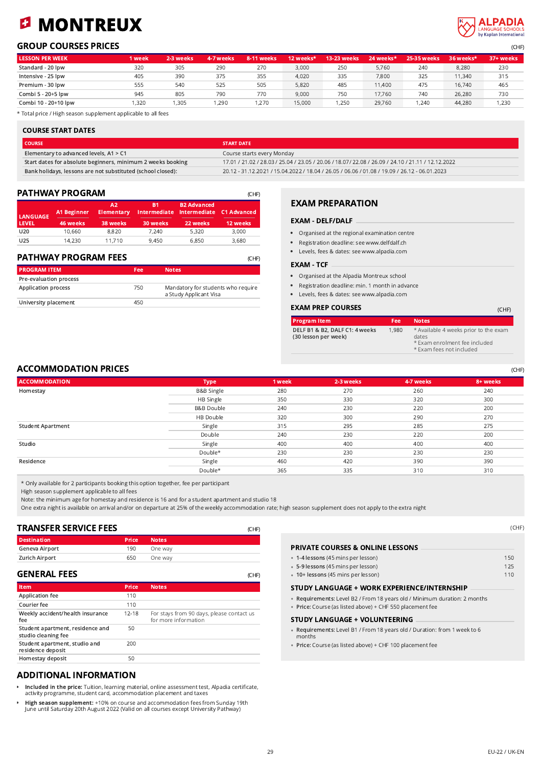# MONTREUX

ALPADIA LANGUAGE SCHOOLS by Kaplan International

## GROUP COURSES PRICES

(CHF)

| LESSON PER WEEK | 1 week | 2-3 weeks | 4-7 weeks | 8-11 weeks | 12 weeks* | 13-23 weeks | 24 weeks* | 25-35 weeks | 36 weeks* | 37+ weeks |
|---|---|---|---|---|---|---|---|---|---|---|
| Standard - 20 lpw | 320 | 305 | 290 | 270 | 3,000 | 250 | 5,760 | 240 | 8,280 | 230 |
| Intensive - 25 lpw | 405 | 390 | 375 | 355 | 4,020 | 335 | 7,800 | 325 | 11,340 | 315 |
| Premium - 30 lpw | 555 | 540 | 525 | 505 | 5,820 | 485 | 11,400 | 475 | 16,740 | 465 |
| Combi 5 - 20+5 lpw | 945 | 805 | 790 | 770 | 9,000 | 750 | 17,760 | 740 | 26,280 | 730 |
| Combi 10 - 20+10 lpw | 1,320 | 1,305 | 1,290 | 1,270 | 15,000 | 1,250 | 29,760 | 1,240 | 44,280 | 1,230 |

* Total price / High season supplement applicable to all fees

### COURSE START DATES

| COURSE | START DATE |
|---|---|
| Elementary to advanced levels, A1 > C1 | Course starts every Monday |
| Start dates for absolute beginners, minimum 2 weeks booking | 17.01 / 21.02 / 28.03 / 25.04 / 23.05 / 20.06 / 18.07/ 22.08 / 26.09 / 24.10 / 21.11 / 12.12.2022 |
| Bank holidays, lessons are not substituted (school closed): | 20.12 - 31.12.2021 / 15.04.2022 / 18.04 / 26.05 / 06.06 / 01.08 / 19.09 / 26.12 - 06.01.2023 |

## PATHWAY PROGRAM

(CHF)

| LANGUAGE LEVEL | A1 Beginner | A2 Elementary | B1 Intermediate | B2 Advanced Intermediate | C1 Advanced |
|---|---|---|---|---|---|
| | 46 weeks | 38 weeks | 30 weeks | 22 weeks | 12 weeks |
| U20 | 10,660 | 8,820 | 7,240 | 5,320 | 3,000 |
| U25 | 14,230 | 11,710 | 9,450 | 6,850 | 3,680 |

## PATHWAY PROGRAM FEES

(CHF)

| PROGRAM ITEM | Fee | Notes |
|---|---|---|
| Pre-evaluation process | | |
| Application process | 750 | Mandatory for students who require a Study Applicant Visa |
| University placement | 450 | |

## EXAM PREPARATION

### EXAM - DELF/DALF

- Organised at the regional examination centre
- Registration deadline: see www.delfdalf.ch
- Levels, fees & dates: see www.alpadia.com

### EXAM - TCF

- Organised at the Alpadia Montreux school
- Registration deadline: min. 1 month in advance
- Levels, fees & dates: see www.alpadia.com

### EXAM PREP COURSES

(CHF)

| Program Item | Fee | Notes |
|---|---|---|
| DELF B1 & B2, DALF C1: 4 weeks (30 lesson per week) | 1,980 | * Available 4 weeks prior to the exam dates<br>* Exam enrolment fee included<br>* Exam fees not included |

## ACCOMMODATION PRICES

(CHF)

| ACCOMMODATION | Type | 1 week | 2-3 weeks | 4-7 weeks | 8+ weeks |
|---|---|---|---|---|---|
| Homestay | B&B Single | 280 | 270 | 260 | 240 |
| | HB Single | 350 | 330 | 320 | 300 |
| | B&B Double | 240 | 230 | 220 | 200 |
| | HB Double | 320 | 300 | 290 | 270 |
| Student Apartment | Single | 315 | 295 | 285 | 275 |
| | Double | 240 | 230 | 220 | 200 |
| Studio | Single | 400 | 400 | 400 | 400 |
| | Double* | 230 | 230 | 230 | 230 |
| Residence | Single | 460 | 420 | 390 | 390 |
| | Double* | 365 | 335 | 310 | 310 |

* Only available for 2 participants booking this option together, fee per participant
High season supplement applicable to all fees
Note: the minimum age for homestay and residence is 16 and for a student apartment and studio 18
One extra night is available on arrival and/or on departure at 25% of the weekly accommodation rate; high season supplement does not apply to the extra night

## TRANSFER SERVICE FEES

(CHF)

| Destination | Price | Notes |
|---|---|---|
| Geneva Airport | 190 | One way |
| Zurich Airport | 650 | One way |

## GENERAL FEES

(CHF)

| Item | Price | Notes |
|---|---|---|
| Application fee | 110 | |
| Courier fee | 110 | |
| Weekly accident/health insurance fee | 12-18 | For stays from 90 days, please contact us for more information |
| Student apartment, residence and studio cleaning fee | 50 | |
| Student apartment, studio and residence deposit | 200 | |
| Homestay deposit | 50 | |

(CHF)

### PRIVATE COURSES & ONLINE LESSONS

- **1-4 lessons** (45 mins per lesson) — 150
- **5-9 lessons** (45 mins per lesson) — 125
- **10+ lessons** (45 mins per lesson) — 110

### STUDY LANGUAGE + WORK EXPERIENCE/INTERNSHIP

- **Requirements:** Level B2 / From 18 years old / Minimum duration: 2 months
- **Price:** Course (as listed above) + CHF 550 placement fee

### STUDY LANGUAGE + VOLUNTEERING

- **Requirements:** Level B1 / From 18 years old / Duration: from 1 week to 6 months
- **Price:** Course (as listed above) + CHF 100 placement fee

## ADDITIONAL INFORMATION

- **Included in the price:** Tuition, learning material, online assessment test, Alpadia certificate, activity programme, student card, accommodation placement and taxes
- **High season supplement:** +10% on course and accommodation fees from Sunday 19th June until Saturday 20th August 2022 (Valid on all courses except University Pathway)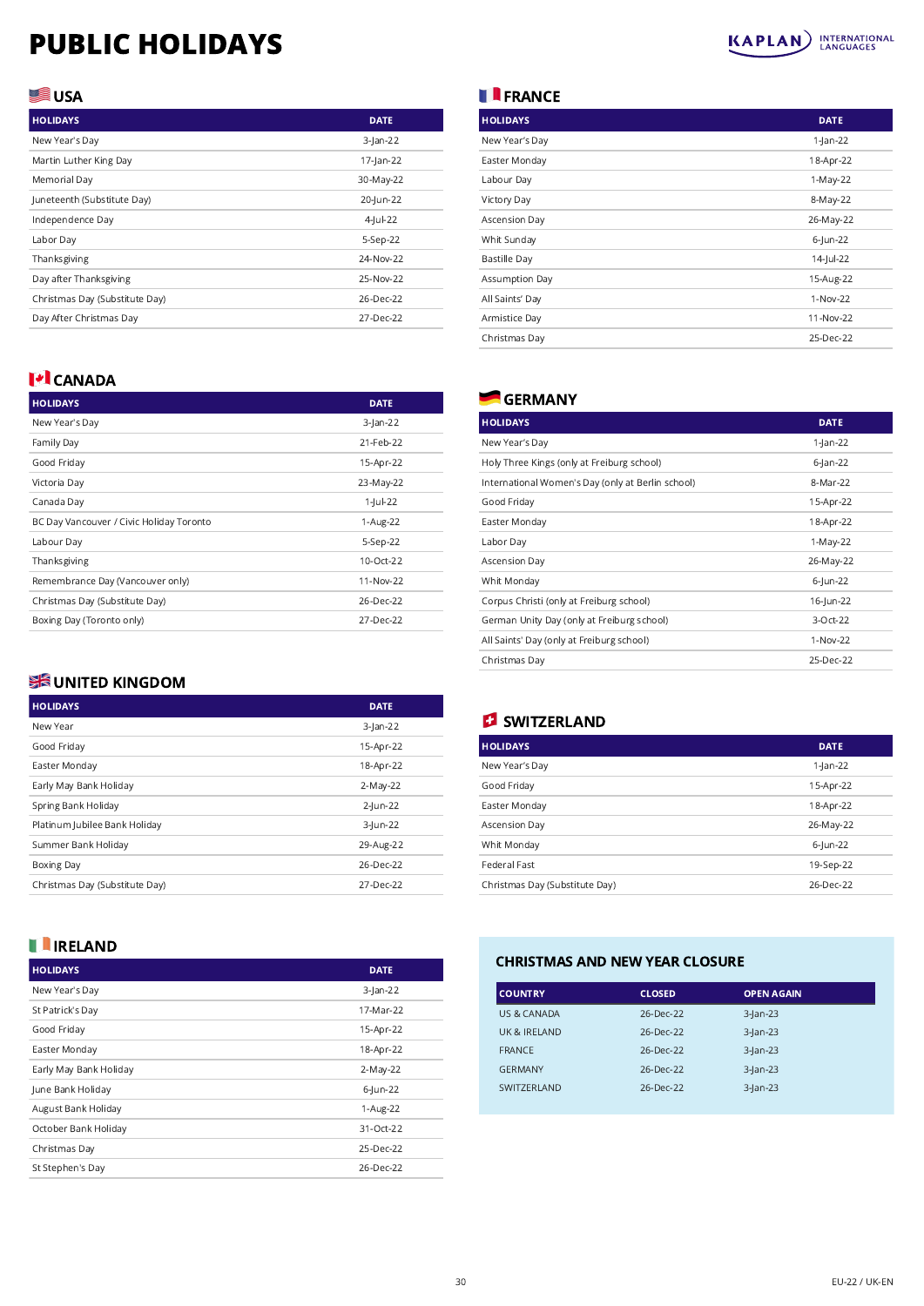# PUBLIC HOLIDAYS

## USA

| HOLIDAYS | DATE |
|---|---|
| New Year's Day | 3-Jan-22 |
| Martin Luther King Day | 17-Jan-22 |
| Memorial Day | 30-May-22 |
| Juneteenth (Substitute Day) | 20-Jun-22 |
| Independence Day | 4-Jul-22 |
| Labor Day | 5-Sep-22 |
| Thanksgiving | 24-Nov-22 |
| Day after Thanksgiving | 25-Nov-22 |
| Christmas Day (Substitute Day) | 26-Dec-22 |
| Day After Christmas Day | 27-Dec-22 |

## CANADA

| HOLIDAYS | DATE |
|---|---|
| New Year's Day | 3-Jan-22 |
| Family Day | 21-Feb-22 |
| Good Friday | 15-Apr-22 |
| Victoria Day | 23-May-22 |
| Canada Day | 1-Jul-22 |
| BC Day Vancouver / Civic Holiday Toronto | 1-Aug-22 |
| Labour Day | 5-Sep-22 |
| Thanksgiving | 10-Oct-22 |
| Remembrance Day (Vancouver only) | 11-Nov-22 |
| Christmas Day (Substitute Day) | 26-Dec-22 |
| Boxing Day (Toronto only) | 27-Dec-22 |

## UNITED KINGDOM

| HOLIDAYS | DATE |
|---|---|
| New Year | 3-Jan-22 |
| Good Friday | 15-Apr-22 |
| Easter Monday | 18-Apr-22 |
| Early May Bank Holiday | 2-May-22 |
| Spring Bank Holiday | 2-Jun-22 |
| Platinum Jubilee Bank Holiday | 3-Jun-22 |
| Summer Bank Holiday | 29-Aug-22 |
| Boxing Day | 26-Dec-22 |
| Christmas Day (Substitute Day) | 27-Dec-22 |

## IRELAND

| HOLIDAYS | DATE |
|---|---|
| New Year's Day | 3-Jan-22 |
| St Patrick's Day | 17-Mar-22 |
| Good Friday | 15-Apr-22 |
| Easter Monday | 18-Apr-22 |
| Early May Bank Holiday | 2-May-22 |
| June Bank Holiday | 6-Jun-22 |
| August Bank Holiday | 1-Aug-22 |
| October Bank Holiday | 31-Oct-22 |
| Christmas Day | 25-Dec-22 |
| St Stephen's Day | 26-Dec-22 |

## FRANCE

| HOLIDAYS | DATE |
|---|---|
| New Year's Day | 1-Jan-22 |
| Easter Monday | 18-Apr-22 |
| Labour Day | 1-May-22 |
| Victory Day | 8-May-22 |
| Ascension Day | 26-May-22 |
| Whit Sunday | 6-Jun-22 |
| Bastille Day | 14-Jul-22 |
| Assumption Day | 15-Aug-22 |
| All Saints' Day | 1-Nov-22 |
| Armistice Day | 11-Nov-22 |
| Christmas Day | 25-Dec-22 |

## GERMANY

| HOLIDAYS | DATE |
|---|---|
| New Year's Day | 1-Jan-22 |
| Holy Three Kings (only at Freiburg school) | 6-Jan-22 |
| International Women's Day (only at Berlin school) | 8-Mar-22 |
| Good Friday | 15-Apr-22 |
| Easter Monday | 18-Apr-22 |
| Labor Day | 1-May-22 |
| Ascension Day | 26-May-22 |
| Whit Monday | 6-Jun-22 |
| Corpus Christi (only at Freiburg school) | 16-Jun-22 |
| German Unity Day (only at Freiburg school) | 3-Oct-22 |
| All Saints' Day (only at Freiburg school) | 1-Nov-22 |
| Christmas Day | 25-Dec-22 |

## SWITZERLAND

| HOLIDAYS | DATE |
|---|---|
| New Year's Day | 1-Jan-22 |
| Good Friday | 15-Apr-22 |
| Easter Monday | 18-Apr-22 |
| Ascension Day | 26-May-22 |
| Whit Monday | 6-Jun-22 |
| Federal Fast | 19-Sep-22 |
| Christmas Day (Substitute Day) | 26-Dec-22 |

## CHRISTMAS AND NEW YEAR CLOSURE

| COUNTRY | CLOSED | OPEN AGAIN |
|---|---|---|
| US & CANADA | 26-Dec-22 | 3-Jan-23 |
| UK & IRELAND | 26-Dec-22 | 3-Jan-23 |
| FRANCE | 26-Dec-22 | 3-Jan-23 |
| GERMANY | 26-Dec-22 | 3-Jan-23 |
| SWITZERLAND | 26-Dec-22 | 3-Jan-23 |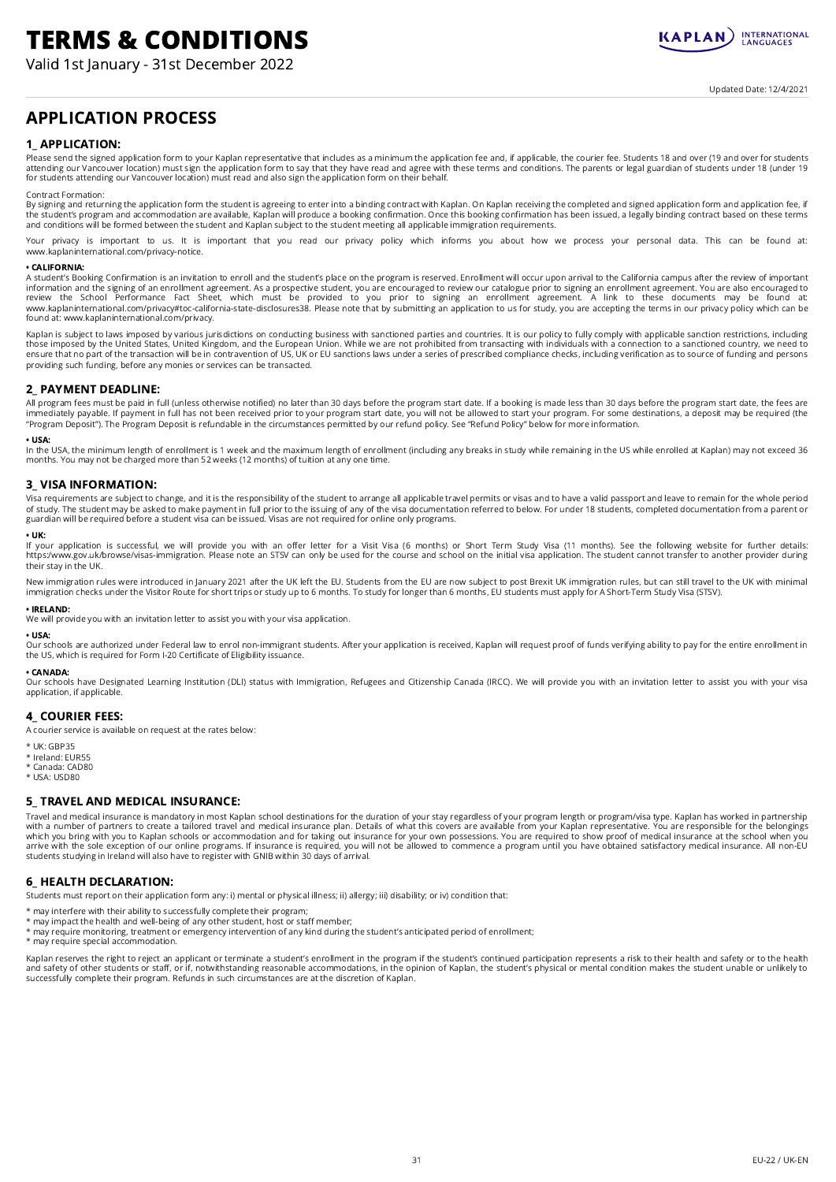# TERMS & CONDITIONS

Valid 1st January - 31st December 2022

Updated Date: 12/4/2021

## APPLICATION PROCESS

### 1_ APPLICATION:

Please send the signed application form to your Kaplan representative that includes as a minimum the application fee and, if applicable, the courier fee. Students 18 and over (19 and over for students attending our Vancouver location) must sign the application form to say that they have read and agree with these terms and conditions. The parents or legal guardian of students under 18 (under 19 for students attending our Vancouver location) must read and also sign the application form on their behalf.

Contract Formation:
By signing and returning the application form the student is agreeing to enter into a binding contract with Kaplan. On Kaplan receiving the completed and signed application form and application fee, if the student's program and accommodation are available, Kaplan will produce a booking confirmation. Once this booking confirmation has been issued, a legally binding contract based on these terms and conditions will be formed between the student and Kaplan subject to the student meeting all applicable immigration requirements.

Your privacy is important to us. It is important that you read our privacy policy which informs you about how we process your personal data. This can be found at: www.kaplaninternational.com/privacy-notice.

**• CALIFORNIA:**
A student's Booking Confirmation is an invitation to enroll and the student's place on the program is reserved. Enrollment will occur upon arrival to the California campus after the review of important information and the signing of an enrollment agreement. As a prospective student, you are encouraged to review our catalogue prior to signing an enrollment agreement. You are also encouraged to review the School Performance Fact Sheet, which must be provided to you prior to signing an enrollment agreement. A link to these documents may be found at: www.kaplaninternational.com/privacy#toc-california-state-disclosures38. Please note that by submitting an application to us for study, you are accepting the terms in our privacy policy which can be found at: www.kaplaninternational.com/privacy.

Kaplan is subject to laws imposed by various jurisdictions on conducting business with sanctioned parties and countries. It is our policy to fully comply with applicable sanction restrictions, including those imposed by the United States, United Kingdom, and the European Union. While we are not prohibited from transacting with individuals with a connection to a sanctioned country, we need to ensure that no part of the transaction will be in contravention of US, UK or EU sanctions laws under a series of prescribed compliance checks, including verification as to source of funding and persons providing such funding, before any monies or services can be transacted.

### 2_ PAYMENT DEADLINE:

All program fees must be paid in full (unless otherwise notified) no later than 30 days before the program start date. If a booking is made less than 30 days before the program start date, the fees are immediately payable. If payment in full has not been received prior to your program start date, you will not be allowed to start your program. For some destinations, a deposit may be required (the "Program Deposit"). The Program Deposit is refundable in the circumstances permitted by our refund policy. See "Refund Policy" below for more information.

**• USA:**
In the USA, the minimum length of enrollment is 1 week and the maximum length of enrollment (including any breaks in study while remaining in the US while enrolled at Kaplan) may not exceed 36 months. You may not be charged more than 52 weeks (12 months) of tuition at any one time.

### 3_ VISA INFORMATION:

Visa requirements are subject to change, and it is the responsibility of the student to arrange all applicable travel permits or visas and to have a valid passport and leave to remain for the whole period of study. The student may be asked to make payment in full prior to the issuing of any of the visa documentation referred to below. For under 18 students, completed documentation from a parent or guardian will be required before a student visa can be issued. Visas are not required for online only programs.

**• UK:**
If your application is successful, we will provide you with an offer letter for a Visit Visa (6 months) or Short Term Study Visa (11 months). See the following website for further details: https:/www.gov.uk/browse/visas-immigration. Please note an STSV can only be used for the course and school on the initial visa application. The student cannot transfer to another provider during their stay in the UK.

New immigration rules were introduced in January 2021 after the UK left the EU. Students from the EU are now subject to post Brexit UK immigration rules, but can still travel to the UK with minimal immigration checks under the Visitor Route for short trips or study up to 6 months. To study for longer than 6 months, EU students must apply for A Short-Term Study Visa (STSV).

**• IRELAND:**
We will provide you with an invitation letter to assist you with your visa application.

**• USA:**
Our schools are authorized under Federal law to enrol non-immigrant students. After your application is received, Kaplan will request proof of funds verifying ability to pay for the entire enrollment in the US, which is required for Form I-20 Certificate of Eligibility issuance.

**• CANADA:**
Our schools have Designated Learning Institution (DLI) status with Immigration, Refugees and Citizenship Canada (IRCC). We will provide you with an invitation letter to assist you with your visa application, if applicable.

### 4_ COURIER FEES:

A courier service is available on request at the rates below:

* UK: GBP35
* Ireland: EUR55
* Canada: CAD80
* USA: USD80

### 5_ TRAVEL AND MEDICAL INSURANCE:

Travel and medical insurance is mandatory in most Kaplan school destinations for the duration of your stay regardless of your program length or program/visa type. Kaplan has worked in partnership with a number of partners to create a tailored travel and medical insurance plan. Details of what this covers are available from your Kaplan representative. You are responsible for the belongings which you bring with you to Kaplan schools or accommodation and for taking out insurance for your own possessions. You are required to show proof of medical insurance at the school when you arrive with the sole exception of our online programs. If insurance is required, you will not be allowed to commence a program until you have obtained satisfactory medical insurance. All non-EU students studying in Ireland will also have to register with GNIB within 30 days of arrival.

### 6_ HEALTH DECLARATION:

Students must report on their application form any: i) mental or physical illness; ii) allergy; iii) disability; or iv) condition that:

* may interfere with their ability to successfully complete their program;
* may impact the health and well-being of any other student, host or staff member;
* may require monitoring, treatment or emergency intervention of any kind during the student's anticipated period of enrollment;
* may require special accommodation.

Kaplan reserves the right to reject an applicant or terminate a student's enrollment in the program if the student's continued participation represents a risk to their health and safety or to the health and safety of other students or staff, or if, notwithstanding reasonable accommodations, in the opinion of Kaplan, the student's physical or mental condition makes the student unable or unlikely to successfully complete their program. Refunds in such circumstances are at the discretion of Kaplan.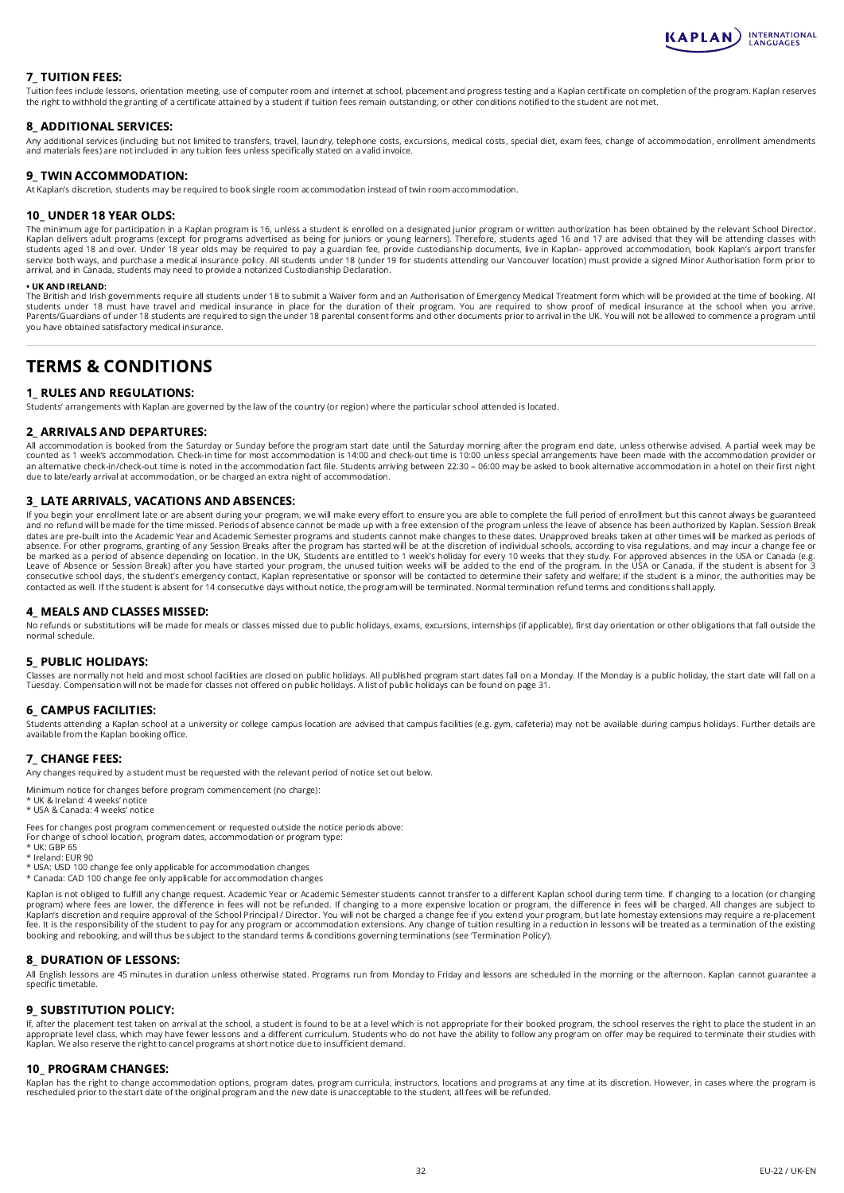### 7_ TUITION FEES:

Tuition fees include lessons, orientation meeting, use of computer room and internet at school, placement and progress testing and a Kaplan certificate on completion of the program. Kaplan reserves the right to withhold the granting of a certificate attained by a student if tuition fees remain outstanding, or other conditions notified to the student are not met.

### 8_ ADDITIONAL SERVICES:

Any additional services (including but not limited to transfers, travel, laundry, telephone costs, excursions, medical costs, special diet, exam fees, change of accommodation, enrollment amendments and materials fees) are not included in any tuition fees unless specifically stated on a valid invoice.

### 9_ TWIN ACCOMMODATION:

At Kaplan's discretion, students may be required to book single room accommodation instead of twin room accommodation.

### 10_ UNDER 18 YEAR OLDS:

The minimum age for participation in a Kaplan program is 16, unless a student is enrolled on a designated junior program or written authorization has been obtained by the relevant School Director. Kaplan delivers adult programs (except for programs advertised as being for juniors or young learners). Therefore, students aged 16 and 17 are advised that they will be attending classes with students aged 18 and over. Under 18 year olds may be required to pay a guardian fee, provide custodianship documents, live in Kaplan- approved accommodation, book Kaplan's airport transfer service both ways, and purchase a medical insurance policy. All students under 18 (under 19 for students attending our Vancouver location) must provide a signed Minor Authorisation form prior to arrival, and in Canada, students may need to provide a notarized Custodianship Declaration.

**• UK AND IRELAND:**

The British and Irish governments require all students under 18 to submit a Waiver form and an Authorisation of Emergency Medical Treatment form which will be provided at the time of booking. All students under 18 must have travel and medical insurance in place for the duration of their program. You are required to show proof of medical insurance at the school when you arrive. Parents/Guardians of under 18 students are required to sign the under 18 parental consent forms and other documents prior to arrival in the UK. You will not be allowed to commence a program until you have obtained satisfactory medical insurance.

## TERMS & CONDITIONS

### 1_ RULES AND REGULATIONS:

Students' arrangements with Kaplan are governed by the law of the country (or region) where the particular school attended is located.

### 2_ ARRIVALS AND DEPARTURES:

All accommodation is booked from the Saturday or Sunday before the program start date until the Saturday morning after the program end date, unless otherwise advised. A partial week may be counted as 1 week's accommodation. Check-in time for most accommodation is 14:00 and check-out time is 10:00 unless special arrangements have been made with the accommodation provider or an alternative check-in/check-out time is noted in the accommodation fact file. Students arriving between 22:30 – 06:00 may be asked to book alternative accommodation in a hotel on their first night due to late/early arrival at accommodation, or be charged an extra night of accommodation.

### 3_ LATE ARRIVALS, VACATIONS AND ABSENCES:

If you begin your enrollment late or are absent during your program, we will make every effort to ensure you are able to complete the full period of enrollment but this cannot always be guaranteed and no refund will be made for the time missed. Periods of absence cannot be made up with a free extension of the program unless the leave of absence has been authorized by Kaplan. Session Break dates are pre-built into the Academic Year and Academic Semester programs and students cannot make changes to these dates. Unapproved breaks taken at other times will be marked as periods of absence. For other programs, granting of any Session Breaks after the program has started will be at the discretion of individual schools, according to visa regulations, and may incur a change fee or be marked as a period of absence depending on location. In the UK, Students are entitled to 1 week's holiday for every 10 weeks that they study. For approved absences in the USA or Canada (e.g. Leave of Absence or Session Break) after you have started your program, the unused tuition weeks will be added to the end of the program. In the USA or Canada, if the student is absent for 3 consecutive school days, the student's emergency contact, Kaplan representative or sponsor will be contacted to determine their safety and welfare; if the student is a minor, the authorities may be contacted as well. If the student is absent for 14 consecutive days without notice, the program will be terminated. Normal termination refund terms and conditions shall apply.

### 4_ MEALS AND CLASSES MISSED:

No refunds or substitutions will be made for meals or classes missed due to public holidays, exams, excursions, internships (if applicable), first day orientation or other obligations that fall outside the normal schedule.

### 5_ PUBLIC HOLIDAYS:

Classes are normally not held and most school facilities are closed on public holidays. All published program start dates fall on a Monday. If the Monday is a public holiday, the start date will fall on a Tuesday. Compensation will not be made for classes not offered on public holidays. A list of public holidays can be found on page 31.

### 6_ CAMPUS FACILITIES:

Students attending a Kaplan school at a university or college campus location are advised that campus facilities (e.g. gym, cafeteria) may not be available during campus holidays. Further details are available from the Kaplan booking office.

### 7_ CHANGE FEES:

Any changes required by a student must be requested with the relevant period of notice set out below.

Minimum notice for changes before program commencement (no charge):
* UK & Ireland: 4 weeks' notice
* USA & Canada: 4 weeks' notice

Fees for changes post program commencement or requested outside the notice periods above:
For change of school location, program dates, accommodation or program type:
* UK: GBP 65
* Ireland: EUR 90
* USA: USD 100 change fee only applicable for accommodation changes
* Canada: CAD 100 change fee only applicable for accommodation changes

Kaplan is not obliged to fulfill any change request. Academic Year or Academic Semester students cannot transfer to a different Kaplan school during term time. If changing to a location (or changing program) where fees are lower, the difference in fees will not be refunded. If changing to a more expensive location or program, the difference in fees will be charged. All changes are subject to Kaplan's discretion and require approval of the School Principal / Director. You will not be charged a change fee if you extend your program, but late homestay extensions may require a re-placement fee. It is the responsibility of the student to pay for any program or accommodation extensions. Any change of tuition resulting in a reduction in lessons will be treated as a termination of the existing booking and rebooking, and will thus be subject to the standard terms & conditions governing terminations (see 'Termination Policy').

### 8_ DURATION OF LESSONS:

All English lessons are 45 minutes in duration unless otherwise stated. Programs run from Monday to Friday and lessons are scheduled in the morning or the afternoon. Kaplan cannot guarantee a specific timetable.

### 9_ SUBSTITUTION POLICY:

If, after the placement test taken on arrival at the school, a student is found to be at a level which is not appropriate for their booked program, the school reserves the right to place the student in an appropriate level class, which may have fewer lessons and a different curriculum. Students who do not have the ability to follow any program on offer may be required to terminate their studies with Kaplan. We also reserve the right to cancel programs at short notice due to insufficient demand.

### 10_ PROGRAM CHANGES:

Kaplan has the right to change accommodation options, program dates, program curricula, instructors, locations and programs at any time at its discretion. However, in cases where the program is rescheduled prior to the start date of the original program and the new date is unacceptable to the student, all fees will be refunded.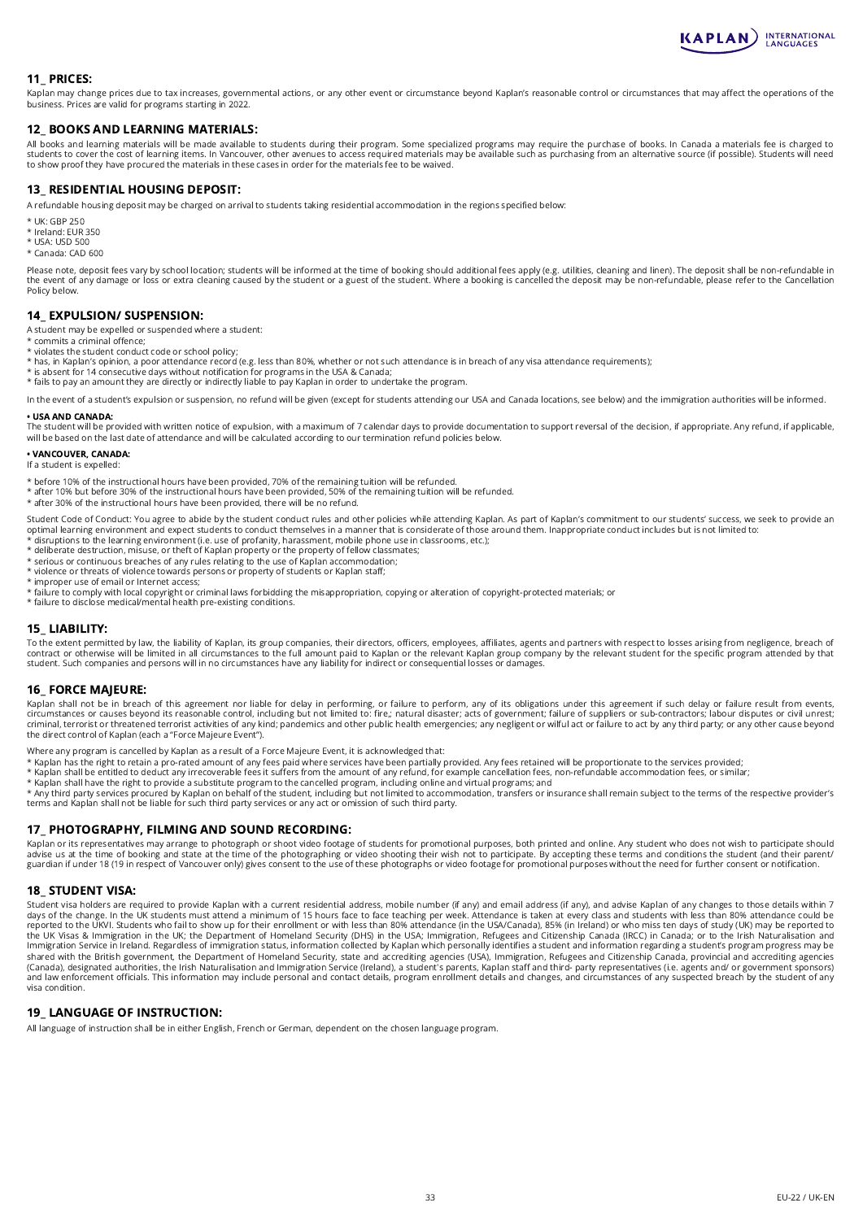## 11_ PRICES:

Kaplan may change prices due to tax increases, governmental actions, or any other event or circumstance beyond Kaplan's reasonable control or circumstances that may affect the operations of the business. Prices are valid for programs starting in 2022.

## 12_ BOOKS AND LEARNING MATERIALS:

All books and learning materials will be made available to students during their program. Some specialized programs may require the purchase of books. In Canada a materials fee is charged to students to cover the cost of learning items. In Vancouver, other avenues to access required materials may be available such as purchasing from an alternative source (if possible). Students will need to show proof they have procured the materials in these cases in order for the materials fee to be waived.

## 13_ RESIDENTIAL HOUSING DEPOSIT:

A refundable housing deposit may be charged on arrival to students taking residential accommodation in the regions specified below:

* UK: GBP 250
* Ireland: EUR 350
* USA: USD 500
* Canada: CAD 600

Please note, deposit fees vary by school location; students will be informed at the time of booking should additional fees apply (e.g. utilities, cleaning and linen). The deposit shall be non-refundable in the event of any damage or loss or extra cleaning caused by the student or a guest of the student. Where a booking is cancelled the deposit may be non-refundable, please refer to the Cancellation Policy below.

## 14_ EXPULSION/ SUSPENSION:

A student may be expelled or suspended where a student:

* commits a criminal offence;
* violates the student conduct code or school policy;
* has, in Kaplan's opinion, a poor attendance record (e.g. less than 80%, whether or not such attendance is in breach of any visa attendance requirements);
* is absent for 14 consecutive days without notification for programs in the USA & Canada;
* fails to pay an amount they are directly or indirectly liable to pay Kaplan in order to undertake the program.

In the event of a student's expulsion or suspension, no refund will be given (except for students attending our USA and Canada locations, see below) and the immigration authorities will be informed.

**• USA AND CANADA:**

The student will be provided with written notice of expulsion, with a maximum of 7 calendar days to provide documentation to support reversal of the decision, if appropriate. Any refund, if applicable, will be based on the last date of attendance and will be calculated according to our termination refund policies below.

**• VANCOUVER, CANADA:**

If a student is expelled:

* before 10% of the instructional hours have been provided, 70% of the remaining tuition will be refunded.
* after 10% but before 30% of the instructional hours have been provided, 50% of the remaining tuition will be refunded.
* after 30% of the instructional hours have been provided, there will be no refund.

Student Code of Conduct: You agree to abide by the student conduct rules and other policies while attending Kaplan. As part of Kaplan's commitment to our students' success, we seek to provide an optimal learning environment and expect students to conduct themselves in a manner that is considerate of those around them. Inappropriate conduct includes but is not limited to:

* disruptions to the learning environment (i.e. use of profanity, harassment, mobile phone use in classrooms, etc.);
* deliberate destruction, misuse, or theft of Kaplan property or the property of fellow classmates;
* serious or continuous breaches of any rules relating to the use of Kaplan accommodation;
* violence or threats of violence towards persons or property of students or Kaplan staff;
* improper use of email or Internet access;
* failure to comply with local copyright or criminal laws forbidding the misappropriation, copying or alteration of copyright-protected materials; or
* failure to disclose medical/mental health pre-existing conditions.

## 15_ LIABILITY:

To the extent permitted by law, the liability of Kaplan, its group companies, their directors, officers, employees, affiliates, agents and partners with respect to losses arising from negligence, breach of contract or otherwise will be limited in all circumstances to the full amount paid to Kaplan or the relevant Kaplan group company by the relevant student for the specific program attended by that student. Such companies and persons will in no circumstances have any liability for indirect or consequential losses or damages.

## 16_ FORCE MAJEURE:

Kaplan shall not be in breach of this agreement nor liable for delay in performing, or failure to perform, any of its obligations under this agreement if such delay or failure result from events, circumstances or causes beyond its reasonable control, including but not limited to: fire,; natural disaster; acts of government; failure of suppliers or sub-contractors; labour disputes or civil unrest; criminal, terrorist or threatened terrorist activities of any kind; pandemics and other public health emergencies; any negligent or wilful act or failure to act by any third party; or any other cause beyond the direct control of Kaplan (each a "Force Majeure Event").

Where any program is cancelled by Kaplan as a result of a Force Majeure Event, it is acknowledged that:

* Kaplan has the right to retain a pro-rated amount of any fees paid where services have been partially provided. Any fees retained will be proportionate to the services provided;
* Kaplan shall be entitled to deduct any irrecoverable fees it suffers from the amount of any refund, for example cancellation fees, non-refundable accommodation fees, or similar;
* Kaplan shall have the right to provide a substitute program to the cancelled program, including online and virtual programs; and
* Any third party services procured by Kaplan on behalf of the student, including but not limited to accommodation, transfers or insurance shall remain subject to the terms of the respective provider's terms and Kaplan shall not be liable for such third party services or any act or omission of such third party.

## 17_ PHOTOGRAPHY, FILMING AND SOUND RECORDING:

Kaplan or its representatives may arrange to photograph or shoot video footage of students for promotional purposes, both printed and online. Any student who does not wish to participate should advise us at the time of booking and state at the time of the photographing or video shooting their wish not to participate. By accepting these terms and conditions the student (and their parent/ guardian if under 18 (19 in respect of Vancouver only) gives consent to the use of these photographs or video footage for promotional purposes without the need for further consent or notification.

## 18_ STUDENT VISA:

Student visa holders are required to provide Kaplan with a current residential address, mobile number (if any) and email address (if any), and advise Kaplan of any changes to those details within 7 days of the change. In the UK students must attend a minimum of 15 hours face to face teaching per week. Attendance is taken at every class and students with less than 80% attendance could be reported to the UKVI. Students who fail to show up for their enrollment or with less than 80% attendance (in the USA/Canada), 85% (in Ireland) or who miss ten days of study (UK) may be reported to the UK Visas & Immigration in the UK; the Department of Homeland Security (DHS) in the USA; Immigration, Refugees and Citizenship Canada (IRCC) in Canada; or to the Irish Naturalisation and Immigration Service in Ireland. Regardless of immigration status, information collected by Kaplan which personally identifies a student and information regarding a student's program progress may be shared with the British government, the Department of Homeland Security, state and accrediting agencies (USA), Immigration, Refugees and Citizenship Canada, provincial and accrediting agencies (Canada), designated authorities, the Irish Naturalisation and Immigration Service (Ireland), a student's parents, Kaplan staff and third- party representatives (i.e. agents and/ or government sponsors) and law enforcement officials. This information may include personal and contact details, program enrollment details and changes, and circumstances of any suspected breach by the student of any visa condition.

## 19_ LANGUAGE OF INSTRUCTION:

All language of instruction shall be in either English, French or German, dependent on the chosen language program.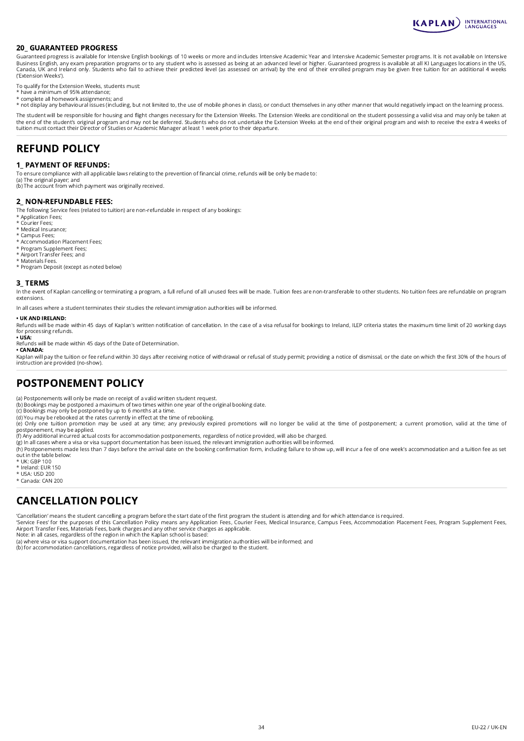### 20_ GUARANTEED PROGRESS

Guaranteed progress is available for Intensive English bookings of 10 weeks or more and includes Intensive Academic Year and Intensive Academic Semester programs. It is not available on Intensive Business English, any exam preparation programs or to any student who is assessed as being at an advanced level or higher. Guaranteed progress is available at all KI Languages locations in the US, Canada, UK and Ireland only. Students who fail to achieve their predicted level (as assessed on arrival) by the end of their enrolled program may be given free tuition for an additional 4 weeks ('Extension Weeks').

To qualify for the Extension Weeks, students must:
* have a minimum of 95% attendance;
* complete all homework assignments; and
* not display any behavioural issues (including, but not limited to, the use of mobile phones in class), or conduct themselves in any other manner that would negatively impact on the learning process.

The student will be responsible for housing and flight changes necessary for the Extension Weeks. The Extension Weeks are conditional on the student possessing a valid visa and may only be taken at the end of the student's original program and may not be deferred. Students who do not undertake the Extension Weeks at the end of their original program and wish to receive the extra 4 weeks of tuition must contact their Director of Studies or Academic Manager at least 1 week prior to their departure.

## REFUND POLICY

### 1_ PAYMENT OF REFUNDS:

To ensure compliance with all applicable laws relating to the prevention of financial crime, refunds will be only be made to:
(a) The original payer; and
(b) The account from which payment was originally received.

### 2_ NON-REFUNDABLE FEES:

The following Service fees (related to tuition) are non-refundable in respect of any bookings:
* Application Fees;
* Courier Fees;
* Medical Insurance;
* Campus Fees;
* Accommodation Placement Fees;
* Program Supplement Fees;
* Airport Transfer Fees; and
* Materials Fees.
* Program Deposit (except as noted below)

### 3_ TERMS

In the event of Kaplan cancelling or terminating a program, a full refund of all unused fees will be made. Tuition fees are non-transferable to other students. No tuition fees are refundable on program extensions.

In all cases where a student terminates their studies the relevant immigration authorities will be informed.

**• UK AND IRELAND:**
Refunds will be made within 45 days of Kaplan's written notification of cancellation. In the case of a visa refusal for bookings to Ireland, ILEP criteria states the maximum time limit of 20 working days for processing refunds.
**• USA:**
Refunds will be made within 45 days of the Date of Determination.
**• CANADA:**
Kaplan will pay the tuition or fee refund within 30 days after receiving notice of withdrawal or refusal of study permit; providing a notice of dismissal, or the date on which the first 30% of the hours of instruction are provided (no-show).

## POSTPONEMENT POLICY

(a) Postponements will only be made on receipt of a valid written student request.
(b) Bookings may be postponed a maximum of two times within one year of the original booking date.
(c) Bookings may only be postponed by up to 6 months at a time.
(d) You may be rebooked at the rates currently in effect at the time of rebooking.
(e) Only one tuition promotion may be used at any time; any previously expired promotions will no longer be valid at the time of postponement; a current promotion, valid at the time of postponement, may be applied.
(f) Any additional incurred actual costs for accommodation postponements, regardless of notice provided, will also be charged.
(g) In all cases where a visa or visa support documentation has been issued, the relevant immigration authorities will be informed.
(h) Postponements made less than 7 days before the arrival date on the booking confirmation form, including failure to show up, will incur a fee of one week's accommodation and a tuition fee as set out in the table below:
* UK: GBP 100
* Ireland: EUR 150
* USA: USD 200
* Canada: CAN 200

## CANCELLATION POLICY

'Cancellation' means the student cancelling a program before the start date of the first program the student is attending and for which attendance is required.
'Service Fees' for the purposes of this Cancellation Policy means any Application Fees, Courier Fees, Medical Insurance, Campus Fees, Accommodation Placement Fees, Program Supplement Fees, Airport Transfer Fees, Materials Fees, bank charges and any other service charges as applicable.
Note: in all cases, regardless of the region in which the Kaplan school is based:
(a) where visa or visa support documentation has been issued, the relevant immigration authorities will be informed; and
(b) for accommodation cancellations, regardless of notice provided, will also be charged to the student.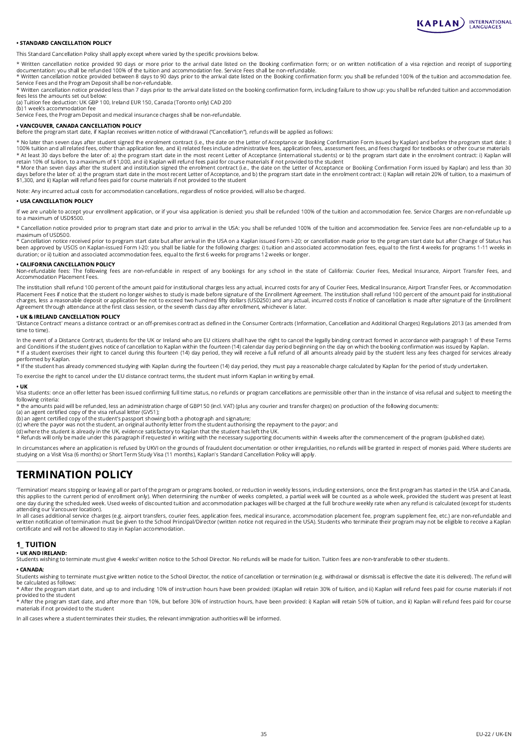**• STANDARD CANCELLATION POLICY**

This Standard Cancellation Policy shall apply except where varied by the specific provisions below.

* Written cancellation notice provided 90 days or more prior to the arrival date listed on the Booking confirmation form; or on written notification of a visa rejection and receipt of supporting documentation: you shall be refunded 100% of the tuition and accommodation fee. Service Fees shall be non-refundable.
* Written cancellation notice provided between 8 days to 90 days prior to the arrival date listed on the Booking confirmation form: you shall be refunded 100% of the tuition and accommodation fee. Service Fees and the Program Deposit shall be non-refundable.
* Written cancellation notice provided less than 7 days prior to the arrival date listed on the booking confirmation form, including failure to show up: you shall be refunded tuition and accommodation fees less the amounts set out below:
(a) Tuition fee deduction: UK GBP 100, Ireland EUR 150, Canada (Toronto only) CAD 200
(b) 1 week's accommodation fee
Service Fees, the Program Deposit and medical insurance charges shall be non-refundable.

**• VANCOUVER, CANADA CANCELLATION POLICY**
Before the program start date, if Kaplan receives written notice of withdrawal ("Cancellation"), refunds will be applied as follows:

* No later than seven days after student signed the enrolment contract (i.e., the date on the Letter of Acceptance or Booking Confirmation Form issued by Kaplan) and before the program start date: i) 100% tuition and all related fees, other than application fee, and ii) related fees include administrative fees, application fees, assessment fees, and fees charged for textbooks or other course materials
* At least 30 days before the later of: a) the program start date in the most recent Letter of Acceptance (international students) or b) the program start date in the enrolment contract: i) Kaplan will retain 10% of tuition, to a maximum of $1,000, and ii) Kaplan will refund fees paid for course materials if not provided to the student
* More than seven days after the student and institution signed the enrolment contract (i.e., the date on the Letter of Acceptance or Booking Confirmation Form issued by Kaplan) and less than 30 days before the later of: a) the program start date in the most recent Letter of Acceptance, and b) the program start date in the enrolment contract: i) Kaplan will retain 20% of tuition, to a maximum of $1,300, and ii) Kaplan will refund fees paid for course materials if not provided to the student

Note: Any incurred actual costs for accommodation cancellations, regardless of notice provided, will also be charged.

**• USA CANCELLATION POLICY**

If we are unable to accept your enrollment application, or if your visa application is denied: you shall be refunded 100% of the tuition and accommodation fee. Service Charges are non-refundable up to a maximum of USD$500.

* Cancellation notice provided prior to program start date and prior to arrival in the USA: you shall be refunded 100% of the tuition and accommodation fee. Service Fees are non-refundable up to a maximum of USD500.
* Cancellation notice received prior to program start date but after arrival in the USA on a Kaplan issued Form I-20; or cancellation made prior to the program start date but after Change of Status has been approved by USCIS on Kaplan-issued Form I-20: you shall be liable for the following charges: i) tuition and associated accommodation fees, equal to the first 4 weeks for programs 1-11 weeks in duration; or ii) tuition and associated accommodation fees, equal to the first 6 weeks for programs 12 weeks or longer.

**• CALIFORNIA CANCELLATION POLICY**
Non-refundable fees: The following fees are non-refundable in respect of any bookings for any school in the state of California: Courier Fees, Medical Insurance, Airport Transfer Fees, and Accommodation Placement Fees.

The institution shall refund 100 percent of the amount paid for institutional charges less any actual, incurred costs for any of Courier Fees, Medical Insurance, Airport Transfer Fees, or Accommodation Placement Fees if notice that the student no longer wishes to study is made before signature of the Enrollment Agreement. The institution shall refund 100 percent of the amount paid for institutional charges, less a reasonable deposit or application fee not to exceed two hundred fifty dollars (USD250) and any actual, incurred costs if notice of cancellation is made after signature of the Enrollment Agreement through attendance at the first class session, or the seventh class day after enrollment, whichever is later.

**• UK & IRELAND CANCELLATION POLICY**
'Distance Contract' means a distance contract or an off-premises contract as defined in the Consumer Contracts (Information, Cancellation and Additional Charges) Regulations 2013 (as amended from time to time).

In the event of a Distance Contract, students for the UK or Ireland who are EU citizens shall have the right to cancel the legally binding contract formed in accordance with paragraph 1 of these Terms and Conditions if the student gives notice of cancellation to Kaplan within the fourteen (14) calendar day period beginning on the day on which the booking confirmation was issued by Kaplan.
* If a student exercises their right to cancel during this fourteen (14) day period, they will receive a full refund of all amounts already paid by the student less any fees charged for services already performed by Kaplan.
* If the student has already commenced studying with Kaplan during the fourteen (14) day period, they must pay a reasonable charge calculated by Kaplan for the period of study undertaken.

To exercise the right to cancel under the EU distance contract terms, the student must inform Kaplan in writing by email.

**• UK**
Visa students: once an offer letter has been issued confirming full time status, no refunds or program cancellations are permissible other than in the instance of visa refusal and subject to meeting the following criteria:
* the amounts paid will be refunded, less an administration charge of GBP150 (incl. VAT) (plus any courier and transfer charges) on production of the following documents:
(a) an agent certified copy of the visa refusal letter (GV51);
(b) an agent certified copy of the student's passport showing both a photograph and signature;
(c) where the payor was not the student, an original authority letter from the student authorising the repayment to the payor; and
(d) where the student is already in the UK, evidence satisfactory to Kaplan that the student has left the UK.
* Refunds will only be made under this paragraph if requested in writing with the necessary supporting documents within 4 weeks after the commencement of the program (published date).

In circumstances where an application is refused by UKVI on the grounds of fraudulent documentation or other irregularities, no refunds will be granted in respect of monies paid. Where students are studying on a Visit Visa (6 months) or Short Term Study Visa (11 months), Kaplan's Standard Cancellation Policy will apply.

# TERMINATION POLICY

'Termination' means stopping or leaving all or part of the program or programs booked, or reduction in weekly lessons, including extensions, once the first program has started in the USA and Canada, this applies to the current period of enrollment only). When determining the number of weeks completed, a partial week will be counted as a whole week, provided the student was present at least one day during the scheduled week. Used weeks of discounted tuition and accommodation packages will be charged at the full brochure weekly rate when any refund is calculated (except for students attending our Vancouver location).
In all cases additional service charges (e.g. airport transfers, courier fees, application fees, medical insurance, accommodation placement fee, program supplement fee, etc.) are non-refundable and written notification of termination must be given to the School Principal/Director (written notice not required in the USA). Students who terminate their program may not be eligible to receive a Kaplan certificate and will not be allowed to stay in Kaplan accommodation.

## 1_ TUITION

**• UK AND IRELAND:**
Students wishing to terminate must give 4 weeks' written notice to the School Director. No refunds will be made for tuition. Tuition fees are non-transferable to other students.

**• CANADA:**
Students wishing to terminate must give written notice to the School Director, the notice of cancellation or termination (e.g. withdrawal or dismissal) is effective the date it is delivered). The refund will be calculated as follows:
* After the program start date, and up to and including 10% of instruction hours have been provided: i)Kaplan will retain 30% of tuition, and ii) Kaplan will refund fees paid for course materials if not provided to the student
* After the program start date, and after more than 10%, but before 30% of instruction hours, have been provided: i) Kaplan will retain 50% of tuition, and ii) Kaplan will refund fees paid for course materials if not provided to the student

In all cases where a student terminates their studies, the relevant immigration authorities will be informed.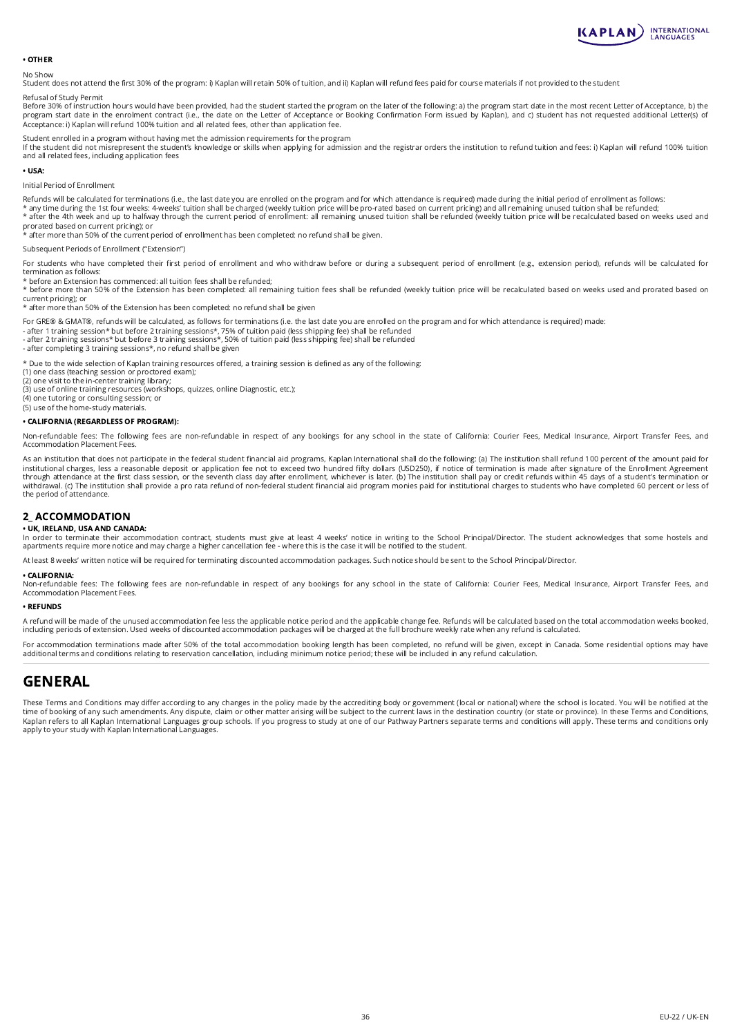**• OTHER**

No Show
Student does not attend the first 30% of the program: i) Kaplan will retain 50% of tuition, and ii) Kaplan will refund fees paid for course materials if not provided to the student

Refusal of Study Permit
Before 30% of instruction hours would have been provided, had the student started the program on the later of the following: a) the program start date in the most recent Letter of Acceptance, b) the program start date in the enrolment contract (i.e., the date on the Letter of Acceptance or Booking Confirmation Form issued by Kaplan), and c) student has not requested additional Letter(s) of Acceptance: i) Kaplan will refund 100% tuition and all related fees, other than application fee.

Student enrolled in a program without having met the admission requirements for the program
If the student did not misrepresent the student's knowledge or skills when applying for admission and the registrar orders the institution to refund tuition and fees: i) Kaplan will refund 100% tuition and all related fees, including application fees

**• USA:**

Initial Period of Enrollment

Refunds will be calculated for terminations (i.e., the last date you are enrolled on the program and for which attendance is required) made during the initial period of enrollment as follows:
* any time during the 1st four weeks: 4-weeks' tuition shall be charged (weekly tuition price will be pro-rated based on current pricing) and all remaining unused tuition shall be refunded;
* after the 4th week and up to halfway through the current period of enrollment: all remaining unused tuition shall be refunded (weekly tuition price will be recalculated based on weeks used and prorated based on current pricing); or
* after more than 50% of the current period of enrollment has been completed: no refund shall be given.

Subsequent Periods of Enrollment ("Extension")

For students who have completed their first period of enrollment and who withdraw before or during a subsequent period of enrollment (e.g., extension period), refunds will be calculated for termination as follows:
* before an Extension has commenced: all tuition fees shall be refunded;
* before more than 50% of the Extension has been completed: all remaining tuition fees shall be refunded (weekly tuition price will be recalculated based on weeks used and prorated based on current pricing); or
* after more than 50% of the Extension has been completed: no refund shall be given

For GRE® & GMAT®, refunds will be calculated, as follows for terminations (i.e. the last date you are enrolled on the program and for which attendance is required) made:
- after 1 training session* but before 2 training sessions*, 75% of tuition paid (less shipping fee) shall be refunded
- after 2 training sessions* but before 3 training sessions*, 50% of tuition paid (less shipping fee) shall be refunded
- after completing 3 training sessions*, no refund shall be given

* Due to the wide selection of Kaplan training resources offered, a training session is defined as any of the following:
(1) one class (teaching session or proctored exam);
(2) one visit to the in-center training library;
(3) use of online training resources (workshops, quizzes, online Diagnostic, etc.);
(4) one tutoring or consulting session; or
(5) use of the home-study materials.

**• CALIFORNIA (REGARDLESS OF PROGRAM):**

Non-refundable fees: The following fees are non-refundable in respect of any bookings for any school in the state of California: Courier Fees, Medical Insurance, Airport Transfer Fees, and Accommodation Placement Fees.

As an institution that does not participate in the federal student financial aid programs, Kaplan International shall do the following: (a) The institution shall refund 100 percent of the amount paid for institutional charges, less a reasonable deposit or application fee not to exceed two hundred fifty dollars (USD250), if notice of termination is made after signature of the Enrollment Agreement through attendance at the first class session, or the seventh class day after enrollment, whichever is later. (b) The institution shall pay or credit refunds within 45 days of a student's termination or withdrawal. (c) The institution shall provide a pro rata refund of non-federal student financial aid program monies paid for institutional charges to students who have completed 60 percent or less of the period of attendance.

## 2_ ACCOMMODATION

**• UK, IRELAND, USA AND CANADA:**
In order to terminate their accommodation contract, students must give at least 4 weeks' notice in writing to the School Principal/Director. The student acknowledges that some hostels and apartments require more notice and may charge a higher cancellation fee - where this is the case it will be notified to the student.

At least 8 weeks' written notice will be required for terminating discounted accommodation packages. Such notice should be sent to the School Principal/Director.

**• CALIFORNIA:**
Non-refundable fees: The following fees are non-refundable in respect of any bookings for any school in the state of California: Courier Fees, Medical Insurance, Airport Transfer Fees, and Accommodation Placement Fees.

**• REFUNDS**

A refund will be made of the unused accommodation fee less the applicable notice period and the applicable change fee. Refunds will be calculated based on the total accommodation weeks booked, including periods of extension. Used weeks of discounted accommodation packages will be charged at the full brochure weekly rate when any refund is calculated.

For accommodation terminations made after 50% of the total accommodation booking length has been completed, no refund will be given, except in Canada. Some residential options may have additional terms and conditions relating to reservation cancellation, including minimum notice period; these will be included in any refund calculation.

# GENERAL

These Terms and Conditions may differ according to any changes in the policy made by the accrediting body or government (local or national) where the school is located. You will be notified at the time of booking of any such amendments. Any dispute, claim or other matter arising will be subject to the current laws in the destination country (or state or province). In these Terms and Conditions, Kaplan refers to all Kaplan International Languages group schools. If you progress to study at one of our Pathway Partners separate terms and conditions will apply. These terms and conditions only apply to your study with Kaplan International Languages.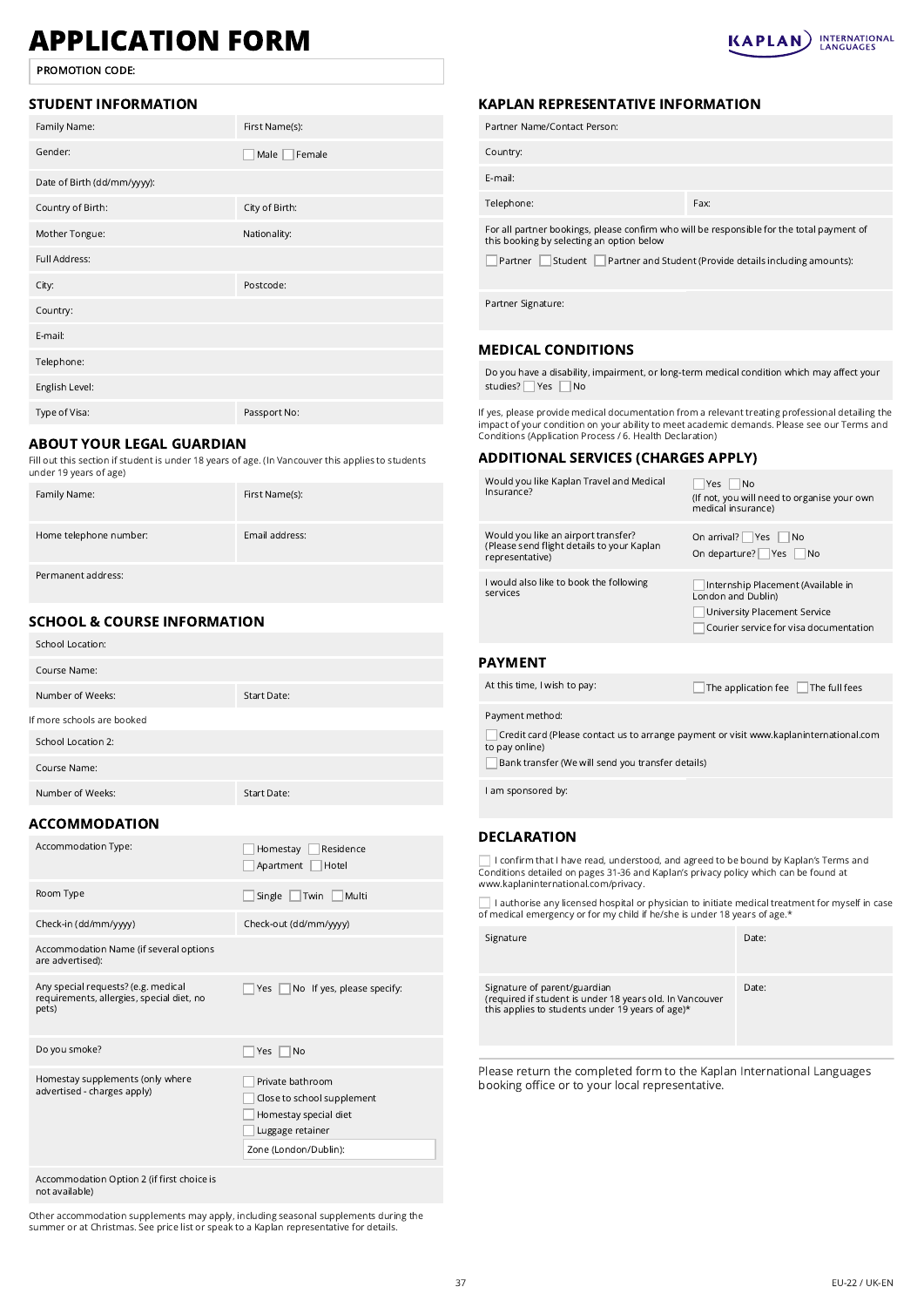# APPLICATION FORM

KAPLAN INTERNATIONAL LANGUAGES

| PROMOTION CODE: |
|---|

## STUDENT INFORMATION

| | |
|---|---|
| Family Name: | First Name(s): |
| Gender: | ☐ Male ☐ Female |
| Date of Birth (dd/mm/yyyy): | |
| Country of Birth: | City of Birth: |
| Mother Tongue: | Nationality: |
| Full Address: | |
| City: | Postcode: |
| Country: | |
| E-mail: | |
| Telephone: | |
| English Level: | |
| Type of Visa: | Passport No: |

## ABOUT YOUR LEGAL GUARDIAN

Fill out this section if student is under 18 years of age. (In Vancouver this applies to students under 19 years of age)

| | |
|---|---|
| Family Name: | First Name(s): |
| Home telephone number: | Email address: |
| Permanent address: | |

## SCHOOL & COURSE INFORMATION

| | |
|---|---|
| School Location: | |
| Course Name: | |
| Number of Weeks: | Start Date: |

If more schools are booked

| | |
|---|---|
| School Location 2: | |
| Course Name: | |
| Number of Weeks: | Start Date: |

## ACCOMMODATION

| | |
|---|---|
| Accommodation Type: | ☐ Homestay ☐ Residence ☐ Apartment ☐ Hotel |
| Room Type | ☐ Single ☐ Twin ☐ Multi |
| Check-in (dd/mm/yyyy) | Check-out (dd/mm/yyyy) |
| Accommodation Name (if several options are advertised): | |
| Any special requests? (e.g. medical requirements, allergies, special diet, no pets) | ☐ Yes ☐ No If yes, please specify: |
| Do you smoke? | ☐ Yes ☐ No |
| Homestay supplements (only where advertised - charges apply) | ☐ Private bathroom ☐ Close to school supplement ☐ Homestay special diet ☐ Luggage retainer Zone (London/Dublin): |
| Accommodation Option 2 (if first choice is not available) | |

Other accommodation supplements may apply, including seasonal supplements during the summer or at Christmas. See price list or speak to a Kaplan representative for details.

## KAPLAN REPRESENTATIVE INFORMATION

| | |
|---|---|
| Partner Name/Contact Person: | |
| Country: | |
| E-mail: | |
| Telephone: | Fax: |

For all partner bookings, please confirm who will be responsible for the total payment of this booking by selecting an option below

☐ Partner ☐ Student ☐ Partner and Student (Provide details including amounts):

Partner Signature:

## MEDICAL CONDITIONS

Do you have a disability, impairment, or long-term medical condition which may affect your studies? ☐ Yes ☐ No

If yes, please provide medical documentation from a relevant treating professional detailing the impact of your condition on your ability to meet academic demands. Please see our Terms and Conditions (Application Process / 6. Health Declaration)

## ADDITIONAL SERVICES (CHARGES APPLY)

| | |
|---|---|
| Would you like Kaplan Travel and Medical Insurance? | ☐ Yes ☐ No (If not, you will need to organise your own medical insurance) |
| Would you like an airport transfer? (Please send flight details to your Kaplan representative) | On arrival? ☐ Yes ☐ No On departure? ☐ Yes ☐ No |
| I would also like to book the following services | ☐ Internship Placement (Available in London and Dublin) ☐ University Placement Service ☐ Courier service for visa documentation |

## PAYMENT

At this time, I wish to pay: ☐ The application fee ☐ The full fees

Payment method:

☐ Credit card (Please contact us to arrange payment or visit www.kaplaninternational.com to pay online)

☐ Bank transfer (We will send you transfer details)

I am sponsored by:

## DECLARATION

☐ I confirm that I have read, understood, and agreed to be bound by Kaplan's Terms and Conditions detailed on pages 31-36 and Kaplan's privacy policy which can be found at www.kaplaninternational.com/privacy.

☐ I authorise any licensed hospital or physician to initiate medical treatment for myself in case of medical emergency or for my child if he/she is under 18 years of age.*

| | |
|---|---|
| Signature | Date: |
| Signature of parent/guardian (required if student is under 18 years old. In Vancouver this applies to students under 19 years of age)* | Date: |

Please return the completed form to the Kaplan International Languages booking office or to your local representative.

EU-22 / UK-EN